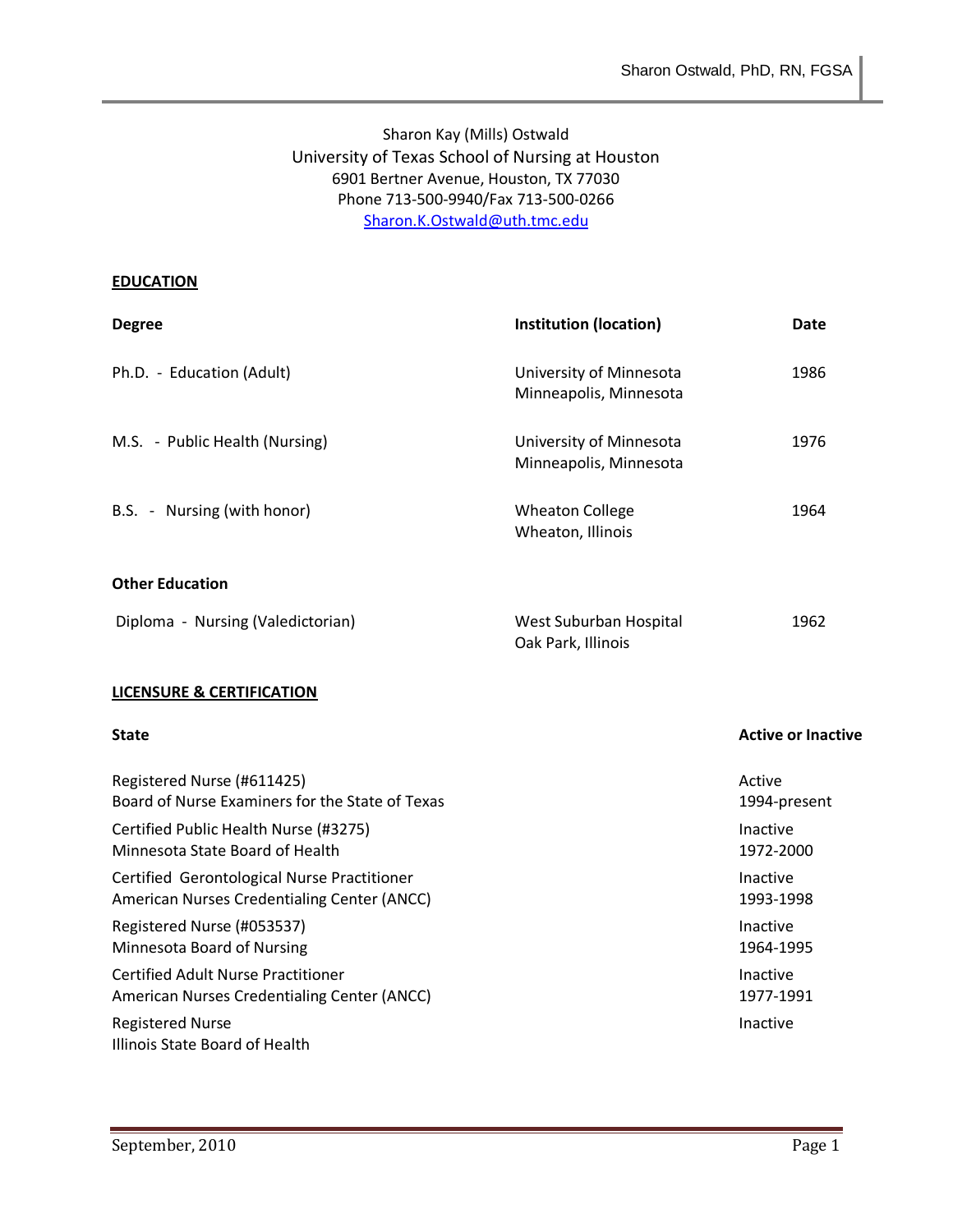Sharon Kay (Mills) Ostwald
University of Texas School of Nursing at Houston
6901 Bertner Avenue, Houston, TX 77030
Phone 713-500-9940/Fax 713-500-0266
Sharon.K.Ostwald@uth.tmc.edu

## EDUCATION

| Degree | Institution (location) | Date |
|---|---|---|
| Ph.D. - Education (Adult) | University of Minnesota<br>Minneapolis, Minnesota | 1986 |
| M.S. - Public Health (Nursing) | University of Minnesota<br>Minneapolis, Minnesota | 1976 |
| B.S. - Nursing (with honor) | Wheaton College<br>Wheaton, Illinois | 1964 |

### Other Education

| | | |
|---|---|---|
| Diploma - Nursing (Valedictorian) | West Suburban Hospital<br>Oak Park, Illinois | 1962 |

## LICENSURE & CERTIFICATION

| State | Active or Inactive |
|---|---|
| Registered Nurse (#611425)<br>Board of Nurse Examiners for the State of Texas | Active<br>1994-present |
| Certified Public Health Nurse (#3275)<br>Minnesota State Board of Health | Inactive<br>1972-2000 |
| Certified Gerontological Nurse Practitioner<br>American Nurses Credentialing Center (ANCC) | Inactive<br>1993-1998 |
| Registered Nurse (#053537)<br>Minnesota Board of Nursing | Inactive<br>1964-1995 |
| Certified Adult Nurse Practitioner<br>American Nurses Credentialing Center (ANCC) | Inactive<br>1977-1991 |
| Registered Nurse<br>Illinois State Board of Health | Inactive |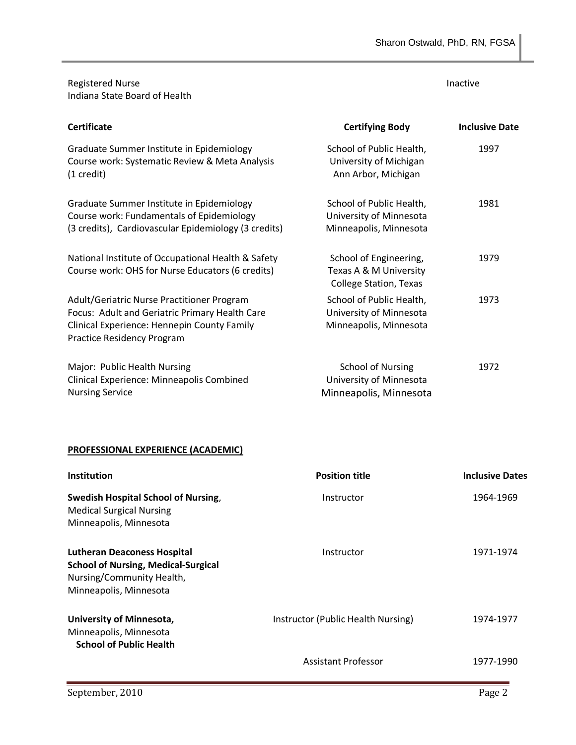| | |
|---|---|
| Registered Nurse<br>Indiana State Board of Health | Inactive |

| **Certificate** | **Certifying Body** | **Inclusive Date** |
|---|---|---|
| Graduate Summer Institute in Epidemiology<br>Course work: Systematic Review & Meta Analysis (1 credit) | School of Public Health,<br>University of Michigan<br>Ann Arbor, Michigan | 1997 |
| Graduate Summer Institute in Epidemiology<br>Course work: Fundamentals of Epidemiology (3 credits), Cardiovascular Epidemiology (3 credits) | School of Public Health,<br>University of Minnesota<br>Minneapolis, Minnesota | 1981 |
| National Institute of Occupational Health & Safety<br>Course work: OHS for Nurse Educators (6 credits) | School of Engineering,<br>Texas A & M University<br>College Station, Texas | 1979 |
| Adult/Geriatric Nurse Practitioner Program<br>Focus: Adult and Geriatric Primary Health Care<br>Clinical Experience: Hennepin County Family Practice Residency Program | School of Public Health,<br>University of Minnesota<br>Minneapolis, Minnesota | 1973 |
| Major: Public Health Nursing<br>Clinical Experience: Minneapolis Combined Nursing Service | School of Nursing<br>University of Minnesota<br>Minneapolis, Minnesota | 1972 |

## PROFESSIONAL EXPERIENCE (ACADEMIC)

| **Institution** | **Position title** | **Inclusive Dates** |
|---|---|---|
| **Swedish Hospital School of Nursing**,<br>Medical Surgical Nursing<br>Minneapolis, Minnesota | Instructor | 1964-1969 |
| **Lutheran Deaconess Hospital School of Nursing, Medical-Surgical**<br>Nursing/Community Health,<br>Minneapolis, Minnesota | Instructor | 1971-1974 |
| **University of Minnesota,**<br>Minneapolis, Minnesota<br>**School of Public Health** | Instructor (Public Health Nursing) | 1974-1977 |
| | Assistant Professor | 1977-1990 |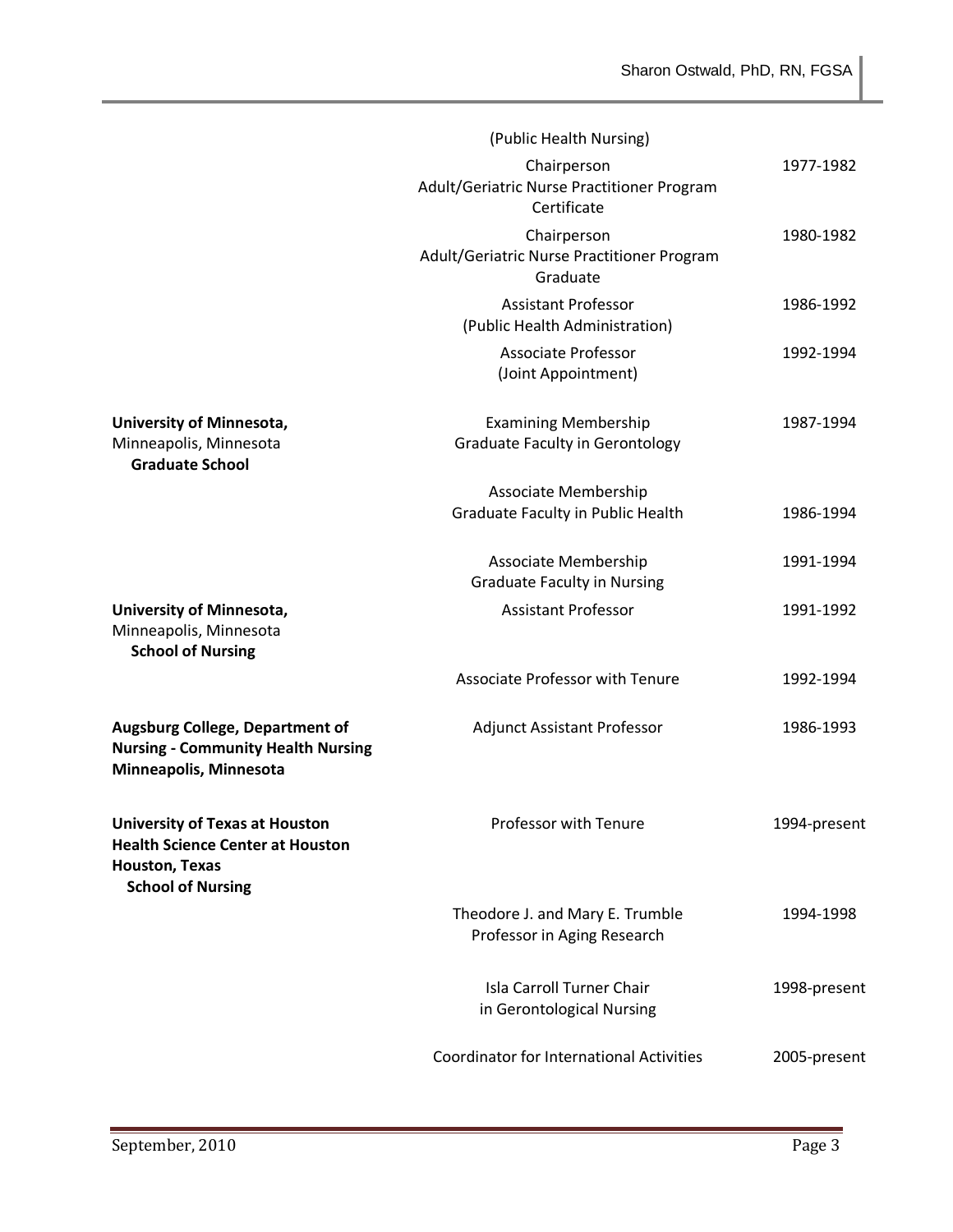| Institution | Position | Dates |
|---|---|---|
| | (Public Health Nursing) | |
| | Chairperson<br>Adult/Geriatric Nurse Practitioner Program<br>Certificate | 1977-1982 |
| | Chairperson<br>Adult/Geriatric Nurse Practitioner Program<br>Graduate | 1980-1982 |
| | Assistant Professor<br>(Public Health Administration) | 1986-1992 |
| | Associate Professor<br>(Joint Appointment) | 1992-1994 |
| **University of Minnesota,**<br>Minneapolis, Minnesota<br>**Graduate School** | Examining Membership<br>Graduate Faculty in Gerontology | 1987-1994 |
| | Associate Membership<br>Graduate Faculty in Public Health | 1986-1994 |
| | Associate Membership<br>Graduate Faculty in Nursing | 1991-1994 |
| **University of Minnesota,**<br>Minneapolis, Minnesota<br>**School of Nursing** | Assistant Professor | 1991-1992 |
| | Associate Professor with Tenure | 1992-1994 |
| **Augsburg College, Department of Nursing - Community Health Nursing Minneapolis, Minnesota** | Adjunct Assistant Professor | 1986-1993 |
| **University of Texas at Houston Health Science Center at Houston Houston, Texas**<br>**School of Nursing** | Professor with Tenure | 1994-present |
| | Theodore J. and Mary E. Trumble<br>Professor in Aging Research | 1994-1998 |
| | Isla Carroll Turner Chair<br>in Gerontological Nursing | 1998-present |
| | Coordinator for International Activities | 2005-present |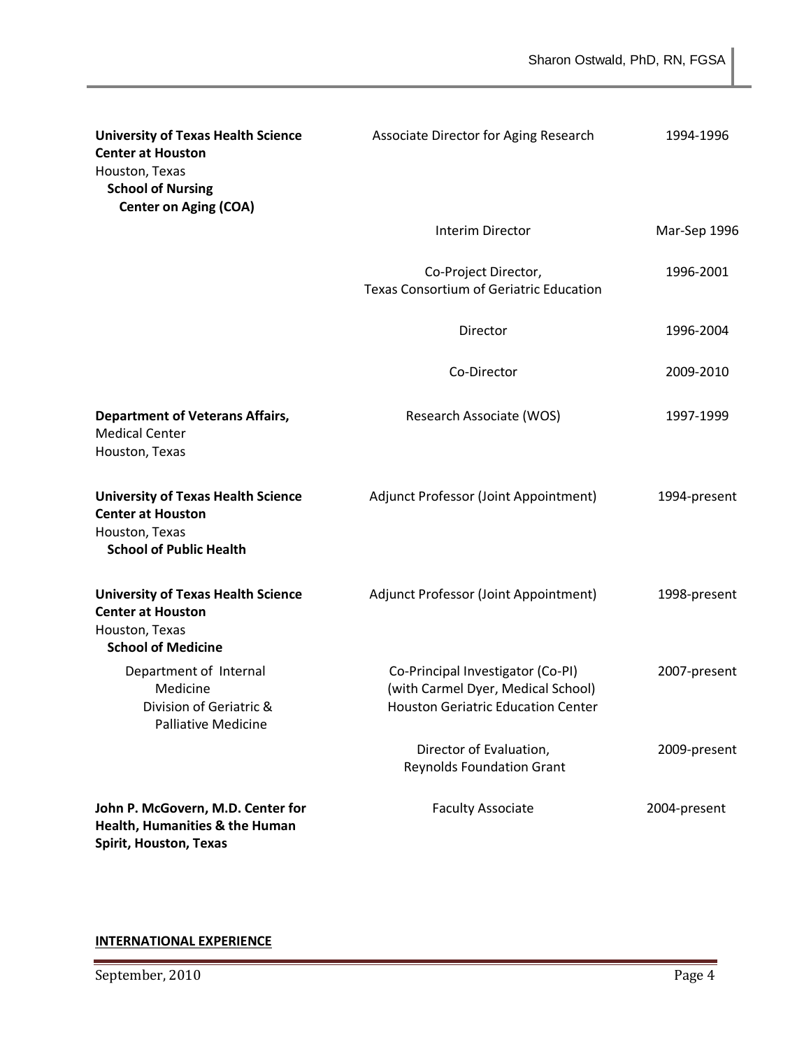| | | |
|---|---|---|
| **University of Texas Health Science Center at Houston**<br>Houston, Texas<br>**School of Nursing**<br>**Center on Aging (COA)** | Associate Director for Aging Research | 1994-1996 |
| | Interim Director | Mar-Sep 1996 |
| | Co-Project Director, Texas Consortium of Geriatric Education | 1996-2001 |
| | Director | 1996-2004 |
| | Co-Director | 2009-2010 |
| **Department of Veterans Affairs,**<br>Medical Center<br>Houston, Texas | Research Associate (WOS) | 1997-1999 |
| **University of Texas Health Science Center at Houston**<br>Houston, Texas<br>**School of Public Health** | Adjunct Professor (Joint Appointment) | 1994-present |
| **University of Texas Health Science Center at Houston**<br>Houston, Texas<br>**School of Medicine** | Adjunct Professor (Joint Appointment) | 1998-present |
| Department of Internal Medicine<br>Division of Geriatric & Palliative Medicine | Co-Principal Investigator (Co-PI) (with Carmel Dyer, Medical School) Houston Geriatric Education Center | 2007-present |
| | Director of Evaluation, Reynolds Foundation Grant | 2009-present |
| **John P. McGovern, M.D. Center for Health, Humanities & the Human Spirit, Houston, Texas** | Faculty Associate | 2004-present |

**INTERNATIONAL EXPERIENCE**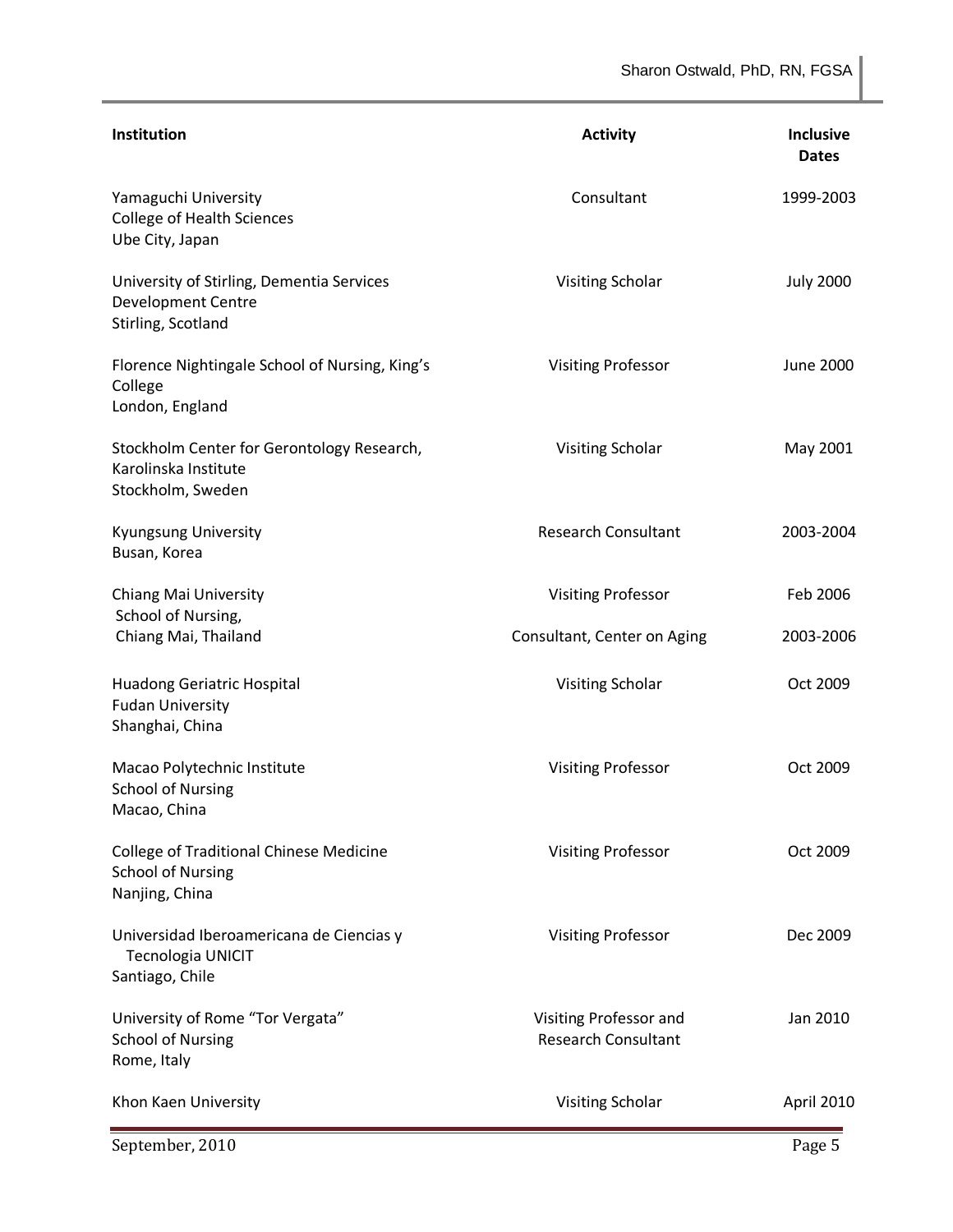| Institution | Activity | Inclusive Dates |
| --- | --- | --- |
| Yamaguchi University<br>College of Health Sciences<br>Ube City, Japan | Consultant | 1999-2003 |
| University of Stirling, Dementia Services Development Centre<br>Stirling, Scotland | Visiting Scholar | July 2000 |
| Florence Nightingale School of Nursing, King's College<br>London, England | Visiting Professor | June 2000 |
| Stockholm Center for Gerontology Research, Karolinska Institute<br>Stockholm, Sweden | Visiting Scholar | May 2001 |
| Kyungsung University<br>Busan, Korea | Research Consultant | 2003-2004 |
| Chiang Mai University<br>School of Nursing,<br>Chiang Mai, Thailand | Visiting Professor<br>Consultant, Center on Aging | Feb 2006<br>2003-2006 |
| Huadong Geriatric Hospital<br>Fudan University<br>Shanghai, China | Visiting Scholar | Oct 2009 |
| Macao Polytechnic Institute<br>School of Nursing<br>Macao, China | Visiting Professor | Oct 2009 |
| College of Traditional Chinese Medicine<br>School of Nursing<br>Nanjing, China | Visiting Professor | Oct 2009 |
| Universidad Iberoamericana de Ciencias y Tecnologia UNICIT<br>Santiago, Chile | Visiting Professor | Dec 2009 |
| University of Rome "Tor Vergata"<br>School of Nursing<br>Rome, Italy | Visiting Professor and Research Consultant | Jan 2010 |
| Khon Kaen University | Visiting Scholar | April 2010 |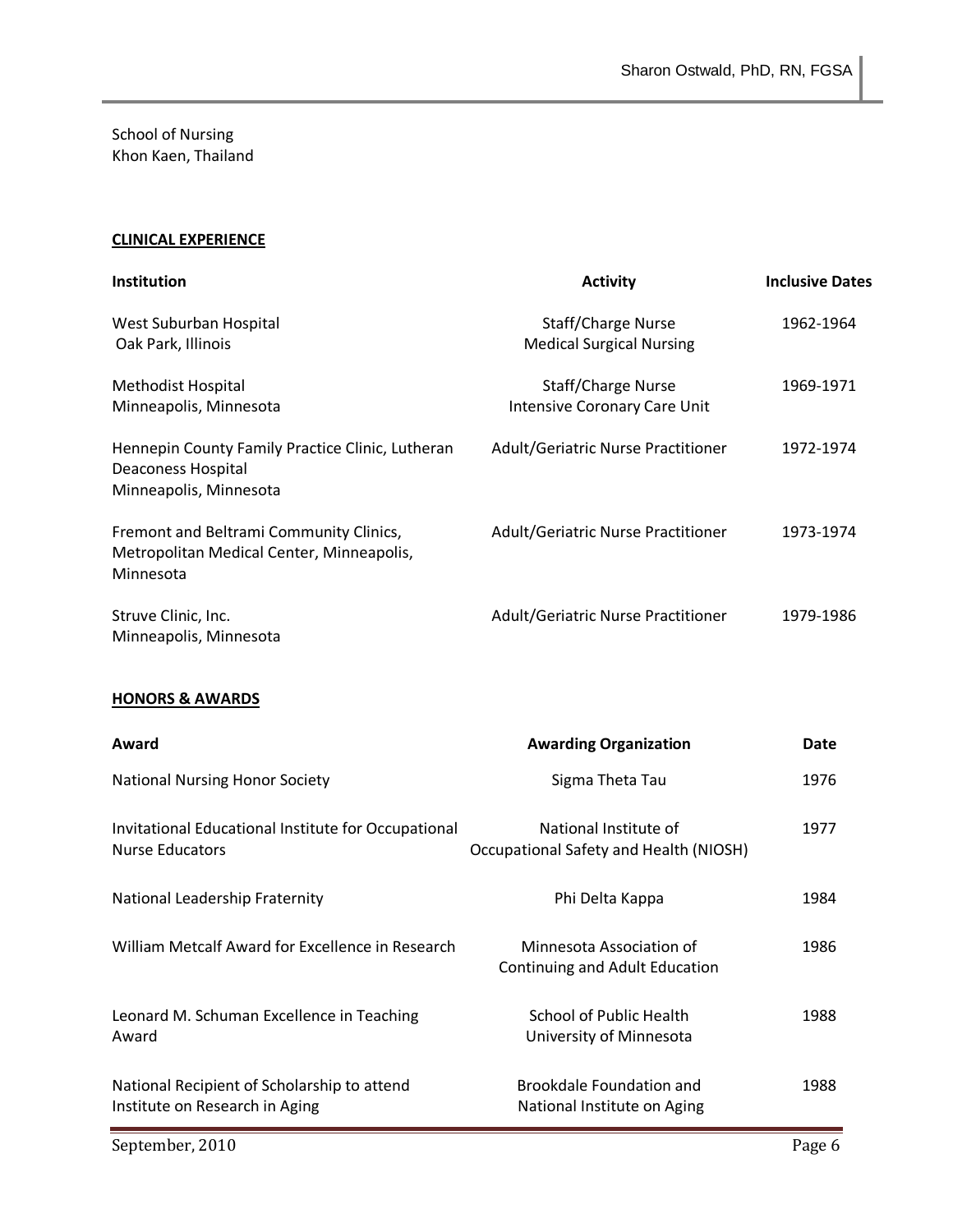School of Nursing
Khon Kaen, Thailand

## CLINICAL EXPERIENCE

| Institution | Activity | Inclusive Dates |
|---|---|---|
| West Suburban Hospital<br>Oak Park, Illinois | Staff/Charge Nurse<br>Medical Surgical Nursing | 1962-1964 |
| Methodist Hospital<br>Minneapolis, Minnesota | Staff/Charge Nurse<br>Intensive Coronary Care Unit | 1969-1971 |
| Hennepin County Family Practice Clinic, Lutheran Deaconess Hospital<br>Minneapolis, Minnesota | Adult/Geriatric Nurse Practitioner | 1972-1974 |
| Fremont and Beltrami Community Clinics, Metropolitan Medical Center, Minneapolis, Minnesota | Adult/Geriatric Nurse Practitioner | 1973-1974 |
| Struve Clinic, Inc.<br>Minneapolis, Minnesota | Adult/Geriatric Nurse Practitioner | 1979-1986 |

## HONORS & AWARDS

| Award | Awarding Organization | Date |
|---|---|---|
| National Nursing Honor Society | Sigma Theta Tau | 1976 |
| Invitational Educational Institute for Occupational Nurse Educators | National Institute of Occupational Safety and Health (NIOSH) | 1977 |
| National Leadership Fraternity | Phi Delta Kappa | 1984 |
| William Metcalf Award for Excellence in Research | Minnesota Association of Continuing and Adult Education | 1986 |
| Leonard M. Schuman Excellence in Teaching Award | School of Public Health<br>University of Minnesota | 1988 |
| National Recipient of Scholarship to attend Institute on Research in Aging | Brookdale Foundation and National Institute on Aging | 1988 |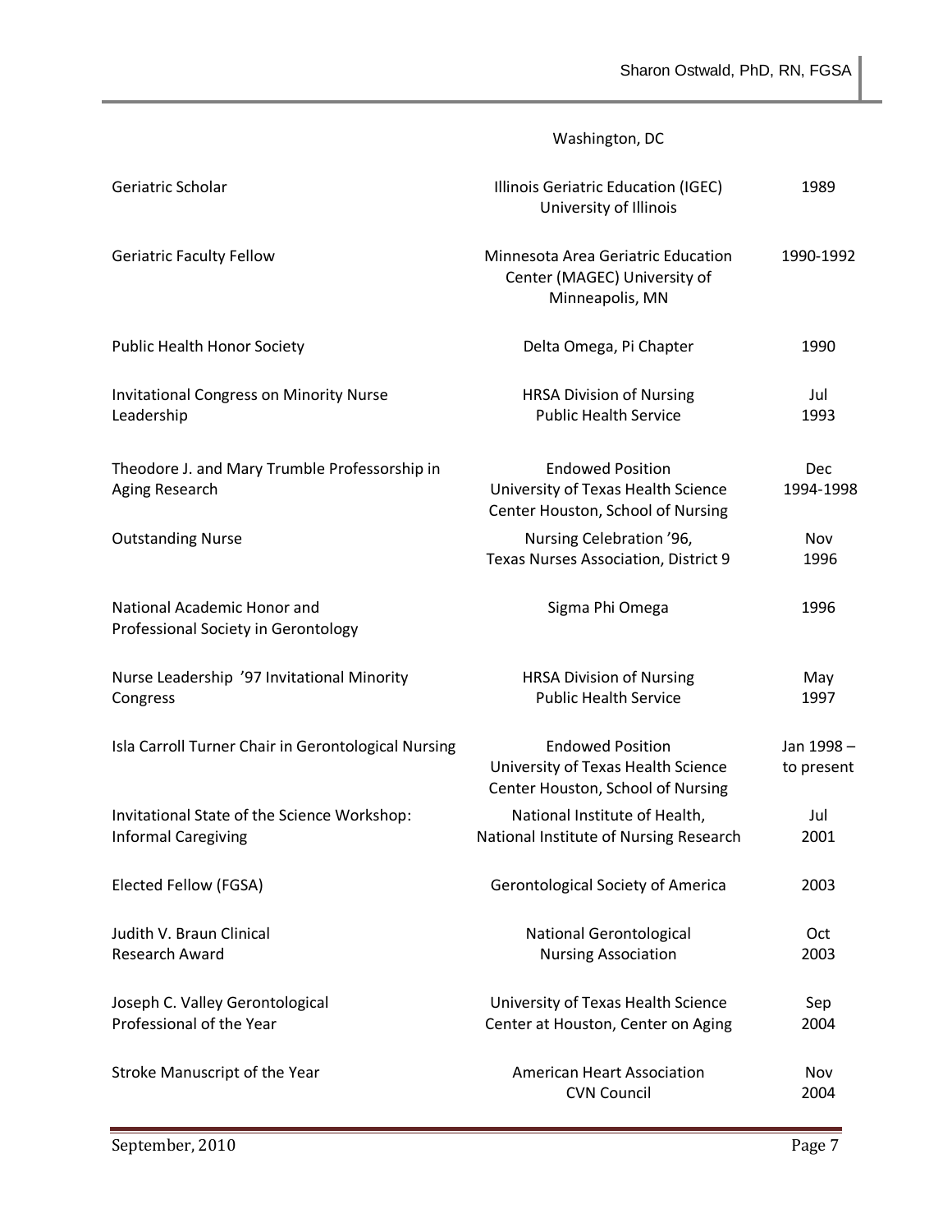| | | |
|---|---|---|
| | Washington, DC | |
| Geriatric Scholar | Illinois Geriatric Education (IGEC) University of Illinois | 1989 |
| Geriatric Faculty Fellow | Minnesota Area Geriatric Education Center (MAGEC) University of Minneapolis, MN | 1990-1992 |
| Public Health Honor Society | Delta Omega, Pi Chapter | 1990 |
| Invitational Congress on Minority Nurse Leadership | HRSA Division of Nursing Public Health Service | Jul 1993 |
| Theodore J. and Mary Trumble Professorship in Aging Research | Endowed Position University of Texas Health Science Center Houston, School of Nursing | Dec 1994-1998 |
| Outstanding Nurse | Nursing Celebration '96, Texas Nurses Association, District 9 | Nov 1996 |
| National Academic Honor and Professional Society in Gerontology | Sigma Phi Omega | 1996 |
| Nurse Leadership '97 Invitational Minority Congress | HRSA Division of Nursing Public Health Service | May 1997 |
| Isla Carroll Turner Chair in Gerontological Nursing | Endowed Position University of Texas Health Science Center Houston, School of Nursing | Jan 1998 – to present |
| Invitational State of the Science Workshop: Informal Caregiving | National Institute of Health, National Institute of Nursing Research | Jul 2001 |
| Elected Fellow (FGSA) | Gerontological Society of America | 2003 |
| Judith V. Braun Clinical Research Award | National Gerontological Nursing Association | Oct 2003 |
| Joseph C. Valley Gerontological Professional of the Year | University of Texas Health Science Center at Houston, Center on Aging | Sep 2004 |
| Stroke Manuscript of the Year | American Heart Association CVN Council | Nov 2004 |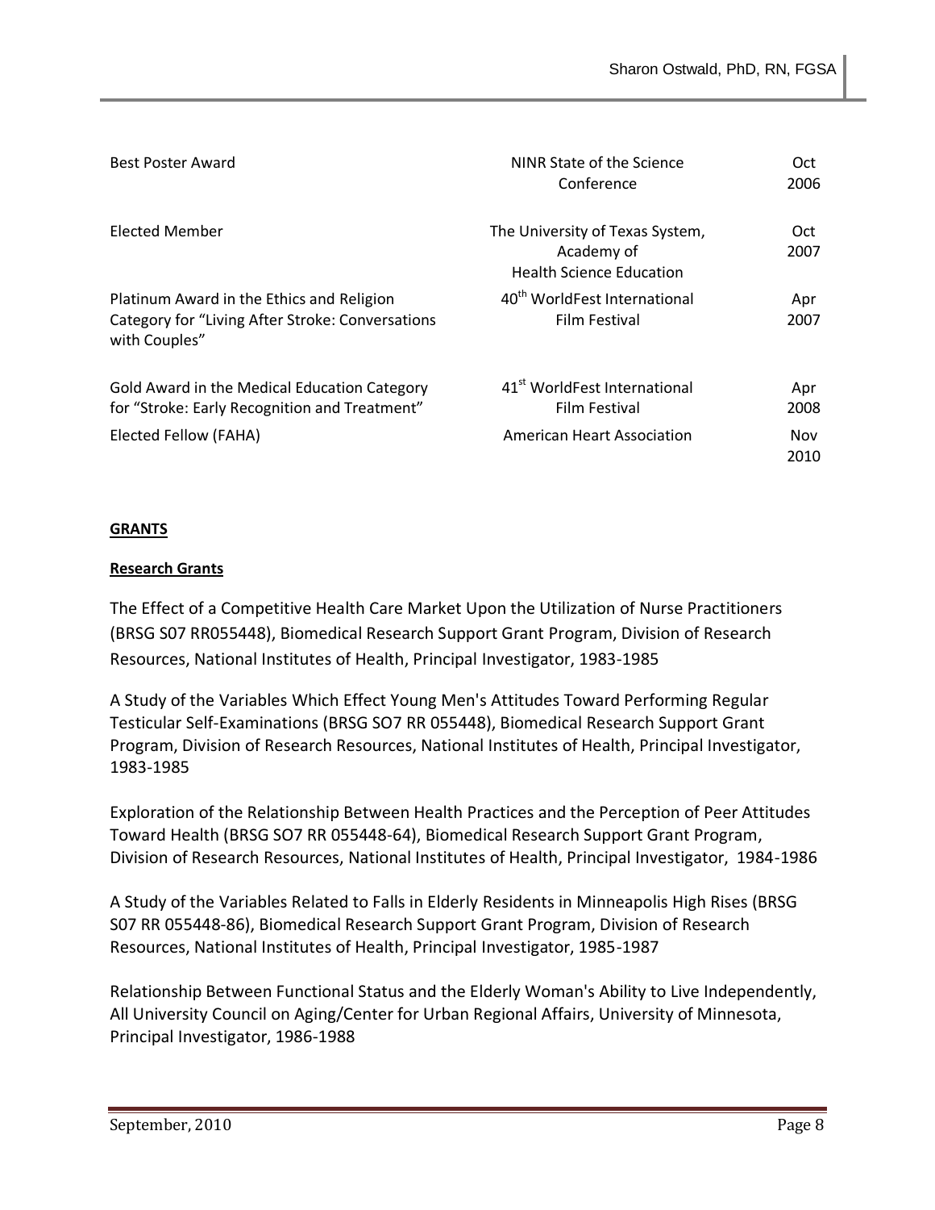| | | |
|---|---|---|
| Best Poster Award | NINR State of the Science Conference | Oct 2006 |
| Elected Member | The University of Texas System, Academy of Health Science Education | Oct 2007 |
| Platinum Award in the Ethics and Religion Category for "Living After Stroke: Conversations with Couples" | 40th WorldFest International Film Festival | Apr 2007 |
| Gold Award in the Medical Education Category for "Stroke: Early Recognition and Treatment" | 41st WorldFest International Film Festival | Apr 2008 |
| Elected Fellow (FAHA) | American Heart Association | Nov 2010 |

## GRANTS

### Research Grants

The Effect of a Competitive Health Care Market Upon the Utilization of Nurse Practitioners (BRSG S07 RR055448), Biomedical Research Support Grant Program, Division of Research Resources, National Institutes of Health, Principal Investigator, 1983-1985

A Study of the Variables Which Effect Young Men's Attitudes Toward Performing Regular Testicular Self-Examinations (BRSG SO7 RR 055448), Biomedical Research Support Grant Program, Division of Research Resources, National Institutes of Health, Principal Investigator, 1983-1985

Exploration of the Relationship Between Health Practices and the Perception of Peer Attitudes Toward Health (BRSG SO7 RR 055448-64), Biomedical Research Support Grant Program, Division of Research Resources, National Institutes of Health, Principal Investigator, 1984-1986

A Study of the Variables Related to Falls in Elderly Residents in Minneapolis High Rises (BRSG S07 RR 055448-86), Biomedical Research Support Grant Program, Division of Research Resources, National Institutes of Health, Principal Investigator, 1985-1987

Relationship Between Functional Status and the Elderly Woman's Ability to Live Independently, All University Council on Aging/Center for Urban Regional Affairs, University of Minnesota, Principal Investigator, 1986-1988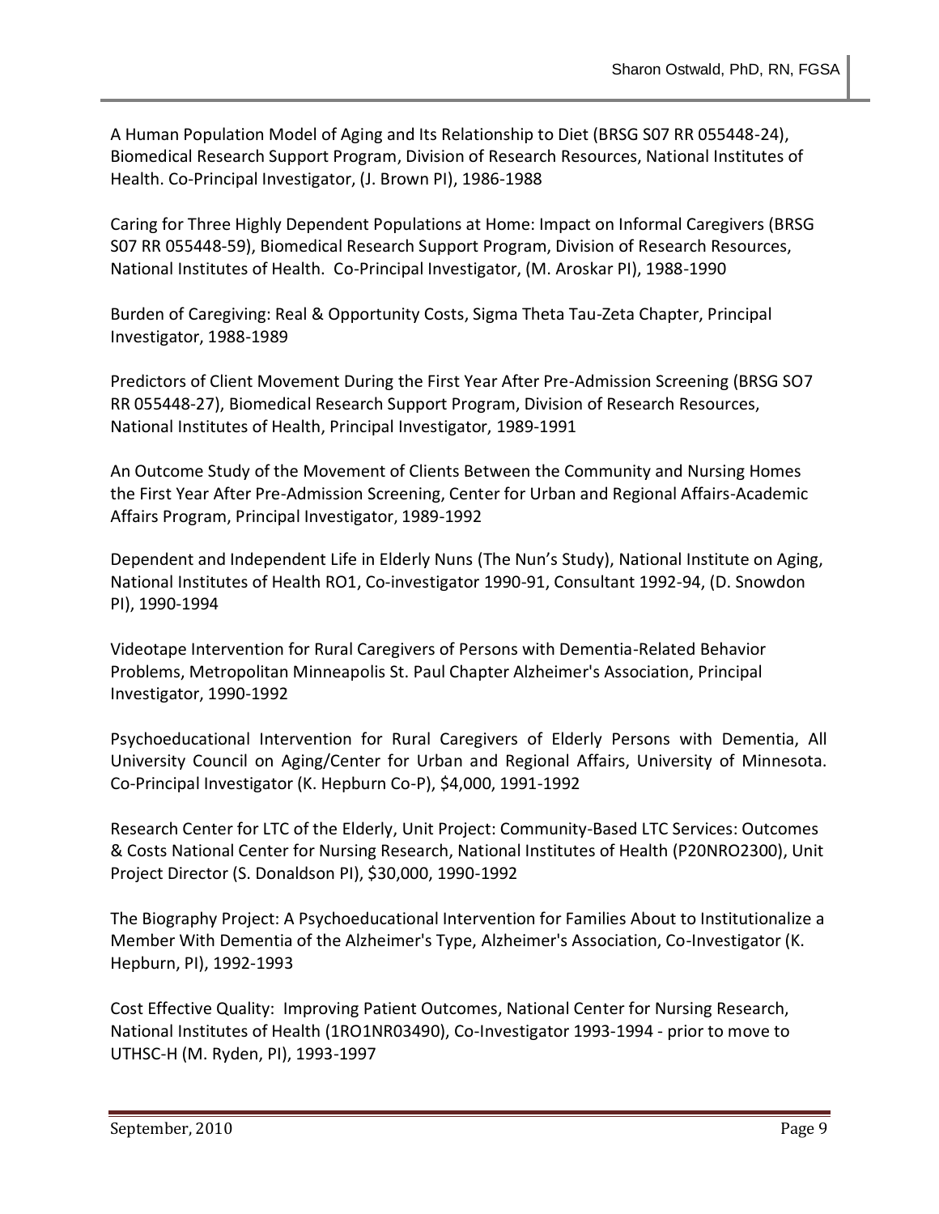A Human Population Model of Aging and Its Relationship to Diet (BRSG S07 RR 055448-24), Biomedical Research Support Program, Division of Research Resources, National Institutes of Health. Co-Principal Investigator, (J. Brown PI), 1986-1988

Caring for Three Highly Dependent Populations at Home: Impact on Informal Caregivers (BRSG S07 RR 055448-59), Biomedical Research Support Program, Division of Research Resources, National Institutes of Health. Co-Principal Investigator, (M. Aroskar PI), 1988-1990

Burden of Caregiving: Real & Opportunity Costs, Sigma Theta Tau-Zeta Chapter, Principal Investigator, 1988-1989

Predictors of Client Movement During the First Year After Pre-Admission Screening (BRSG SO7 RR 055448-27), Biomedical Research Support Program, Division of Research Resources, National Institutes of Health, Principal Investigator, 1989-1991

An Outcome Study of the Movement of Clients Between the Community and Nursing Homes the First Year After Pre-Admission Screening, Center for Urban and Regional Affairs-Academic Affairs Program, Principal Investigator, 1989-1992

Dependent and Independent Life in Elderly Nuns (The Nun's Study), National Institute on Aging, National Institutes of Health RO1, Co-investigator 1990-91, Consultant 1992-94, (D. Snowdon PI), 1990-1994

Videotape Intervention for Rural Caregivers of Persons with Dementia-Related Behavior Problems, Metropolitan Minneapolis St. Paul Chapter Alzheimer's Association, Principal Investigator, 1990-1992

Psychoeducational Intervention for Rural Caregivers of Elderly Persons with Dementia, All University Council on Aging/Center for Urban and Regional Affairs, University of Minnesota. Co-Principal Investigator (K. Hepburn Co-P), $4,000, 1991-1992

Research Center for LTC of the Elderly, Unit Project: Community-Based LTC Services: Outcomes & Costs National Center for Nursing Research, National Institutes of Health (P20NRO2300), Unit Project Director (S. Donaldson PI), $30,000, 1990-1992

The Biography Project: A Psychoeducational Intervention for Families About to Institutionalize a Member With Dementia of the Alzheimer's Type, Alzheimer's Association, Co-Investigator (K. Hepburn, PI), 1992-1993

Cost Effective Quality: Improving Patient Outcomes, National Center for Nursing Research, National Institutes of Health (1RO1NR03490), Co-Investigator 1993-1994 - prior to move to UTHSC-H (M. Ryden, PI), 1993-1997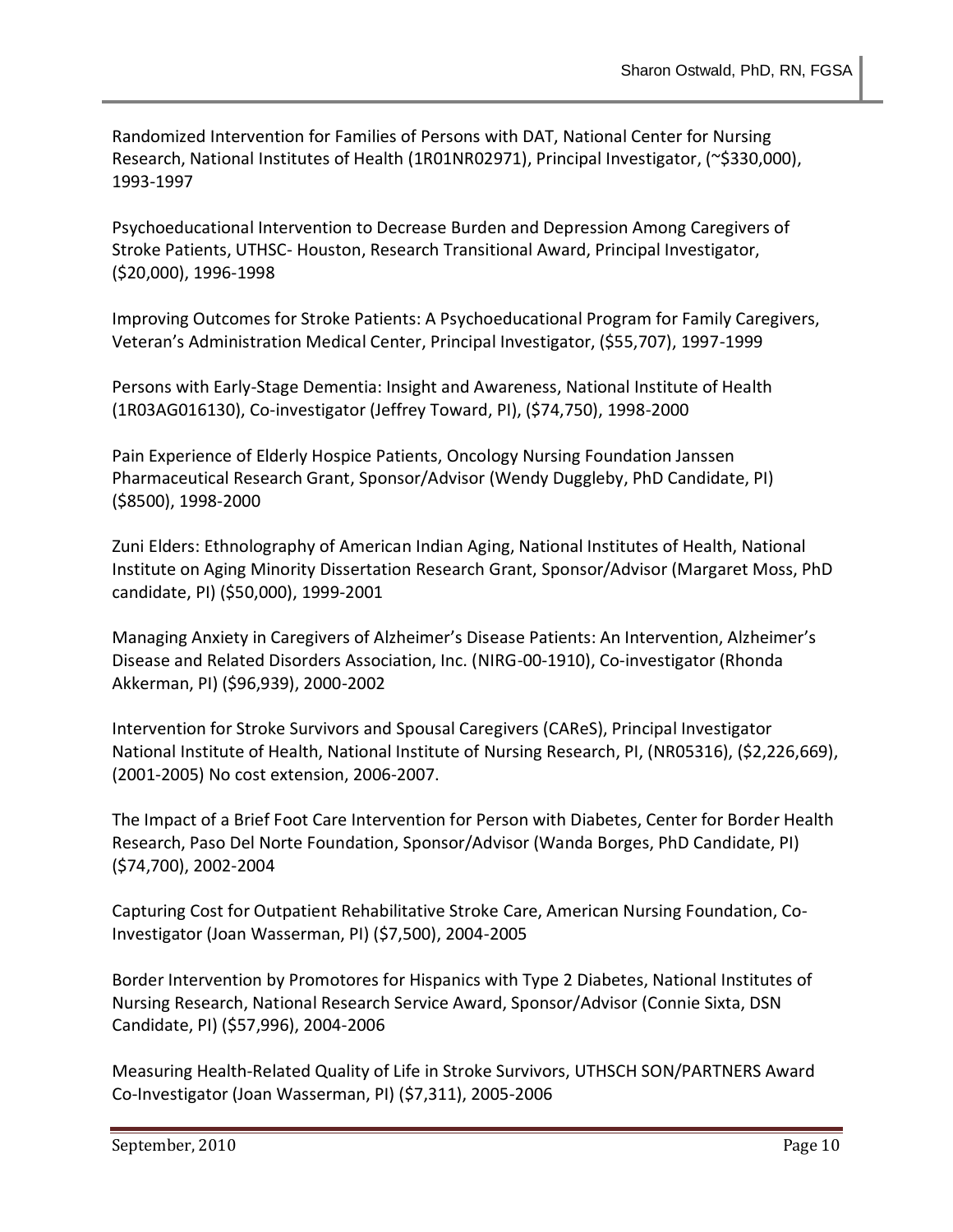Randomized Intervention for Families of Persons with DAT, National Center for Nursing Research, National Institutes of Health (1R01NR02971), Principal Investigator, (~$330,000), 1993-1997

Psychoeducational Intervention to Decrease Burden and Depression Among Caregivers of Stroke Patients, UTHSC- Houston, Research Transitional Award, Principal Investigator, ($20,000), 1996-1998

Improving Outcomes for Stroke Patients: A Psychoeducational Program for Family Caregivers, Veteran's Administration Medical Center, Principal Investigator, ($55,707), 1997-1999

Persons with Early-Stage Dementia: Insight and Awareness, National Institute of Health (1R03AG016130), Co-investigator (Jeffrey Toward, PI), ($74,750), 1998-2000

Pain Experience of Elderly Hospice Patients, Oncology Nursing Foundation Janssen Pharmaceutical Research Grant, Sponsor/Advisor (Wendy Duggleby, PhD Candidate, PI) ($8500), 1998-2000

Zuni Elders: Ethnolography of American Indian Aging, National Institutes of Health, National Institute on Aging Minority Dissertation Research Grant, Sponsor/Advisor (Margaret Moss, PhD candidate, PI) ($50,000), 1999-2001

Managing Anxiety in Caregivers of Alzheimer's Disease Patients: An Intervention, Alzheimer's Disease and Related Disorders Association, Inc. (NIRG-00-1910), Co-investigator (Rhonda Akkerman, PI) ($96,939), 2000-2002

Intervention for Stroke Survivors and Spousal Caregivers (CAReS), Principal Investigator National Institute of Health, National Institute of Nursing Research, PI, (NR05316), ($2,226,669), (2001-2005) No cost extension, 2006-2007.

The Impact of a Brief Foot Care Intervention for Person with Diabetes, Center for Border Health Research, Paso Del Norte Foundation, Sponsor/Advisor (Wanda Borges, PhD Candidate, PI) ($74,700), 2002-2004

Capturing Cost for Outpatient Rehabilitative Stroke Care, American Nursing Foundation, Co-Investigator (Joan Wasserman, PI) ($7,500), 2004-2005

Border Intervention by Promotores for Hispanics with Type 2 Diabetes, National Institutes of Nursing Research, National Research Service Award, Sponsor/Advisor (Connie Sixta, DSN Candidate, PI) ($57,996), 2004-2006

Measuring Health-Related Quality of Life in Stroke Survivors, UTHSCH SON/PARTNERS Award Co-Investigator (Joan Wasserman, PI) ($7,311), 2005-2006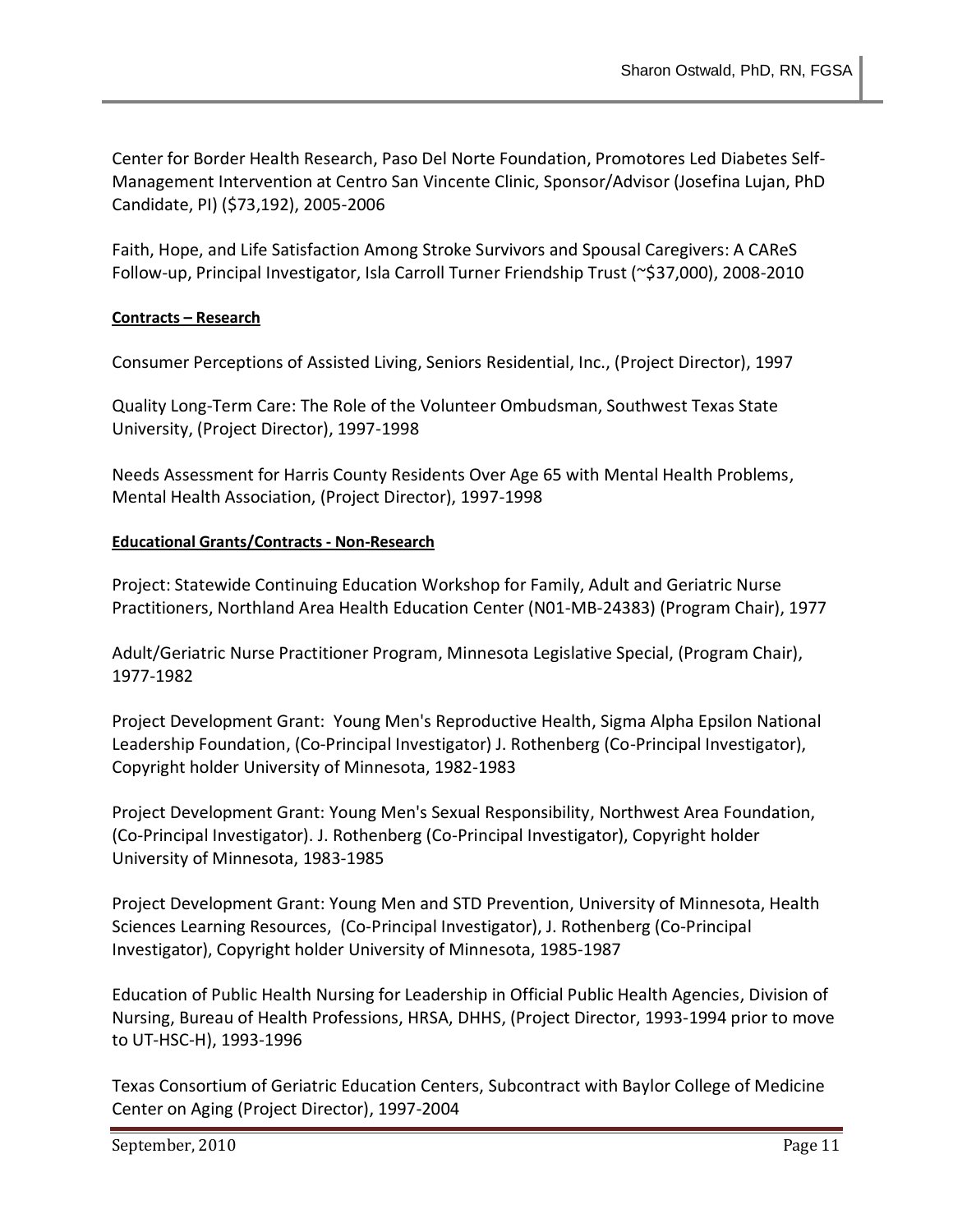Center for Border Health Research, Paso Del Norte Foundation, Promotores Led Diabetes Self-Management Intervention at Centro San Vincente Clinic, Sponsor/Advisor (Josefina Lujan, PhD Candidate, PI) ($73,192), 2005-2006

Faith, Hope, and Life Satisfaction Among Stroke Survivors and Spousal Caregivers: A CAReS Follow-up, Principal Investigator, Isla Carroll Turner Friendship Trust (~$37,000), 2008-2010

**Contracts – Research**

Consumer Perceptions of Assisted Living, Seniors Residential, Inc., (Project Director), 1997

Quality Long-Term Care: The Role of the Volunteer Ombudsman, Southwest Texas State University, (Project Director), 1997-1998

Needs Assessment for Harris County Residents Over Age 65 with Mental Health Problems, Mental Health Association, (Project Director), 1997-1998

**Educational Grants/Contracts - Non-Research**

Project: Statewide Continuing Education Workshop for Family, Adult and Geriatric Nurse Practitioners, Northland Area Health Education Center (N01-MB-24383) (Program Chair), 1977

Adult/Geriatric Nurse Practitioner Program, Minnesota Legislative Special, (Program Chair), 1977-1982

Project Development Grant: Young Men's Reproductive Health, Sigma Alpha Epsilon National Leadership Foundation, (Co-Principal Investigator) J. Rothenberg (Co-Principal Investigator), Copyright holder University of Minnesota, 1982-1983

Project Development Grant: Young Men's Sexual Responsibility, Northwest Area Foundation, (Co-Principal Investigator). J. Rothenberg (Co-Principal Investigator), Copyright holder University of Minnesota, 1983-1985

Project Development Grant: Young Men and STD Prevention, University of Minnesota, Health Sciences Learning Resources, (Co-Principal Investigator), J. Rothenberg (Co-Principal Investigator), Copyright holder University of Minnesota, 1985-1987

Education of Public Health Nursing for Leadership in Official Public Health Agencies, Division of Nursing, Bureau of Health Professions, HRSA, DHHS, (Project Director, 1993-1994 prior to move to UT-HSC-H), 1993-1996

Texas Consortium of Geriatric Education Centers, Subcontract with Baylor College of Medicine Center on Aging (Project Director), 1997-2004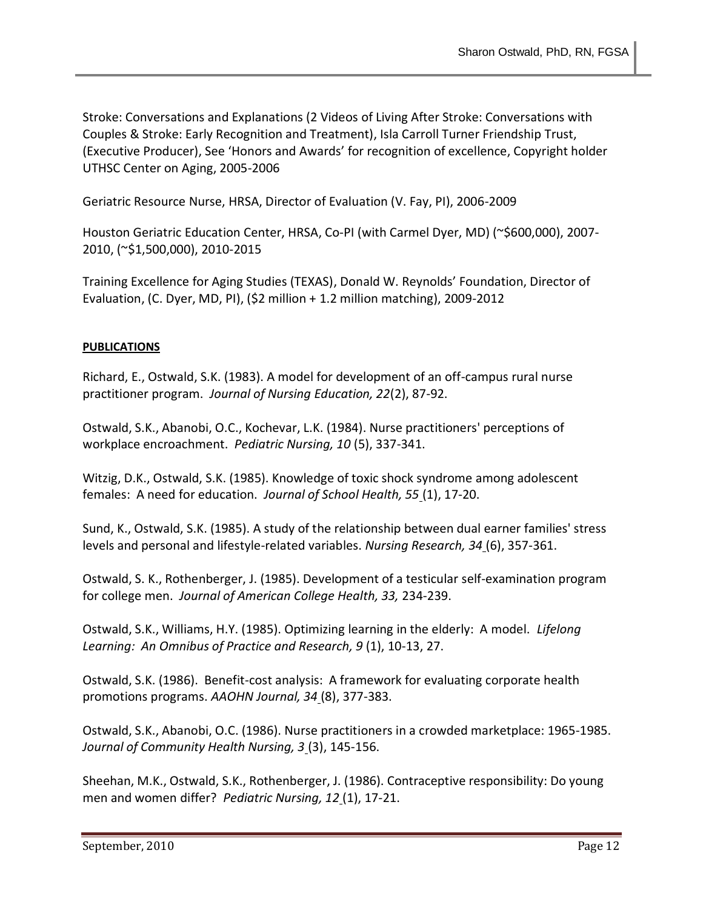Stroke: Conversations and Explanations (2 Videos of Living After Stroke: Conversations with Couples & Stroke: Early Recognition and Treatment), Isla Carroll Turner Friendship Trust, (Executive Producer), See 'Honors and Awards' for recognition of excellence, Copyright holder UTHSC Center on Aging, 2005-2006

Geriatric Resource Nurse, HRSA, Director of Evaluation (V. Fay, PI), 2006-2009

Houston Geriatric Education Center, HRSA, Co-PI (with Carmel Dyer, MD) (~$600,000), 2007-2010, (~$1,500,000), 2010-2015

Training Excellence for Aging Studies (TEXAS), Donald W. Reynolds' Foundation, Director of Evaluation, (C. Dyer, MD, PI), ($2 million + 1.2 million matching), 2009-2012

**PUBLICATIONS**

Richard, E., Ostwald, S.K. (1983). A model for development of an off-campus rural nurse practitioner program. *Journal of Nursing Education, 22*(2), 87-92.

Ostwald, S.K., Abanobi, O.C., Kochevar, L.K. (1984). Nurse practitioners' perceptions of workplace encroachment. *Pediatric Nursing, 10* (5), 337-341.

Witzig, D.K., Ostwald, S.K. (1985). Knowledge of toxic shock syndrome among adolescent females: A need for education. *Journal of School Health, 55* (1), 17-20.

Sund, K., Ostwald, S.K. (1985). A study of the relationship between dual earner families' stress levels and personal and lifestyle-related variables. *Nursing Research, 34* (6), 357-361.

Ostwald, S. K., Rothenberger, J. (1985). Development of a testicular self-examination program for college men. *Journal of American College Health, 33,* 234-239.

Ostwald, S.K., Williams, H.Y. (1985). Optimizing learning in the elderly: A model. *Lifelong Learning: An Omnibus of Practice and Research, 9* (1), 10-13, 27.

Ostwald, S.K. (1986). Benefit-cost analysis: A framework for evaluating corporate health promotions programs. *AAOHN Journal, 34* (8), 377-383.

Ostwald, S.K., Abanobi, O.C. (1986). Nurse practitioners in a crowded marketplace: 1965-1985. *Journal of Community Health Nursing, 3* (3), 145-156.

Sheehan, M.K., Ostwald, S.K., Rothenberger, J. (1986). Contraceptive responsibility: Do young men and women differ? *Pediatric Nursing, 12* (1), 17-21.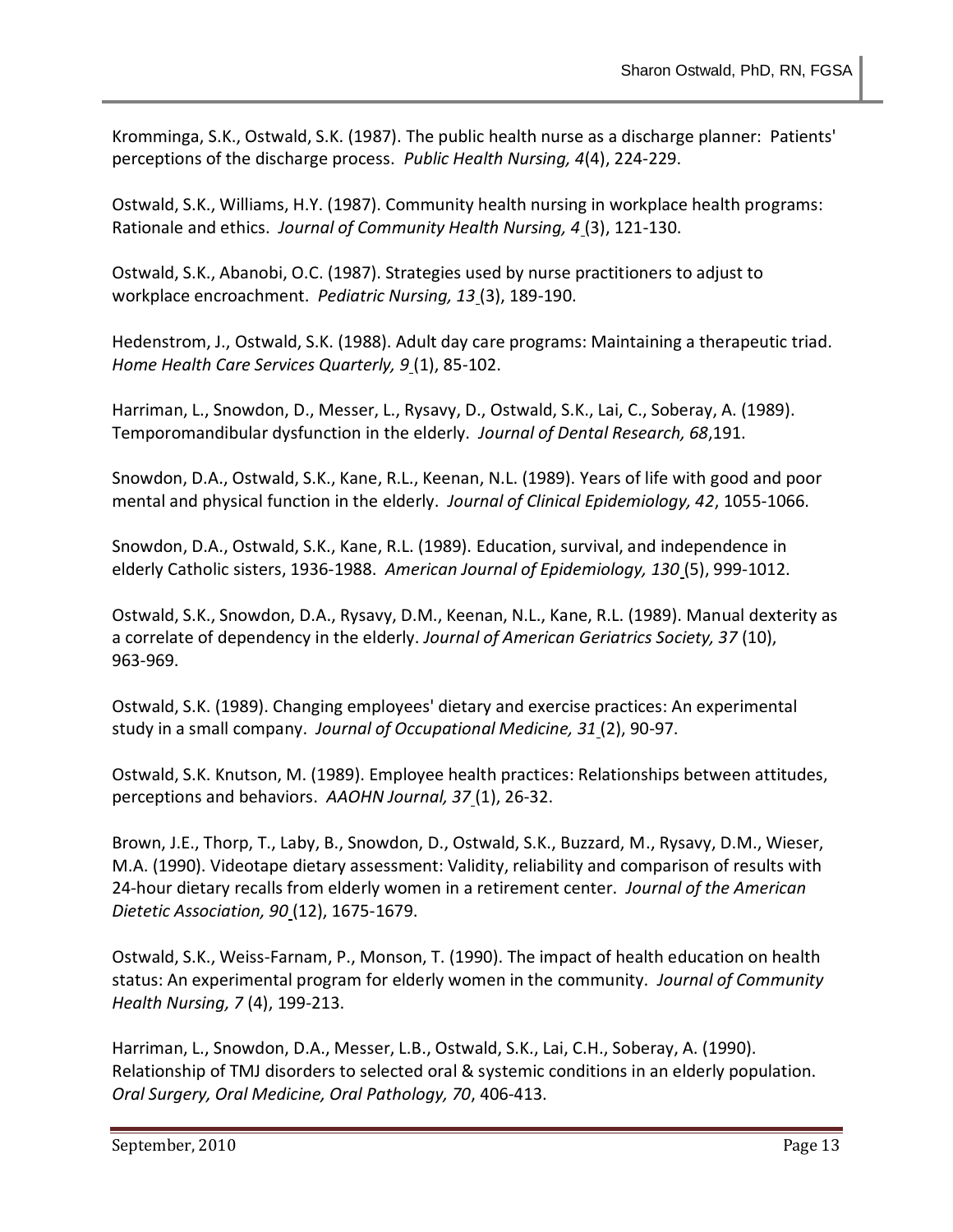Kromminga, S.K., Ostwald, S.K. (1987). The public health nurse as a discharge planner: Patients' perceptions of the discharge process. *Public Health Nursing, 4*(4), 224-229.

Ostwald, S.K., Williams, H.Y. (1987). Community health nursing in workplace health programs: Rationale and ethics. *Journal of Community Health Nursing, 4* (3), 121-130.

Ostwald, S.K., Abanobi, O.C. (1987). Strategies used by nurse practitioners to adjust to workplace encroachment. *Pediatric Nursing, 13* (3), 189-190.

Hedenstrom, J., Ostwald, S.K. (1988). Adult day care programs: Maintaining a therapeutic triad. *Home Health Care Services Quarterly, 9* (1), 85-102.

Harriman, L., Snowdon, D., Messer, L., Rysavy, D., Ostwald, S.K., Lai, C., Soberay, A. (1989). Temporomandibular dysfunction in the elderly. *Journal of Dental Research, 68*,191.

Snowdon, D.A., Ostwald, S.K., Kane, R.L., Keenan, N.L. (1989). Years of life with good and poor mental and physical function in the elderly. *Journal of Clinical Epidemiology, 42*, 1055-1066.

Snowdon, D.A., Ostwald, S.K., Kane, R.L. (1989). Education, survival, and independence in elderly Catholic sisters, 1936-1988. *American Journal of Epidemiology, 130* (5), 999-1012.

Ostwald, S.K., Snowdon, D.A., Rysavy, D.M., Keenan, N.L., Kane, R.L. (1989). Manual dexterity as a correlate of dependency in the elderly. *Journal of American Geriatrics Society, 37* (10), 963-969.

Ostwald, S.K. (1989). Changing employees' dietary and exercise practices: An experimental study in a small company. *Journal of Occupational Medicine, 31* (2), 90-97.

Ostwald, S.K. Knutson, M. (1989). Employee health practices: Relationships between attitudes, perceptions and behaviors. *AAOHN Journal, 37* (1), 26-32.

Brown, J.E., Thorp, T., Laby, B., Snowdon, D., Ostwald, S.K., Buzzard, M., Rysavy, D.M., Wieser, M.A. (1990). Videotape dietary assessment: Validity, reliability and comparison of results with 24-hour dietary recalls from elderly women in a retirement center. *Journal of the American Dietetic Association, 90* (12), 1675-1679.

Ostwald, S.K., Weiss-Farnam, P., Monson, T. (1990). The impact of health education on health status: An experimental program for elderly women in the community. *Journal of Community Health Nursing, 7* (4), 199-213.

Harriman, L., Snowdon, D.A., Messer, L.B., Ostwald, S.K., Lai, C.H., Soberay, A. (1990). Relationship of TMJ disorders to selected oral & systemic conditions in an elderly population. *Oral Surgery, Oral Medicine, Oral Pathology, 70*, 406-413.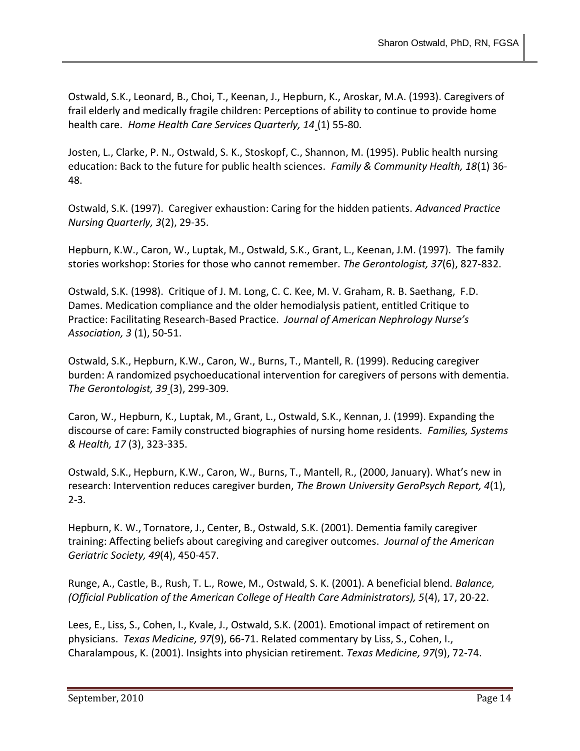Ostwald, S.K., Leonard, B., Choi, T., Keenan, J., Hepburn, K., Aroskar, M.A. (1993). Caregivers of frail elderly and medically fragile children: Perceptions of ability to continue to provide home health care. *Home Health Care Services Quarterly, 14* (1) 55-80.

Josten, L., Clarke, P. N., Ostwald, S. K., Stoskopf, C., Shannon, M. (1995). Public health nursing education: Back to the future for public health sciences. *Family & Community Health, 18*(1) 36-48.

Ostwald, S.K. (1997). Caregiver exhaustion: Caring for the hidden patients. *Advanced Practice Nursing Quarterly, 3*(2), 29-35.

Hepburn, K.W., Caron, W., Luptak, M., Ostwald, S.K., Grant, L., Keenan, J.M. (1997). The family stories workshop: Stories for those who cannot remember. *The Gerontologist, 37*(6), 827-832.

Ostwald, S.K. (1998). Critique of J. M. Long, C. C. Kee, M. V. Graham, R. B. Saethang, F.D. Dames. Medication compliance and the older hemodialysis patient, entitled Critique to Practice: Facilitating Research-Based Practice. *Journal of American Nephrology Nurse's Association, 3* (1), 50-51.

Ostwald, S.K., Hepburn, K.W., Caron, W., Burns, T., Mantell, R. (1999). Reducing caregiver burden: A randomized psychoeducational intervention for caregivers of persons with dementia. *The Gerontologist, 39* (3), 299-309.

Caron, W., Hepburn, K., Luptak, M., Grant, L., Ostwald, S.K., Kennan, J. (1999). Expanding the discourse of care: Family constructed biographies of nursing home residents. *Families, Systems & Health, 17* (3), 323-335.

Ostwald, S.K., Hepburn, K.W., Caron, W., Burns, T., Mantell, R., (2000, January). What's new in research: Intervention reduces caregiver burden, *The Brown University GeroPsych Report, 4*(1), 2-3.

Hepburn, K. W., Tornatore, J., Center, B., Ostwald, S.K. (2001). Dementia family caregiver training: Affecting beliefs about caregiving and caregiver outcomes. *Journal of the American Geriatric Society, 49*(4), 450-457.

Runge, A., Castle, B., Rush, T. L., Rowe, M., Ostwald, S. K. (2001). A beneficial blend. *Balance, (Official Publication of the American College of Health Care Administrators), 5*(4), 17, 20-22.

Lees, E., Liss, S., Cohen, I., Kvale, J., Ostwald, S.K. (2001). Emotional impact of retirement on physicians. *Texas Medicine, 97*(9), 66-71. Related commentary by Liss, S., Cohen, I., Charalampous, K. (2001). Insights into physician retirement. *Texas Medicine, 97*(9), 72-74.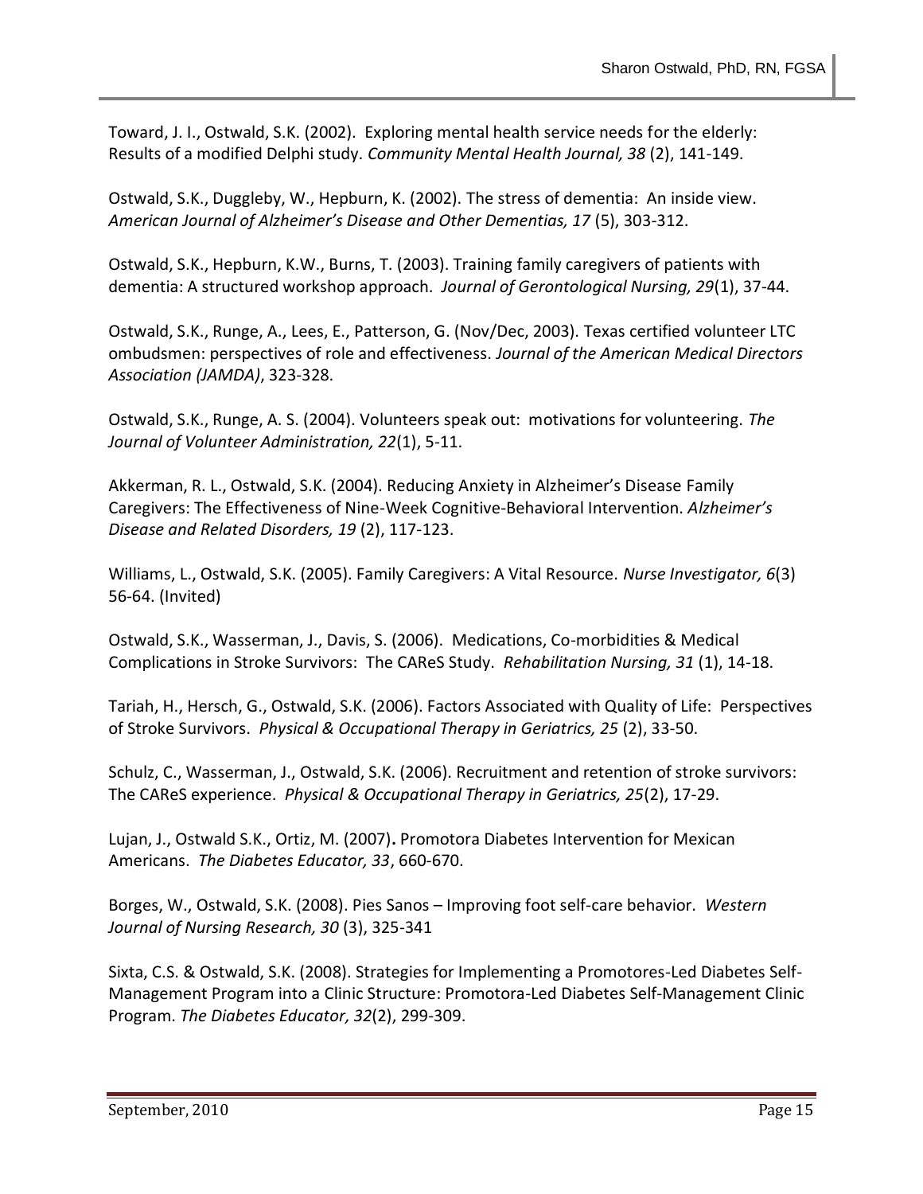Toward, J. I., Ostwald, S.K. (2002). Exploring mental health service needs for the elderly: Results of a modified Delphi study. *Community Mental Health Journal, 38* (2), 141-149.

Ostwald, S.K., Duggleby, W., Hepburn, K. (2002). The stress of dementia: An inside view. *American Journal of Alzheimer's Disease and Other Dementias, 17* (5), 303-312.

Ostwald, S.K., Hepburn, K.W., Burns, T. (2003). Training family caregivers of patients with dementia: A structured workshop approach. *Journal of Gerontological Nursing, 29*(1), 37-44.

Ostwald, S.K., Runge, A., Lees, E., Patterson, G. (Nov/Dec, 2003). Texas certified volunteer LTC ombudsmen: perspectives of role and effectiveness. *Journal of the American Medical Directors Association (JAMDA)*, 323-328.

Ostwald, S.K., Runge, A. S. (2004). Volunteers speak out: motivations for volunteering. *The Journal of Volunteer Administration, 22*(1), 5-11.

Akkerman, R. L., Ostwald, S.K. (2004). Reducing Anxiety in Alzheimer's Disease Family Caregivers: The Effectiveness of Nine-Week Cognitive-Behavioral Intervention. *Alzheimer's Disease and Related Disorders, 19* (2), 117-123.

Williams, L., Ostwald, S.K. (2005). Family Caregivers: A Vital Resource. *Nurse Investigator, 6*(3) 56-64. (Invited)

Ostwald, S.K., Wasserman, J., Davis, S. (2006). Medications, Co-morbidities & Medical Complications in Stroke Survivors: The CAReS Study. *Rehabilitation Nursing, 31* (1), 14-18.

Tariah, H., Hersch, G., Ostwald, S.K. (2006). Factors Associated with Quality of Life: Perspectives of Stroke Survivors. *Physical & Occupational Therapy in Geriatrics, 25* (2), 33-50.

Schulz, C., Wasserman, J., Ostwald, S.K. (2006). Recruitment and retention of stroke survivors: The CAReS experience. *Physical & Occupational Therapy in Geriatrics, 25*(2), 17-29.

Lujan, J., Ostwald S.K., Ortiz, M. (2007)**.** Promotora Diabetes Intervention for Mexican Americans. *The Diabetes Educator, 33*, 660-670.

Borges, W., Ostwald, S.K. (2008). Pies Sanos – Improving foot self-care behavior. *Western Journal of Nursing Research, 30* (3), 325-341

Sixta, C.S. & Ostwald, S.K. (2008). Strategies for Implementing a Promotores-Led Diabetes Self-Management Program into a Clinic Structure: Promotora-Led Diabetes Self-Management Clinic Program. *The Diabetes Educator, 32*(2), 299-309.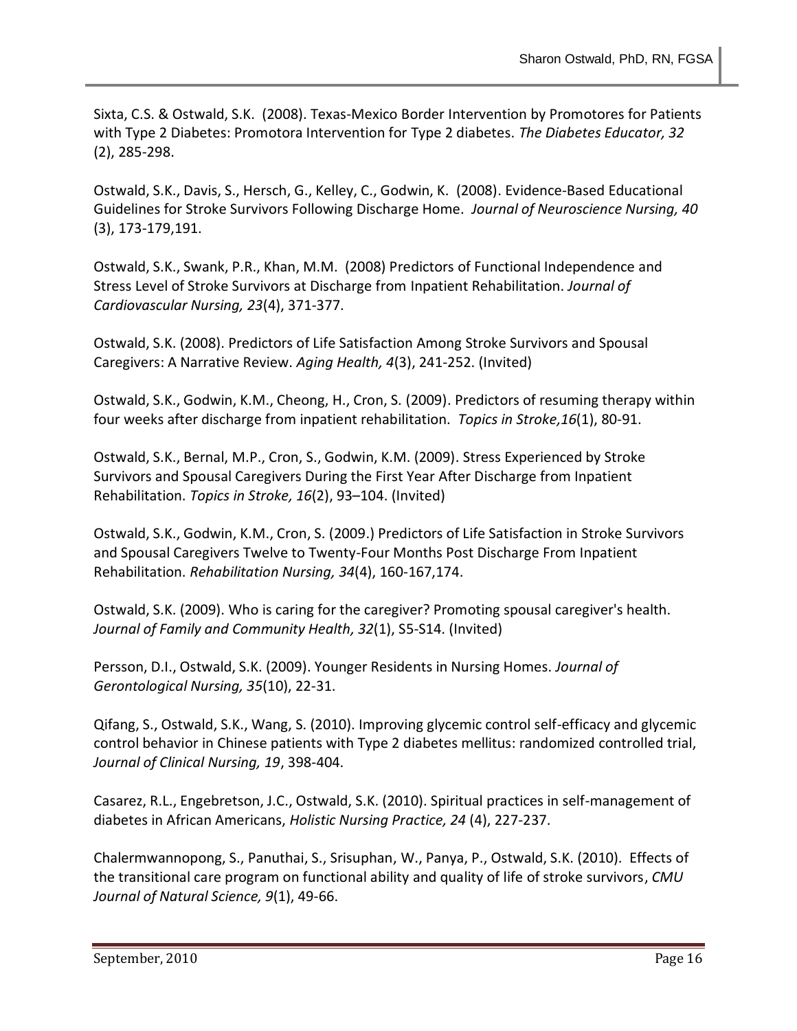Sixta, C.S. & Ostwald, S.K. (2008). Texas-Mexico Border Intervention by Promotores for Patients with Type 2 Diabetes: Promotora Intervention for Type 2 diabetes. *The Diabetes Educator, 32* (2), 285-298.

Ostwald, S.K., Davis, S., Hersch, G., Kelley, C., Godwin, K. (2008). Evidence-Based Educational Guidelines for Stroke Survivors Following Discharge Home. *Journal of Neuroscience Nursing, 40* (3), 173-179,191.

Ostwald, S.K., Swank, P.R., Khan, M.M. (2008) Predictors of Functional Independence and Stress Level of Stroke Survivors at Discharge from Inpatient Rehabilitation. *Journal of Cardiovascular Nursing, 23*(4), 371-377.

Ostwald, S.K. (2008). Predictors of Life Satisfaction Among Stroke Survivors and Spousal Caregivers: A Narrative Review. *Aging Health, 4*(3), 241-252. (Invited)

Ostwald, S.K., Godwin, K.M., Cheong, H., Cron, S. (2009). Predictors of resuming therapy within four weeks after discharge from inpatient rehabilitation. *Topics in Stroke,16*(1), 80-91.

Ostwald, S.K., Bernal, M.P., Cron, S., Godwin, K.M. (2009). Stress Experienced by Stroke Survivors and Spousal Caregivers During the First Year After Discharge from Inpatient Rehabilitation. *Topics in Stroke, 16*(2), 93–104. (Invited)

Ostwald, S.K., Godwin, K.M., Cron, S. (2009.) Predictors of Life Satisfaction in Stroke Survivors and Spousal Caregivers Twelve to Twenty-Four Months Post Discharge From Inpatient Rehabilitation. *Rehabilitation Nursing, 34*(4), 160-167,174.

Ostwald, S.K. (2009). Who is caring for the caregiver? Promoting spousal caregiver's health. *Journal of Family and Community Health, 32*(1), S5-S14. (Invited)

Persson, D.I., Ostwald, S.K. (2009). Younger Residents in Nursing Homes. *Journal of Gerontological Nursing, 35*(10), 22-31.

Qifang, S., Ostwald, S.K., Wang, S. (2010). Improving glycemic control self-efficacy and glycemic control behavior in Chinese patients with Type 2 diabetes mellitus: randomized controlled trial, *Journal of Clinical Nursing, 19*, 398-404.

Casarez, R.L., Engebretson, J.C., Ostwald, S.K. (2010). Spiritual practices in self-management of diabetes in African Americans, *Holistic Nursing Practice, 24* (4), 227-237.

Chalermwannopong, S., Panuthai, S., Srisuphan, W., Panya, P., Ostwald, S.K. (2010). Effects of the transitional care program on functional ability and quality of life of stroke survivors, *CMU Journal of Natural Science, 9*(1), 49-66.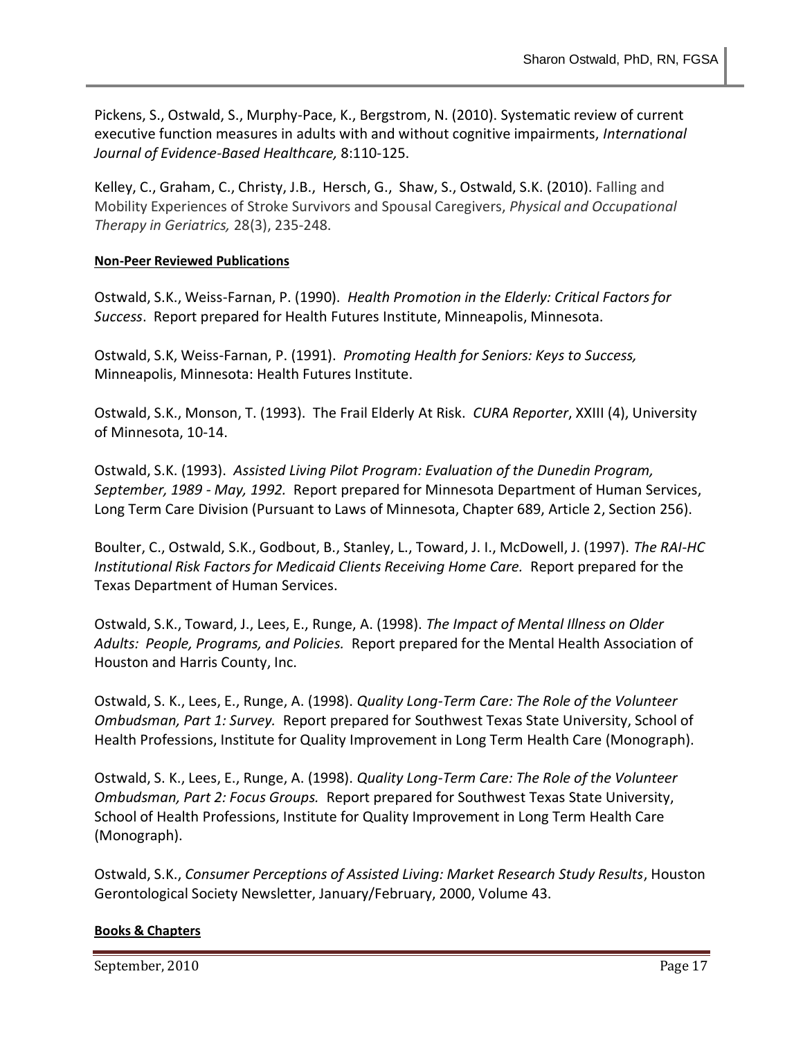Pickens, S., Ostwald, S., Murphy-Pace, K., Bergstrom, N. (2010). Systematic review of current executive function measures in adults with and without cognitive impairments, *International Journal of Evidence-Based Healthcare,* 8:110-125.

Kelley, C., Graham, C., Christy, J.B., Hersch, G., Shaw, S., Ostwald, S.K. (2010). Falling and Mobility Experiences of Stroke Survivors and Spousal Caregivers, *Physical and Occupational Therapy in Geriatrics,* 28(3), 235-248.

**Non-Peer Reviewed Publications**

Ostwald, S.K., Weiss-Farnan, P. (1990). *Health Promotion in the Elderly: Critical Factors for Success*. Report prepared for Health Futures Institute, Minneapolis, Minnesota.

Ostwald, S.K, Weiss-Farnan, P. (1991). *Promoting Health for Seniors: Keys to Success,* Minneapolis, Minnesota: Health Futures Institute.

Ostwald, S.K., Monson, T. (1993). The Frail Elderly At Risk. *CURA Reporter*, XXIII (4), University of Minnesota, 10-14.

Ostwald, S.K. (1993). *Assisted Living Pilot Program: Evaluation of the Dunedin Program, September, 1989 - May, 1992.* Report prepared for Minnesota Department of Human Services, Long Term Care Division (Pursuant to Laws of Minnesota, Chapter 689, Article 2, Section 256).

Boulter, C., Ostwald, S.K., Godbout, B., Stanley, L., Toward, J. I., McDowell, J. (1997). *The RAI-HC Institutional Risk Factors for Medicaid Clients Receiving Home Care.* Report prepared for the Texas Department of Human Services.

Ostwald, S.K., Toward, J., Lees, E., Runge, A. (1998). *The Impact of Mental Illness on Older Adults: People, Programs, and Policies.* Report prepared for the Mental Health Association of Houston and Harris County, Inc.

Ostwald, S. K., Lees, E., Runge, A. (1998). *Quality Long-Term Care: The Role of the Volunteer Ombudsman, Part 1: Survey.* Report prepared for Southwest Texas State University, School of Health Professions, Institute for Quality Improvement in Long Term Health Care (Monograph).

Ostwald, S. K., Lees, E., Runge, A. (1998). *Quality Long-Term Care: The Role of the Volunteer Ombudsman, Part 2: Focus Groups.* Report prepared for Southwest Texas State University, School of Health Professions, Institute for Quality Improvement in Long Term Health Care (Monograph).

Ostwald, S.K., *Consumer Perceptions of Assisted Living: Market Research Study Results*, Houston Gerontological Society Newsletter, January/February, 2000, Volume 43.

**Books & Chapters**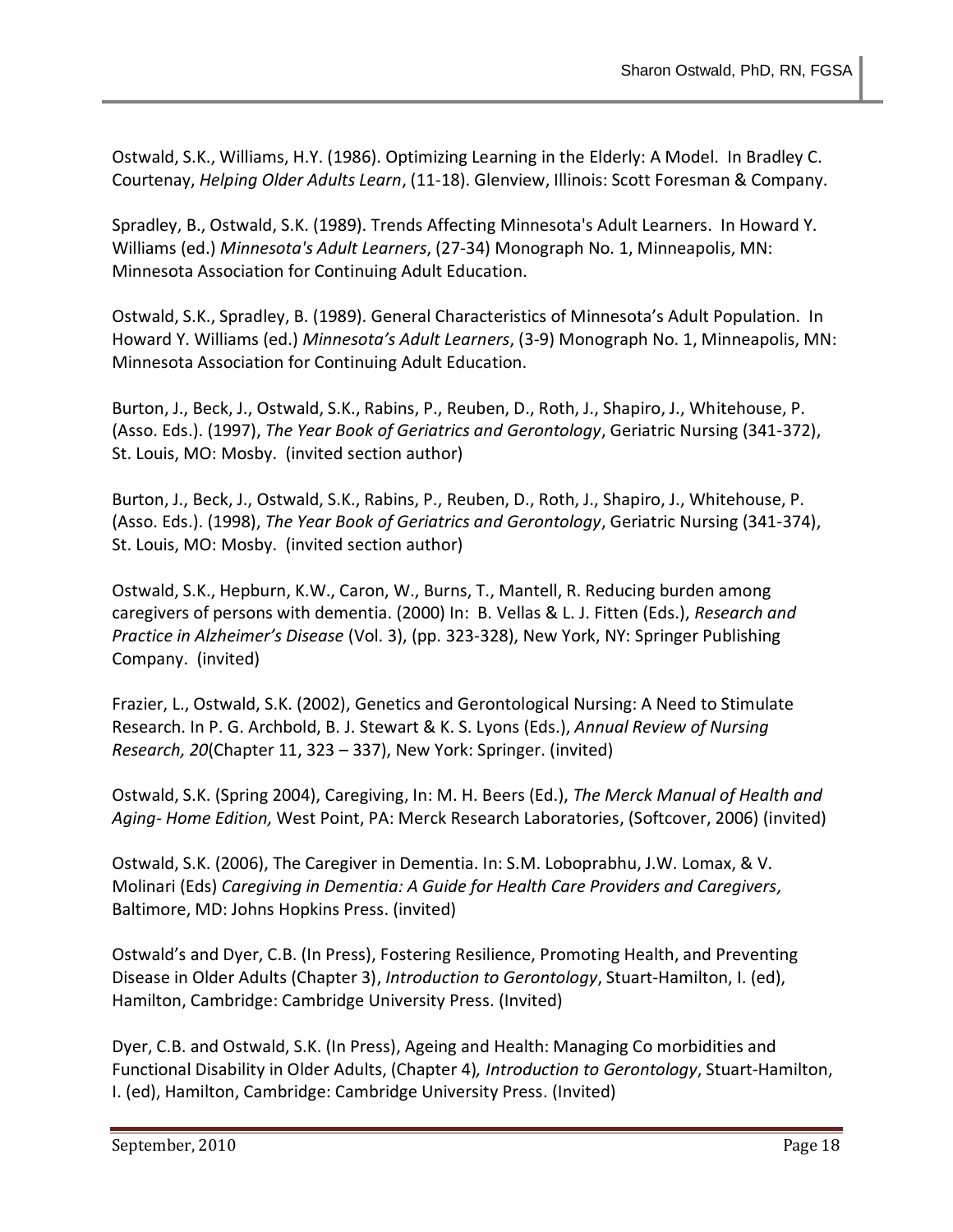Ostwald, S.K., Williams, H.Y. (1986). Optimizing Learning in the Elderly: A Model. In Bradley C. Courtenay, *Helping Older Adults Learn*, (11-18). Glenview, Illinois: Scott Foresman & Company.

Spradley, B., Ostwald, S.K. (1989). Trends Affecting Minnesota's Adult Learners. In Howard Y. Williams (ed.) *Minnesota's Adult Learners*, (27-34) Monograph No. 1, Minneapolis, MN: Minnesota Association for Continuing Adult Education.

Ostwald, S.K., Spradley, B. (1989). General Characteristics of Minnesota's Adult Population. In Howard Y. Williams (ed.) *Minnesota's Adult Learners*, (3-9) Monograph No. 1, Minneapolis, MN: Minnesota Association for Continuing Adult Education.

Burton, J., Beck, J., Ostwald, S.K., Rabins, P., Reuben, D., Roth, J., Shapiro, J., Whitehouse, P. (Asso. Eds.). (1997), *The Year Book of Geriatrics and Gerontology*, Geriatric Nursing (341-372), St. Louis, MO: Mosby. (invited section author)

Burton, J., Beck, J., Ostwald, S.K., Rabins, P., Reuben, D., Roth, J., Shapiro, J., Whitehouse, P. (Asso. Eds.). (1998), *The Year Book of Geriatrics and Gerontology*, Geriatric Nursing (341-374), St. Louis, MO: Mosby. (invited section author)

Ostwald, S.K., Hepburn, K.W., Caron, W., Burns, T., Mantell, R. Reducing burden among caregivers of persons with dementia. (2000) In: B. Vellas & L. J. Fitten (Eds.), *Research and Practice in Alzheimer's Disease* (Vol. 3), (pp. 323-328), New York, NY: Springer Publishing Company. (invited)

Frazier, L., Ostwald, S.K. (2002), Genetics and Gerontological Nursing: A Need to Stimulate Research. In P. G. Archbold, B. J. Stewart & K. S. Lyons (Eds.), *Annual Review of Nursing Research, 20*(Chapter 11, 323 – 337), New York: Springer. (invited)

Ostwald, S.K. (Spring 2004), Caregiving, In: M. H. Beers (Ed.), *The Merck Manual of Health and Aging- Home Edition,* West Point, PA: Merck Research Laboratories, (Softcover, 2006) (invited)

Ostwald, S.K. (2006), The Caregiver in Dementia. In: S.M. Loboprabhu, J.W. Lomax, & V. Molinari (Eds) *Caregiving in Dementia: A Guide for Health Care Providers and Caregivers,* Baltimore, MD: Johns Hopkins Press. (invited)

Ostwald's and Dyer, C.B. (In Press), Fostering Resilience, Promoting Health, and Preventing Disease in Older Adults (Chapter 3), *Introduction to Gerontology*, Stuart-Hamilton, I. (ed), Hamilton, Cambridge: Cambridge University Press. (Invited)

Dyer, C.B. and Ostwald, S.K. (In Press), Ageing and Health: Managing Co morbidities and Functional Disability in Older Adults, (Chapter 4)*, Introduction to Gerontology*, Stuart-Hamilton, I. (ed), Hamilton, Cambridge: Cambridge University Press. (Invited)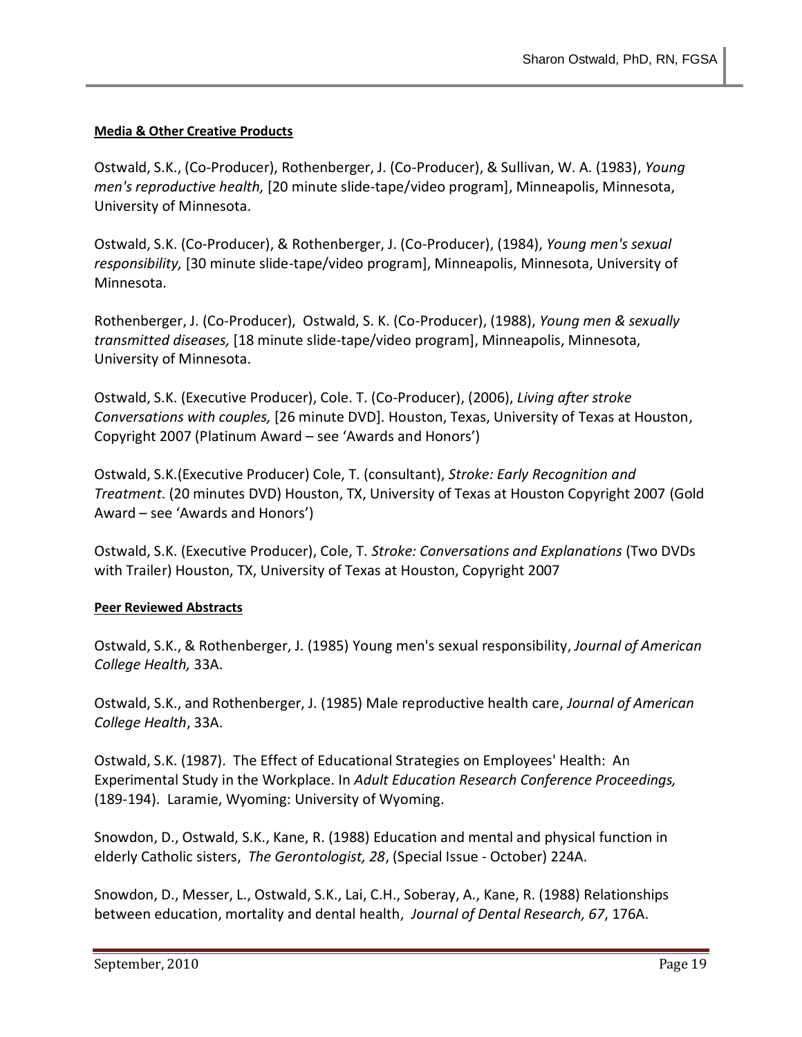**Media & Other Creative Products**

Ostwald, S.K., (Co-Producer), Rothenberger, J. (Co-Producer), & Sullivan, W. A. (1983), *Young men's reproductive health,* [20 minute slide-tape/video program], Minneapolis, Minnesota, University of Minnesota.

Ostwald, S.K. (Co-Producer), & Rothenberger, J. (Co-Producer), (1984), *Young men's sexual responsibility,* [30 minute slide-tape/video program], Minneapolis, Minnesota, University of Minnesota.

Rothenberger, J. (Co-Producer), Ostwald, S. K. (Co-Producer), (1988), *Young men & sexually transmitted diseases,* [18 minute slide-tape/video program], Minneapolis, Minnesota, University of Minnesota.

Ostwald, S.K. (Executive Producer), Cole. T. (Co-Producer), (2006), *Living after stroke Conversations with couples,* [26 minute DVD]. Houston, Texas, University of Texas at Houston, Copyright 2007 (Platinum Award – see 'Awards and Honors')

Ostwald, S.K.(Executive Producer) Cole, T. (consultant), *Stroke: Early Recognition and Treatment*. (20 minutes DVD) Houston, TX, University of Texas at Houston Copyright 2007 (Gold Award – see 'Awards and Honors')

Ostwald, S.K. (Executive Producer), Cole, T. *Stroke: Conversations and Explanations* (Two DVDs with Trailer) Houston, TX, University of Texas at Houston, Copyright 2007

**Peer Reviewed Abstracts**

Ostwald, S.K., & Rothenberger, J. (1985) Young men's sexual responsibility, *Journal of American College Health,* 33A.

Ostwald, S.K., and Rothenberger, J. (1985) Male reproductive health care, *Journal of American College Health*, 33A.

Ostwald, S.K. (1987). The Effect of Educational Strategies on Employees' Health: An Experimental Study in the Workplace. In *Adult Education Research Conference Proceedings,* (189-194). Laramie, Wyoming: University of Wyoming.

Snowdon, D., Ostwald, S.K., Kane, R. (1988) Education and mental and physical function in elderly Catholic sisters, *The Gerontologist, 28*, (Special Issue - October) 224A.

Snowdon, D., Messer, L., Ostwald, S.K., Lai, C.H., Soberay, A., Kane, R. (1988) Relationships between education, mortality and dental health, *Journal of Dental Research, 67*, 176A.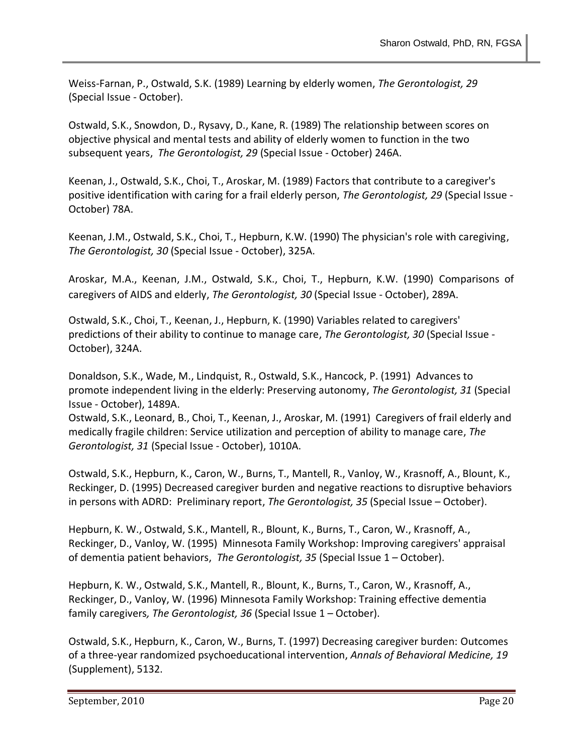Weiss-Farnan, P., Ostwald, S.K. (1989) Learning by elderly women, *The Gerontologist, 29* (Special Issue - October).

Ostwald, S.K., Snowdon, D., Rysavy, D., Kane, R. (1989) The relationship between scores on objective physical and mental tests and ability of elderly women to function in the two subsequent years, *The Gerontologist, 29* (Special Issue - October) 246A.

Keenan, J., Ostwald, S.K., Choi, T., Aroskar, M. (1989) Factors that contribute to a caregiver's positive identification with caring for a frail elderly person, *The Gerontologist, 29* (Special Issue - October) 78A.

Keenan, J.M., Ostwald, S.K., Choi, T., Hepburn, K.W. (1990) The physician's role with caregiving, *The Gerontologist, 30* (Special Issue - October), 325A.

Aroskar, M.A., Keenan, J.M., Ostwald, S.K., Choi, T., Hepburn, K.W. (1990) Comparisons of caregivers of AIDS and elderly, *The Gerontologist, 30* (Special Issue - October), 289A.

Ostwald, S.K., Choi, T., Keenan, J., Hepburn, K. (1990) Variables related to caregivers' predictions of their ability to continue to manage care, *The Gerontologist, 30* (Special Issue - October), 324A.

Donaldson, S.K., Wade, M., Lindquist, R., Ostwald, S.K., Hancock, P. (1991) Advances to promote independent living in the elderly: Preserving autonomy, *The Gerontologist, 31* (Special Issue - October), 1489A.

Ostwald, S.K., Leonard, B., Choi, T., Keenan, J., Aroskar, M. (1991) Caregivers of frail elderly and medically fragile children: Service utilization and perception of ability to manage care, *The Gerontologist, 31* (Special Issue - October), 1010A.

Ostwald, S.K., Hepburn, K., Caron, W., Burns, T., Mantell, R., Vanloy, W., Krasnoff, A., Blount, K., Reckinger, D. (1995) Decreased caregiver burden and negative reactions to disruptive behaviors in persons with ADRD: Preliminary report, *The Gerontologist, 35* (Special Issue – October).

Hepburn, K. W., Ostwald, S.K., Mantell, R., Blount, K., Burns, T., Caron, W., Krasnoff, A., Reckinger, D., Vanloy, W. (1995) Minnesota Family Workshop: Improving caregivers' appraisal of dementia patient behaviors, *The Gerontologist, 35* (Special Issue 1 – October).

Hepburn, K. W., Ostwald, S.K., Mantell, R., Blount, K., Burns, T., Caron, W., Krasnoff, A., Reckinger, D., Vanloy, W. (1996) Minnesota Family Workshop: Training effective dementia family caregivers, *The Gerontologist, 36* (Special Issue 1 – October).

Ostwald, S.K., Hepburn, K., Caron, W., Burns, T. (1997) Decreasing caregiver burden: Outcomes of a three-year randomized psychoeducational intervention, *Annals of Behavioral Medicine, 19* (Supplement), 5132.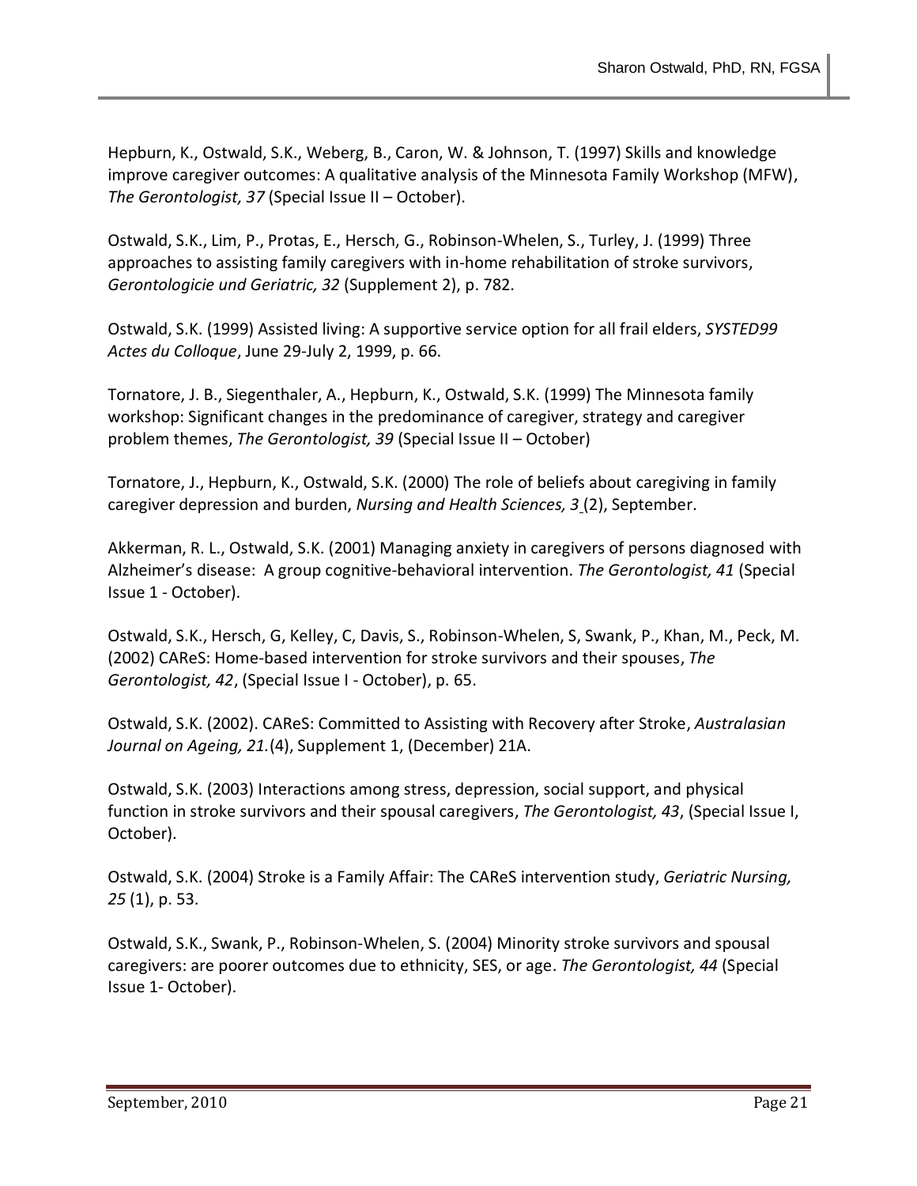Hepburn, K., Ostwald, S.K., Weberg, B., Caron, W. & Johnson, T. (1997) Skills and knowledge improve caregiver outcomes: A qualitative analysis of the Minnesota Family Workshop (MFW), *The Gerontologist, 37* (Special Issue II – October).

Ostwald, S.K., Lim, P., Protas, E., Hersch, G., Robinson-Whelen, S., Turley, J. (1999) Three approaches to assisting family caregivers with in-home rehabilitation of stroke survivors, *Gerontologicie und Geriatric, 32* (Supplement 2), p. 782.

Ostwald, S.K. (1999) Assisted living: A supportive service option for all frail elders, *SYSTED99 Actes du Colloque*, June 29-July 2, 1999, p. 66.

Tornatore, J. B., Siegenthaler, A., Hepburn, K., Ostwald, S.K. (1999) The Minnesota family workshop: Significant changes in the predominance of caregiver, strategy and caregiver problem themes, *The Gerontologist, 39* (Special Issue II – October)

Tornatore, J., Hepburn, K., Ostwald, S.K. (2000) The role of beliefs about caregiving in family caregiver depression and burden, *Nursing and Health Sciences, 3* (2), September.

Akkerman, R. L., Ostwald, S.K. (2001) Managing anxiety in caregivers of persons diagnosed with Alzheimer's disease: A group cognitive-behavioral intervention. *The Gerontologist, 41* (Special Issue 1 - October).

Ostwald, S.K., Hersch, G, Kelley, C, Davis, S., Robinson-Whelen, S, Swank, P., Khan, M., Peck, M. (2002) CAReS: Home-based intervention for stroke survivors and their spouses, *The Gerontologist, 42*, (Special Issue I - October), p. 65.

Ostwald, S.K. (2002). CAReS: Committed to Assisting with Recovery after Stroke, *Australasian Journal on Ageing, 21.*(4), Supplement 1, (December) 21A.

Ostwald, S.K. (2003) Interactions among stress, depression, social support, and physical function in stroke survivors and their spousal caregivers, *The Gerontologist, 43*, (Special Issue I, October).

Ostwald, S.K. (2004) Stroke is a Family Affair: The CAReS intervention study, *Geriatric Nursing, 25* (1), p. 53.

Ostwald, S.K., Swank, P., Robinson-Whelen, S. (2004) Minority stroke survivors and spousal caregivers: are poorer outcomes due to ethnicity, SES, or age. *The Gerontologist, 44* (Special Issue 1- October).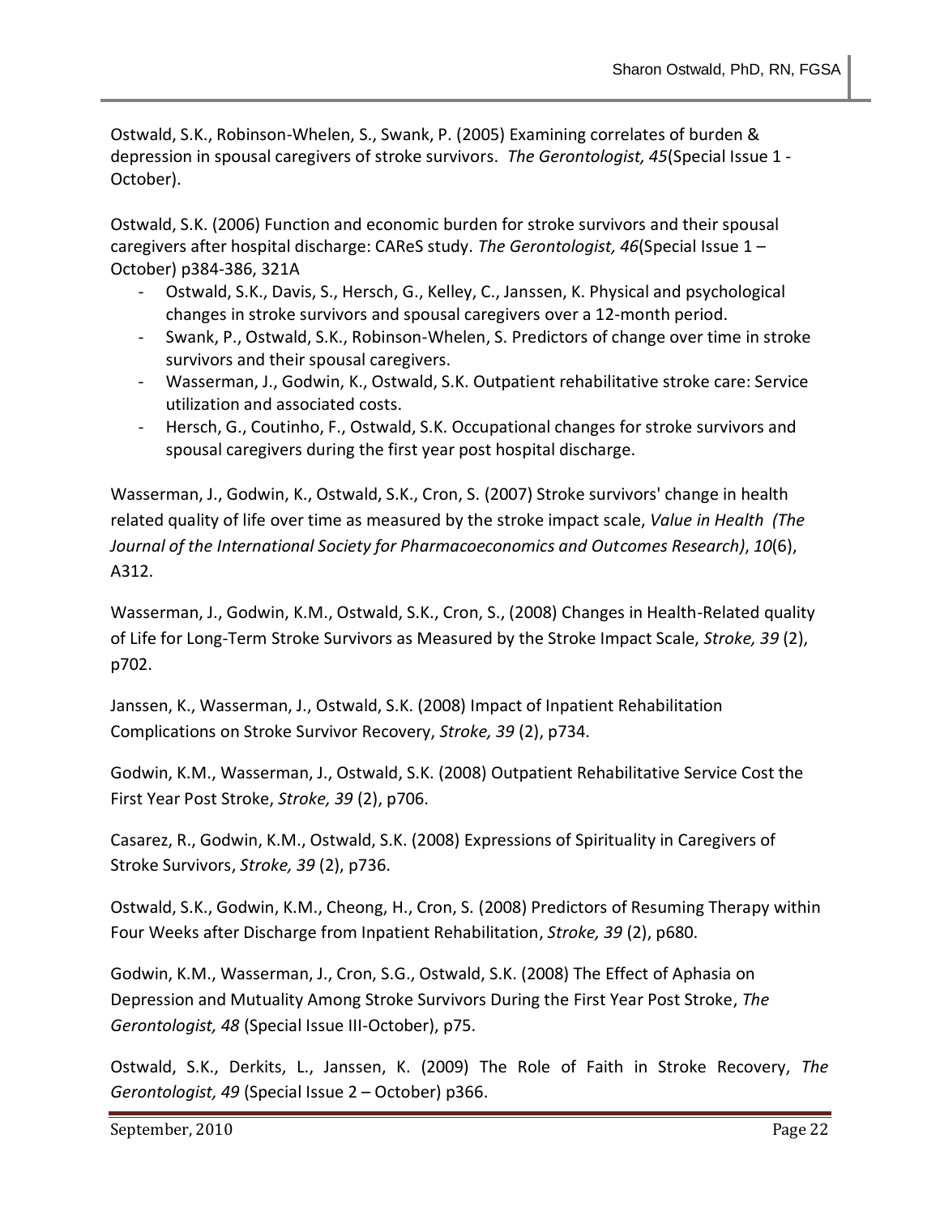Ostwald, S.K., Robinson-Whelen, S., Swank, P. (2005) Examining correlates of burden & depression in spousal caregivers of stroke survivors. *The Gerontologist, 45*(Special Issue 1 - October).

Ostwald, S.K. (2006) Function and economic burden for stroke survivors and their spousal caregivers after hospital discharge: CAReS study. *The Gerontologist, 46*(Special Issue 1 – October) p384-386, 321A

- Ostwald, S.K., Davis, S., Hersch, G., Kelley, C., Janssen, K. Physical and psychological changes in stroke survivors and spousal caregivers over a 12-month period.
- Swank, P., Ostwald, S.K., Robinson-Whelen, S. Predictors of change over time in stroke survivors and their spousal caregivers.
- Wasserman, J., Godwin, K., Ostwald, S.K. Outpatient rehabilitative stroke care: Service utilization and associated costs.
- Hersch, G., Coutinho, F., Ostwald, S.K. Occupational changes for stroke survivors and spousal caregivers during the first year post hospital discharge.

Wasserman, J., Godwin, K., Ostwald, S.K., Cron, S. (2007) Stroke survivors' change in health related quality of life over time as measured by the stroke impact scale, *Value in Health (The Journal of the International Society for Pharmacoeconomics and Outcomes Research)*, *10*(6), A312.

Wasserman, J., Godwin, K.M., Ostwald, S.K., Cron, S., (2008) Changes in Health-Related quality of Life for Long-Term Stroke Survivors as Measured by the Stroke Impact Scale, *Stroke, 39* (2), p702.

Janssen, K., Wasserman, J., Ostwald, S.K. (2008) Impact of Inpatient Rehabilitation Complications on Stroke Survivor Recovery, *Stroke, 39* (2), p734.

Godwin, K.M., Wasserman, J., Ostwald, S.K. (2008) Outpatient Rehabilitative Service Cost the First Year Post Stroke, *Stroke, 39* (2), p706.

Casarez, R., Godwin, K.M., Ostwald, S.K. (2008) Expressions of Spirituality in Caregivers of Stroke Survivors, *Stroke, 39* (2), p736.

Ostwald, S.K., Godwin, K.M., Cheong, H., Cron, S. (2008) Predictors of Resuming Therapy within Four Weeks after Discharge from Inpatient Rehabilitation, *Stroke, 39* (2), p680.

Godwin, K.M., Wasserman, J., Cron, S.G., Ostwald, S.K. (2008) The Effect of Aphasia on Depression and Mutuality Among Stroke Survivors During the First Year Post Stroke, *The Gerontologist, 48* (Special Issue III-October), p75.

Ostwald, S.K., Derkits, L., Janssen, K. (2009) The Role of Faith in Stroke Recovery, *The Gerontologist, 49* (Special Issue 2 – October) p366.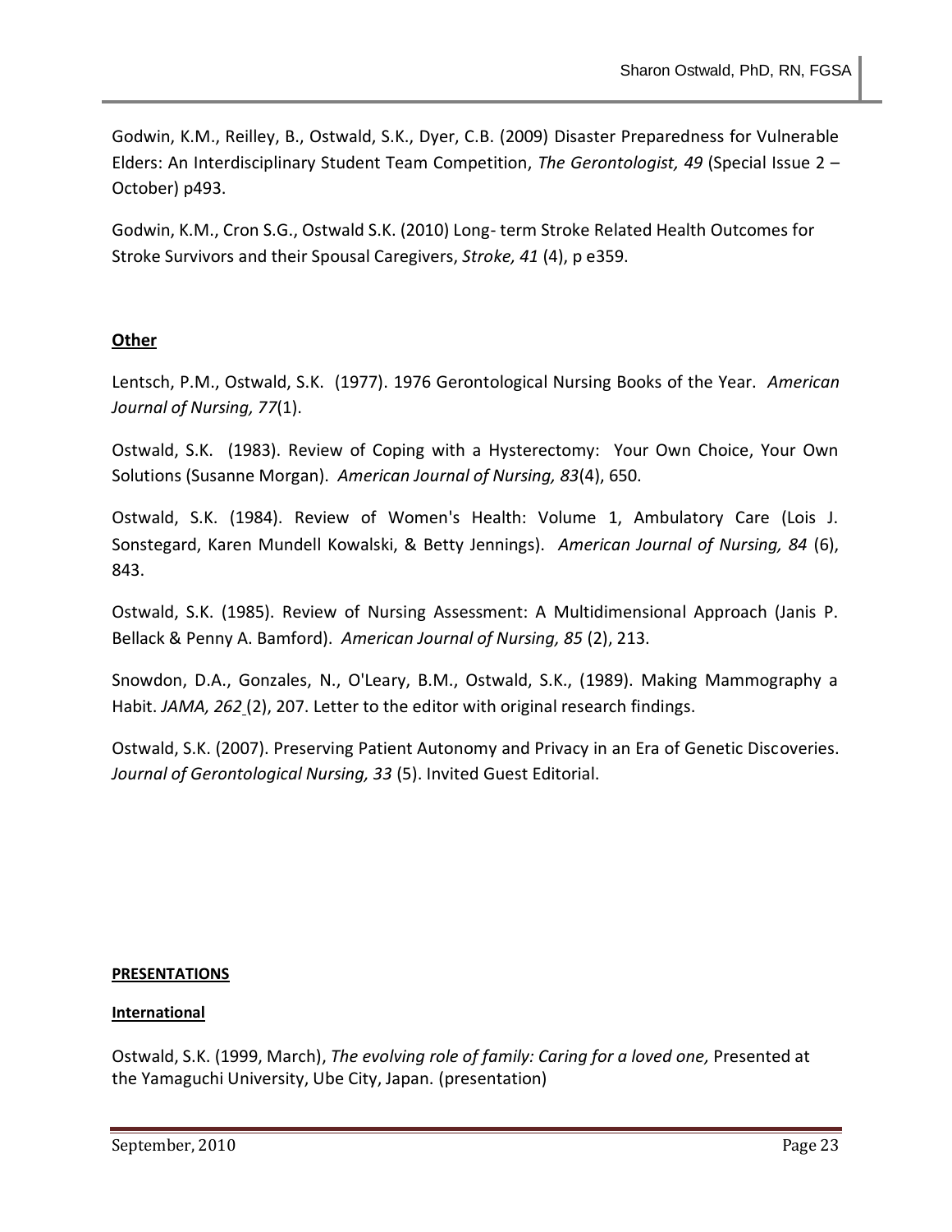Godwin, K.M., Reilley, B., Ostwald, S.K., Dyer, C.B. (2009) Disaster Preparedness for Vulnerable Elders: An Interdisciplinary Student Team Competition, *The Gerontologist, 49* (Special Issue 2 – October) p493.

Godwin, K.M., Cron S.G., Ostwald S.K. (2010) Long- term Stroke Related Health Outcomes for Stroke Survivors and their Spousal Caregivers, *Stroke, 41* (4), p e359.

**Other**

Lentsch, P.M., Ostwald, S.K. (1977). 1976 Gerontological Nursing Books of the Year. *American Journal of Nursing, 77*(1).

Ostwald, S.K. (1983). Review of Coping with a Hysterectomy: Your Own Choice, Your Own Solutions (Susanne Morgan). *American Journal of Nursing, 83*(4), 650.

Ostwald, S.K. (1984). Review of Women's Health: Volume 1, Ambulatory Care (Lois J. Sonstegard, Karen Mundell Kowalski, & Betty Jennings). *American Journal of Nursing, 84* (6), 843.

Ostwald, S.K. (1985). Review of Nursing Assessment: A Multidimensional Approach (Janis P. Bellack & Penny A. Bamford). *American Journal of Nursing, 85* (2), 213.

Snowdon, D.A., Gonzales, N., O'Leary, B.M., Ostwald, S.K., (1989). Making Mammography a Habit. *JAMA, 262* (2), 207. Letter to the editor with original research findings.

Ostwald, S.K. (2007). Preserving Patient Autonomy and Privacy in an Era of Genetic Discoveries. *Journal of Gerontological Nursing, 33* (5). Invited Guest Editorial.

**PRESENTATIONS**

**International**

Ostwald, S.K. (1999, March), *The evolving role of family: Caring for a loved one,* Presented at the Yamaguchi University, Ube City, Japan. (presentation)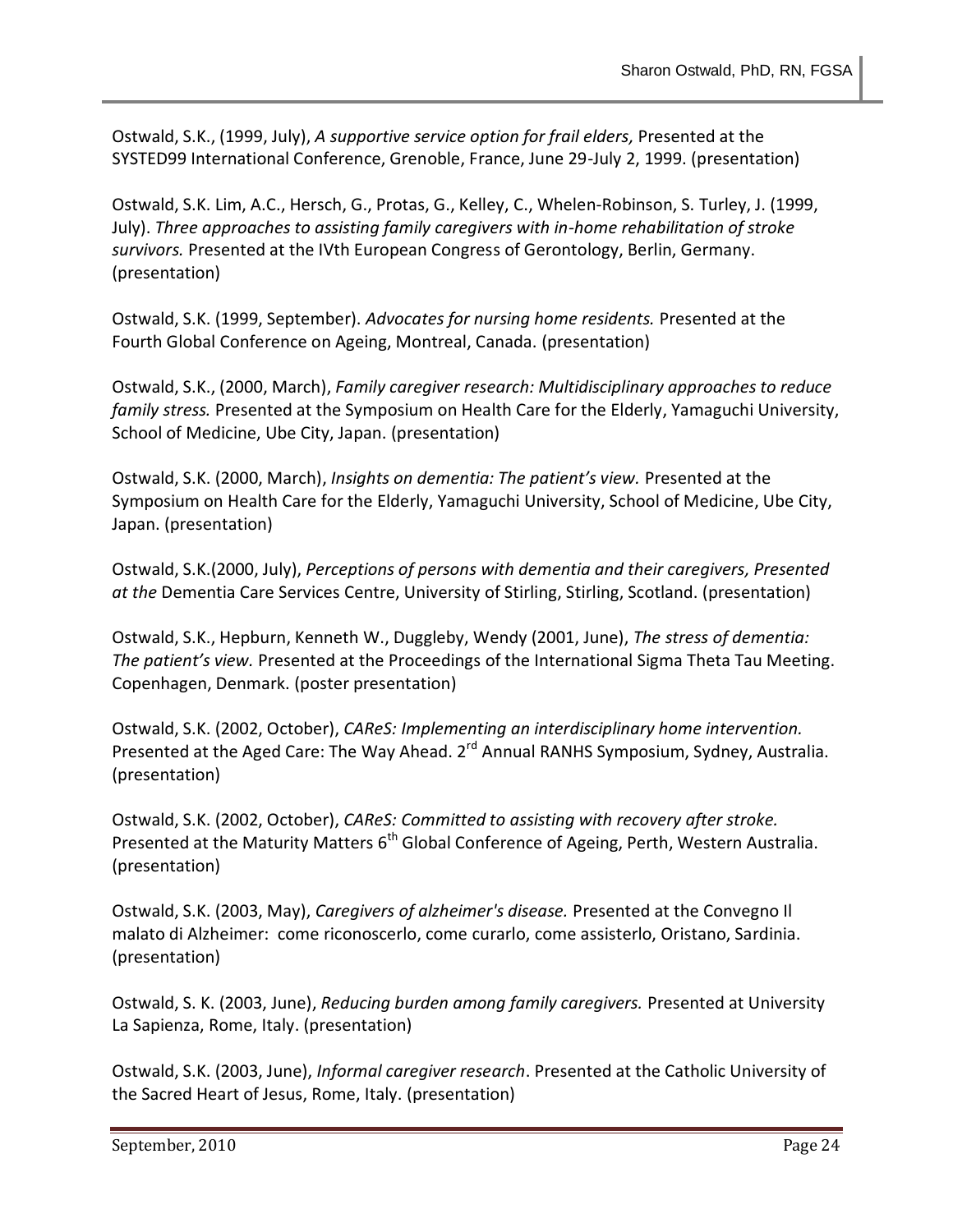Ostwald, S.K., (1999, July), *A supportive service option for frail elders,* Presented at the SYSTED99 International Conference, Grenoble, France, June 29-July 2, 1999. (presentation)

Ostwald, S.K. Lim, A.C., Hersch, G., Protas, G., Kelley, C., Whelen-Robinson, S. Turley, J. (1999, July). *Three approaches to assisting family caregivers with in-home rehabilitation of stroke survivors.* Presented at the IVth European Congress of Gerontology, Berlin, Germany. (presentation)

Ostwald, S.K. (1999, September). *Advocates for nursing home residents.* Presented at the Fourth Global Conference on Ageing, Montreal, Canada. (presentation)

Ostwald, S.K., (2000, March), *Family caregiver research: Multidisciplinary approaches to reduce family stress.* Presented at the Symposium on Health Care for the Elderly, Yamaguchi University, School of Medicine, Ube City, Japan. (presentation)

Ostwald, S.K. (2000, March), *Insights on dementia: The patient's view.* Presented at the Symposium on Health Care for the Elderly, Yamaguchi University, School of Medicine, Ube City, Japan. (presentation)

Ostwald, S.K.(2000, July), *Perceptions of persons with dementia and their caregivers, Presented at the* Dementia Care Services Centre, University of Stirling, Stirling, Scotland. (presentation)

Ostwald, S.K., Hepburn, Kenneth W., Duggleby, Wendy (2001, June), *The stress of dementia: The patient's view.* Presented at the Proceedings of the International Sigma Theta Tau Meeting. Copenhagen, Denmark. (poster presentation)

Ostwald, S.K. (2002, October), *CAReS: Implementing an interdisciplinary home intervention.* Presented at the Aged Care: The Way Ahead. 2nd Annual RANHS Symposium, Sydney, Australia. (presentation)

Ostwald, S.K. (2002, October), *CAReS: Committed to assisting with recovery after stroke.* Presented at the Maturity Matters 6th Global Conference of Ageing, Perth, Western Australia. (presentation)

Ostwald, S.K. (2003, May), *Caregivers of alzheimer's disease.* Presented at the Convegno Il malato di Alzheimer: come riconoscerlo, come curarlo, come assisterlo, Oristano, Sardinia. (presentation)

Ostwald, S. K. (2003, June), *Reducing burden among family caregivers.* Presented at University La Sapienza, Rome, Italy. (presentation)

Ostwald, S.K. (2003, June), *Informal caregiver research*. Presented at the Catholic University of the Sacred Heart of Jesus, Rome, Italy. (presentation)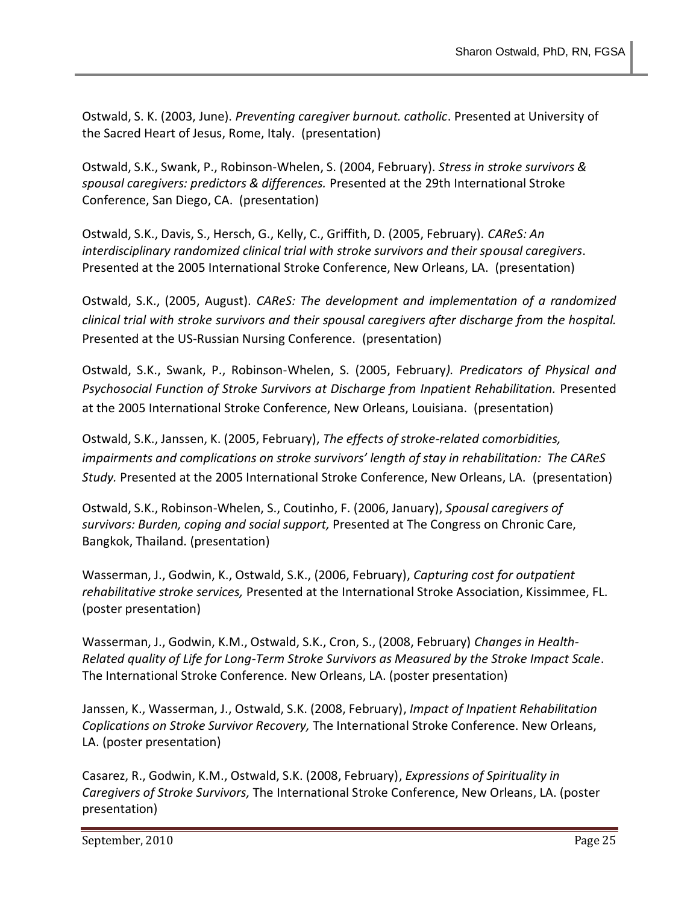Ostwald, S. K. (2003, June). *Preventing caregiver burnout. catholic*. Presented at University of the Sacred Heart of Jesus, Rome, Italy. (presentation)

Ostwald, S.K., Swank, P., Robinson-Whelen, S. (2004, February). *Stress in stroke survivors & spousal caregivers: predictors & differences.* Presented at the 29th International Stroke Conference, San Diego, CA. (presentation)

Ostwald, S.K., Davis, S., Hersch, G., Kelly, C., Griffith, D. (2005, February). *CAReS: An interdisciplinary randomized clinical trial with stroke survivors and their spousal caregivers*. Presented at the 2005 International Stroke Conference, New Orleans, LA. (presentation)

Ostwald, S.K., (2005, August). *CAReS: The development and implementation of a randomized clinical trial with stroke survivors and their spousal caregivers after discharge from the hospital.* Presented at the US-Russian Nursing Conference. (presentation)

Ostwald, S.K., Swank, P., Robinson-Whelen, S. (2005, February*). Predicators of Physical and Psychosocial Function of Stroke Survivors at Discharge from Inpatient Rehabilitation.* Presented at the 2005 International Stroke Conference, New Orleans, Louisiana. (presentation)

Ostwald, S.K., Janssen, K. (2005, February), *The effects of stroke-related comorbidities, impairments and complications on stroke survivors' length of stay in rehabilitation: The CAReS Study.* Presented at the 2005 International Stroke Conference, New Orleans, LA. (presentation)

Ostwald, S.K., Robinson-Whelen, S., Coutinho, F. (2006, January), *Spousal caregivers of survivors: Burden, coping and social support,* Presented at The Congress on Chronic Care, Bangkok, Thailand. (presentation)

Wasserman, J., Godwin, K., Ostwald, S.K., (2006, February), *Capturing cost for outpatient rehabilitative stroke services,* Presented at the International Stroke Association, Kissimmee, FL. (poster presentation)

Wasserman, J., Godwin, K.M., Ostwald, S.K., Cron, S., (2008, February) *Changes in Health-Related quality of Life for Long-Term Stroke Survivors as Measured by the Stroke Impact Scale*. The International Stroke Conference. New Orleans, LA. (poster presentation)

Janssen, K., Wasserman, J., Ostwald, S.K. (2008, February), *Impact of Inpatient Rehabilitation Coplications on Stroke Survivor Recovery,* The International Stroke Conference. New Orleans, LA. (poster presentation)

Casarez, R., Godwin, K.M., Ostwald, S.K. (2008, February), *Expressions of Spirituality in Caregivers of Stroke Survivors,* The International Stroke Conference, New Orleans, LA. (poster presentation)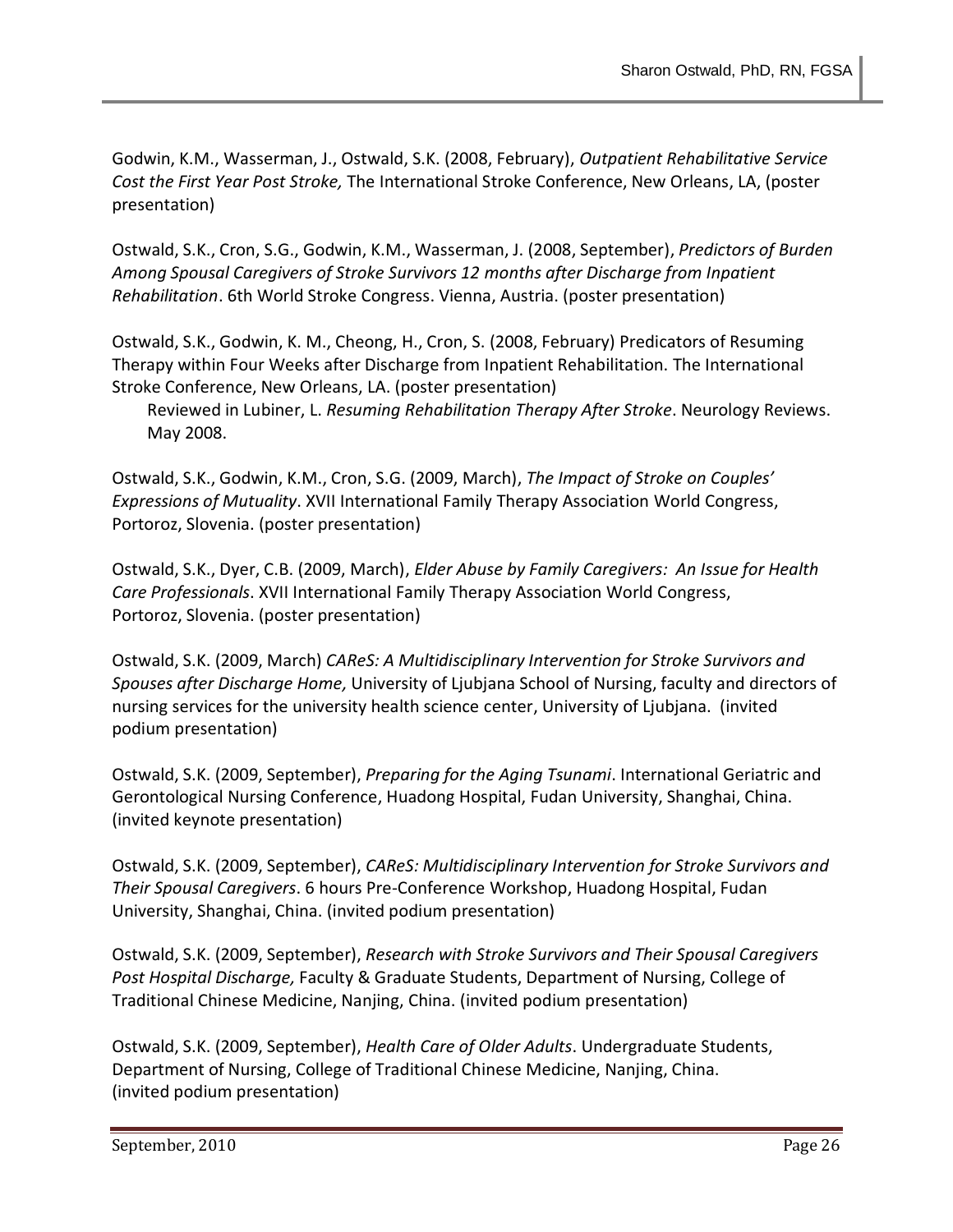Godwin, K.M., Wasserman, J., Ostwald, S.K. (2008, February), *Outpatient Rehabilitative Service Cost the First Year Post Stroke,* The International Stroke Conference, New Orleans, LA, (poster presentation)

Ostwald, S.K., Cron, S.G., Godwin, K.M., Wasserman, J. (2008, September), *Predictors of Burden Among Spousal Caregivers of Stroke Survivors 12 months after Discharge from Inpatient Rehabilitation*. 6th World Stroke Congress. Vienna, Austria. (poster presentation)

Ostwald, S.K., Godwin, K. M., Cheong, H., Cron, S. (2008, February) Predicators of Resuming Therapy within Four Weeks after Discharge from Inpatient Rehabilitation. The International Stroke Conference, New Orleans, LA. (poster presentation)

Reviewed in Lubiner, L. *Resuming Rehabilitation Therapy After Stroke*. Neurology Reviews. May 2008.

Ostwald, S.K., Godwin, K.M., Cron, S.G. (2009, March), *The Impact of Stroke on Couples' Expressions of Mutuality*. XVII International Family Therapy Association World Congress, Portoroz, Slovenia. (poster presentation)

Ostwald, S.K., Dyer, C.B. (2009, March), *Elder Abuse by Family Caregivers: An Issue for Health Care Professionals*. XVII International Family Therapy Association World Congress, Portoroz, Slovenia. (poster presentation)

Ostwald, S.K. (2009, March) *CAReS: A Multidisciplinary Intervention for Stroke Survivors and Spouses after Discharge Home,* University of Ljubjana School of Nursing, faculty and directors of nursing services for the university health science center, University of Ljubjana. (invited podium presentation)

Ostwald, S.K. (2009, September), *Preparing for the Aging Tsunami*. International Geriatric and Gerontological Nursing Conference, Huadong Hospital, Fudan University, Shanghai, China. (invited keynote presentation)

Ostwald, S.K. (2009, September), *CAReS: Multidisciplinary Intervention for Stroke Survivors and Their Spousal Caregivers*. 6 hours Pre-Conference Workshop, Huadong Hospital, Fudan University, Shanghai, China. (invited podium presentation)

Ostwald, S.K. (2009, September), *Research with Stroke Survivors and Their Spousal Caregivers Post Hospital Discharge,* Faculty & Graduate Students, Department of Nursing, College of Traditional Chinese Medicine, Nanjing, China. (invited podium presentation)

Ostwald, S.K. (2009, September), *Health Care of Older Adults*. Undergraduate Students, Department of Nursing, College of Traditional Chinese Medicine, Nanjing, China. (invited podium presentation)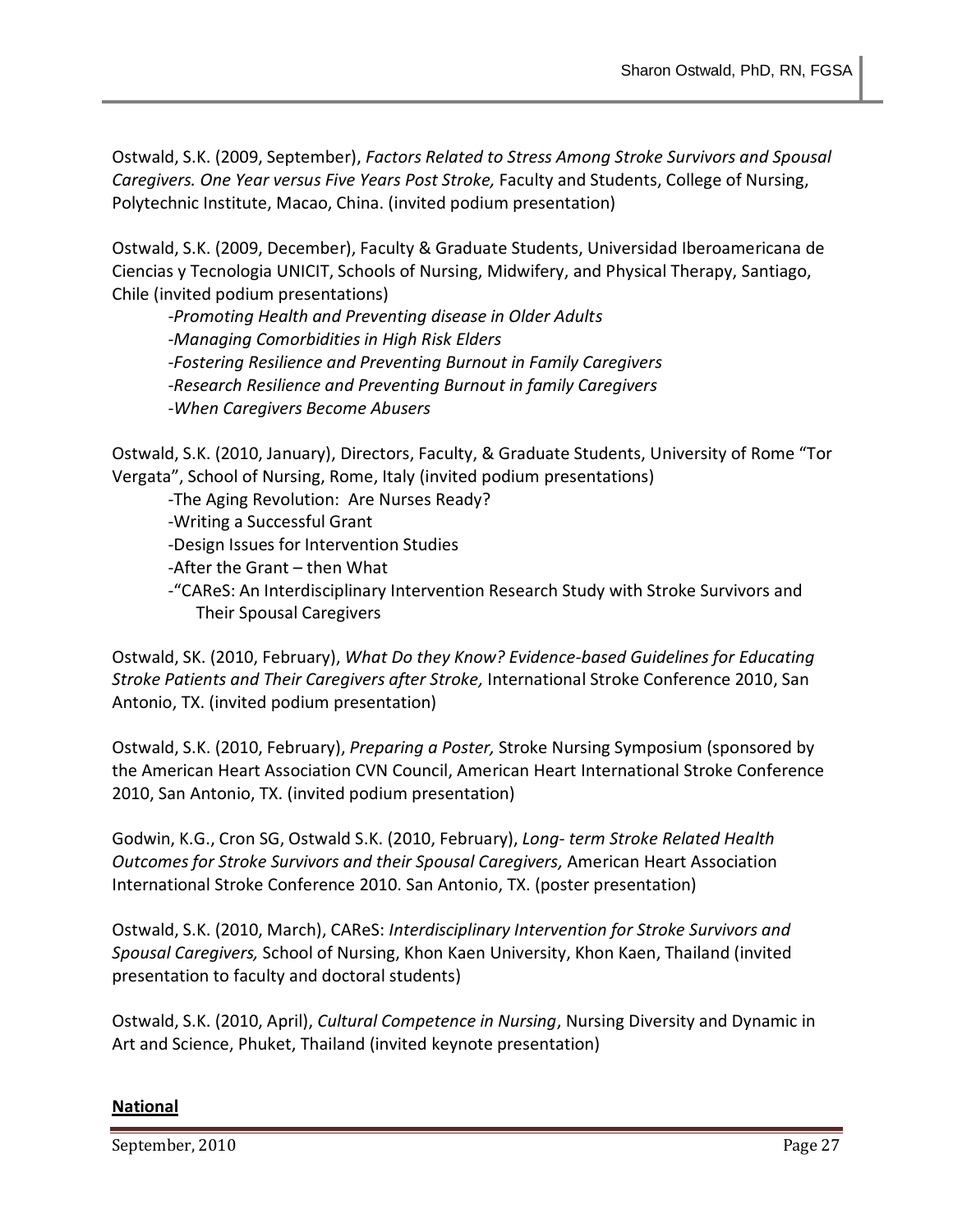Ostwald, S.K. (2009, September), *Factors Related to Stress Among Stroke Survivors and Spousal Caregivers. One Year versus Five Years Post Stroke,* Faculty and Students, College of Nursing, Polytechnic Institute, Macao, China. (invited podium presentation)

Ostwald, S.K. (2009, December), Faculty & Graduate Students, Universidad Iberoamericana de Ciencias y Tecnologia UNICIT, Schools of Nursing, Midwifery, and Physical Therapy, Santiago, Chile (invited podium presentations)

- *Promoting Health and Preventing disease in Older Adults*
- *Managing Comorbidities in High Risk Elders*
- *Fostering Resilience and Preventing Burnout in Family Caregivers*
- *Research Resilience and Preventing Burnout in family Caregivers*
- *When Caregivers Become Abusers*

Ostwald, S.K. (2010, January), Directors, Faculty, & Graduate Students, University of Rome "Tor Vergata", School of Nursing, Rome, Italy (invited podium presentations)

- The Aging Revolution: Are Nurses Ready?
- Writing a Successful Grant
- Design Issues for Intervention Studies
- After the Grant – then What
- "CAReS: An Interdisciplinary Intervention Research Study with Stroke Survivors and Their Spousal Caregivers

Ostwald, SK. (2010, February), *What Do they Know? Evidence-based Guidelines for Educating Stroke Patients and Their Caregivers after Stroke,* International Stroke Conference 2010, San Antonio, TX. (invited podium presentation)

Ostwald, S.K. (2010, February), *Preparing a Poster,* Stroke Nursing Symposium (sponsored by the American Heart Association CVN Council, American Heart International Stroke Conference 2010, San Antonio, TX. (invited podium presentation)

Godwin, K.G., Cron SG, Ostwald S.K. (2010, February), *Long- term Stroke Related Health Outcomes for Stroke Survivors and their Spousal Caregivers,* American Heart Association International Stroke Conference 2010. San Antonio, TX. (poster presentation)

Ostwald, S.K. (2010, March), CAReS: *Interdisciplinary Intervention for Stroke Survivors and Spousal Caregivers,* School of Nursing, Khon Kaen University, Khon Kaen, Thailand (invited presentation to faculty and doctoral students)

Ostwald, S.K. (2010, April), *Cultural Competence in Nursing*, Nursing Diversity and Dynamic in Art and Science, Phuket, Thailand (invited keynote presentation)

**National**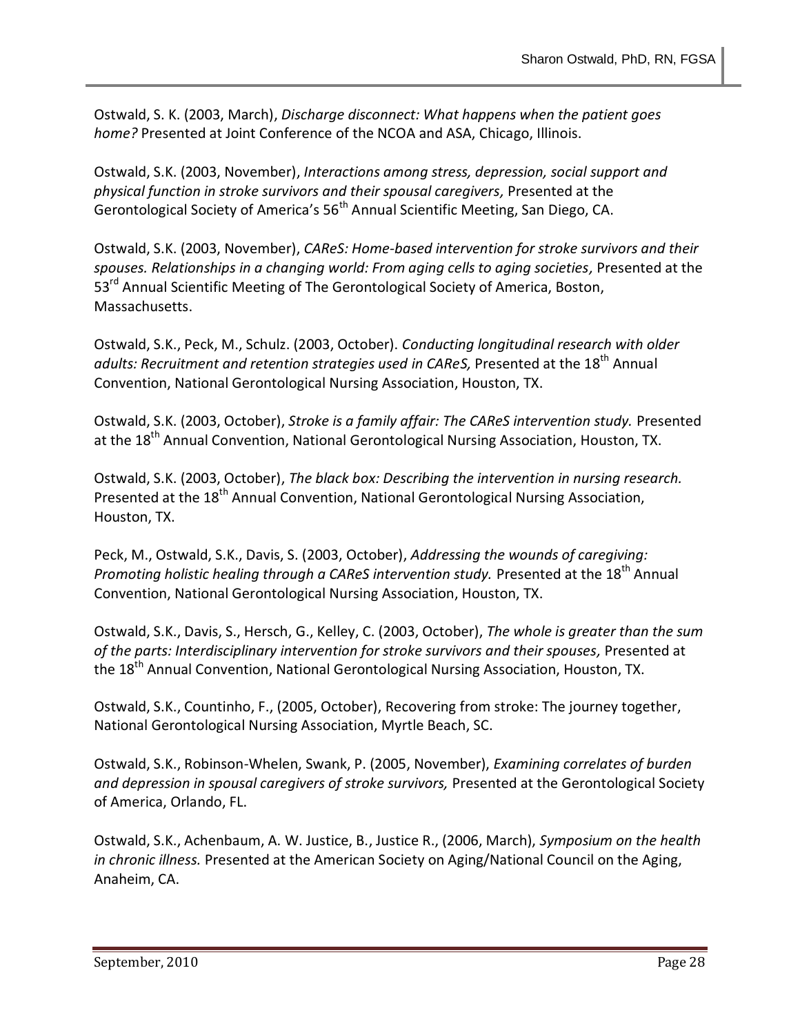Ostwald, S. K. (2003, March), *Discharge disconnect: What happens when the patient goes home?* Presented at Joint Conference of the NCOA and ASA, Chicago, Illinois.

Ostwald, S.K. (2003, November), *Interactions among stress, depression, social support and physical function in stroke survivors and their spousal caregivers,* Presented at the Gerontological Society of America's 56th Annual Scientific Meeting, San Diego, CA.

Ostwald, S.K. (2003, November), *CAReS: Home-based intervention for stroke survivors and their spouses. Relationships in a changing world: From aging cells to aging societies,* Presented at the 53rd Annual Scientific Meeting of The Gerontological Society of America, Boston, Massachusetts.

Ostwald, S.K., Peck, M., Schulz. (2003, October). *Conducting longitudinal research with older adults: Recruitment and retention strategies used in CAReS,* Presented at the 18th Annual Convention, National Gerontological Nursing Association, Houston, TX.

Ostwald, S.K. (2003, October), *Stroke is a family affair: The CAReS intervention study.* Presented at the 18th Annual Convention, National Gerontological Nursing Association, Houston, TX.

Ostwald, S.K. (2003, October), *The black box: Describing the intervention in nursing research.* Presented at the 18th Annual Convention, National Gerontological Nursing Association, Houston, TX.

Peck, M., Ostwald, S.K., Davis, S. (2003, October), *Addressing the wounds of caregiving: Promoting holistic healing through a CAReS intervention study.* Presented at the 18th Annual Convention, National Gerontological Nursing Association, Houston, TX.

Ostwald, S.K., Davis, S., Hersch, G., Kelley, C. (2003, October), *The whole is greater than the sum of the parts: Interdisciplinary intervention for stroke survivors and their spouses,* Presented at the 18th Annual Convention, National Gerontological Nursing Association, Houston, TX.

Ostwald, S.K., Countinho, F., (2005, October), Recovering from stroke: The journey together, National Gerontological Nursing Association, Myrtle Beach, SC.

Ostwald, S.K., Robinson-Whelen, Swank, P. (2005, November), *Examining correlates of burden and depression in spousal caregivers of stroke survivors,* Presented at the Gerontological Society of America, Orlando, FL.

Ostwald, S.K., Achenbaum, A. W. Justice, B., Justice R., (2006, March), *Symposium on the health in chronic illness.* Presented at the American Society on Aging/National Council on the Aging, Anaheim, CA.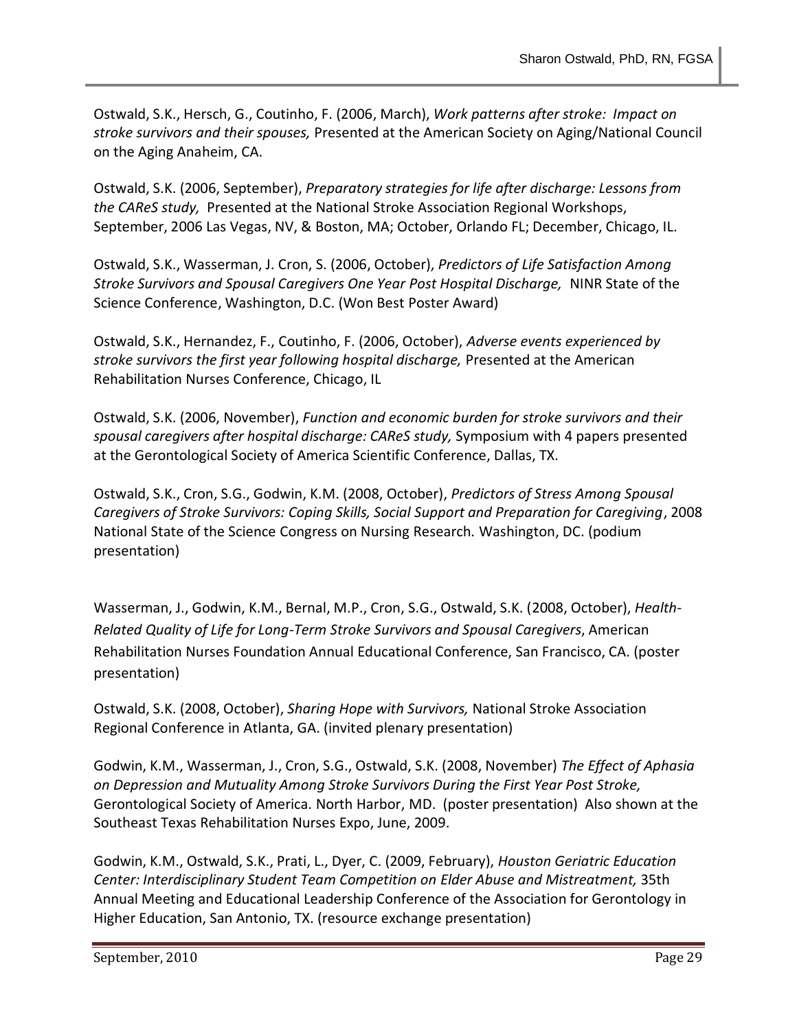Ostwald, S.K., Hersch, G., Coutinho, F. (2006, March), *Work patterns after stroke: Impact on stroke survivors and their spouses,* Presented at the American Society on Aging/National Council on the Aging Anaheim, CA.

Ostwald, S.K. (2006, September), *Preparatory strategies for life after discharge: Lessons from the CAReS study,* Presented at the National Stroke Association Regional Workshops, September, 2006 Las Vegas, NV, & Boston, MA; October, Orlando FL; December, Chicago, IL.

Ostwald, S.K., Wasserman, J. Cron, S. (2006, October), *Predictors of Life Satisfaction Among Stroke Survivors and Spousal Caregivers One Year Post Hospital Discharge,* NINR State of the Science Conference, Washington, D.C. (Won Best Poster Award)

Ostwald, S.K., Hernandez, F., Coutinho, F. (2006, October), *Adverse events experienced by stroke survivors the first year following hospital discharge,* Presented at the American Rehabilitation Nurses Conference, Chicago, IL

Ostwald, S.K. (2006, November), *Function and economic burden for stroke survivors and their spousal caregivers after hospital discharge: CAReS study,* Symposium with 4 papers presented at the Gerontological Society of America Scientific Conference, Dallas, TX.

Ostwald, S.K., Cron, S.G., Godwin, K.M. (2008, October), *Predictors of Stress Among Spousal Caregivers of Stroke Survivors: Coping Skills, Social Support and Preparation for Caregiving*, 2008 National State of the Science Congress on Nursing Research. Washington, DC. (podium presentation)

Wasserman, J., Godwin, K.M., Bernal, M.P., Cron, S.G., Ostwald, S.K. (2008, October), *Health-Related Quality of Life for Long-Term Stroke Survivors and Spousal Caregivers*, American Rehabilitation Nurses Foundation Annual Educational Conference, San Francisco, CA. (poster presentation)

Ostwald, S.K. (2008, October), *Sharing Hope with Survivors,* National Stroke Association Regional Conference in Atlanta, GA. (invited plenary presentation)

Godwin, K.M., Wasserman, J., Cron, S.G., Ostwald, S.K. (2008, November) *The Effect of Aphasia on Depression and Mutuality Among Stroke Survivors During the First Year Post Stroke,* Gerontological Society of America. North Harbor, MD. (poster presentation) Also shown at the Southeast Texas Rehabilitation Nurses Expo, June, 2009.

Godwin, K.M., Ostwald, S.K., Prati, L., Dyer, C. (2009, February), *Houston Geriatric Education Center: Interdisciplinary Student Team Competition on Elder Abuse and Mistreatment,* 35th Annual Meeting and Educational Leadership Conference of the Association for Gerontology in Higher Education, San Antonio, TX. (resource exchange presentation)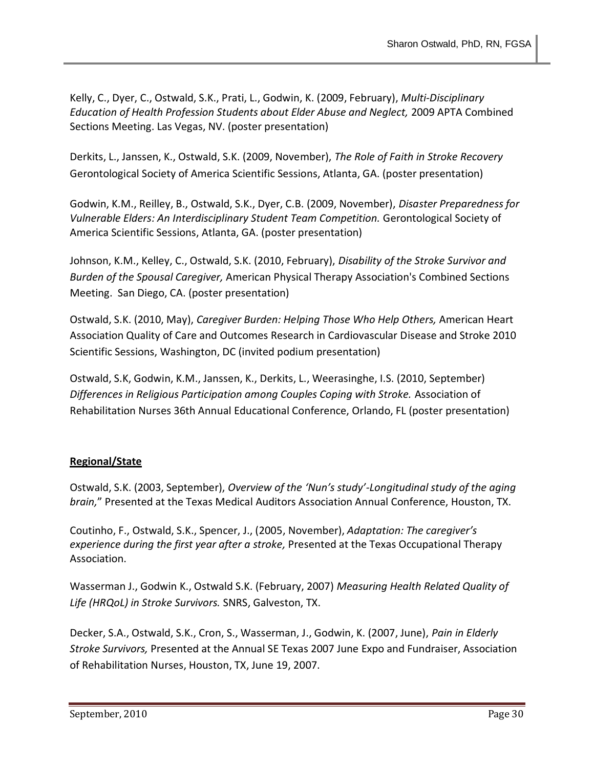Kelly, C., Dyer, C., Ostwald, S.K., Prati, L., Godwin, K. (2009, February), *Multi-Disciplinary Education of Health Profession Students about Elder Abuse and Neglect,* 2009 APTA Combined Sections Meeting. Las Vegas, NV. (poster presentation)

Derkits, L., Janssen, K., Ostwald, S.K. (2009, November), *The Role of Faith in Stroke Recovery* Gerontological Society of America Scientific Sessions, Atlanta, GA. (poster presentation)

Godwin, K.M., Reilley, B., Ostwald, S.K., Dyer, C.B. (2009, November), *Disaster Preparedness for Vulnerable Elders: An Interdisciplinary Student Team Competition.* Gerontological Society of America Scientific Sessions, Atlanta, GA. (poster presentation)

Johnson, K.M., Kelley, C., Ostwald, S.K. (2010, February), *Disability of the Stroke Survivor and Burden of the Spousal Caregiver,* American Physical Therapy Association's Combined Sections Meeting. San Diego, CA. (poster presentation)

Ostwald, S.K. (2010, May), *Caregiver Burden: Helping Those Who Help Others,* American Heart Association Quality of Care and Outcomes Research in Cardiovascular Disease and Stroke 2010 Scientific Sessions, Washington, DC (invited podium presentation)

Ostwald, S.K, Godwin, K.M., Janssen, K., Derkits, L., Weerasinghe, I.S. (2010, September) *Differences in Religious Participation among Couples Coping with Stroke.* Association of Rehabilitation Nurses 36th Annual Educational Conference, Orlando, FL (poster presentation)

**Regional/State**

Ostwald, S.K. (2003, September), *Overview of the 'Nun's study'-Longitudinal study of the aging brain,*" Presented at the Texas Medical Auditors Association Annual Conference, Houston, TX.

Coutinho, F., Ostwald, S.K., Spencer, J., (2005, November), *Adaptation: The caregiver's experience during the first year after a stroke,* Presented at the Texas Occupational Therapy Association.

Wasserman J., Godwin K., Ostwald S.K. (February, 2007) *Measuring Health Related Quality of Life (HRQoL) in Stroke Survivors.* SNRS, Galveston, TX.

Decker, S.A., Ostwald, S.K., Cron, S., Wasserman, J., Godwin, K. (2007, June), *Pain in Elderly Stroke Survivors,* Presented at the Annual SE Texas 2007 June Expo and Fundraiser, Association of Rehabilitation Nurses, Houston, TX, June 19, 2007.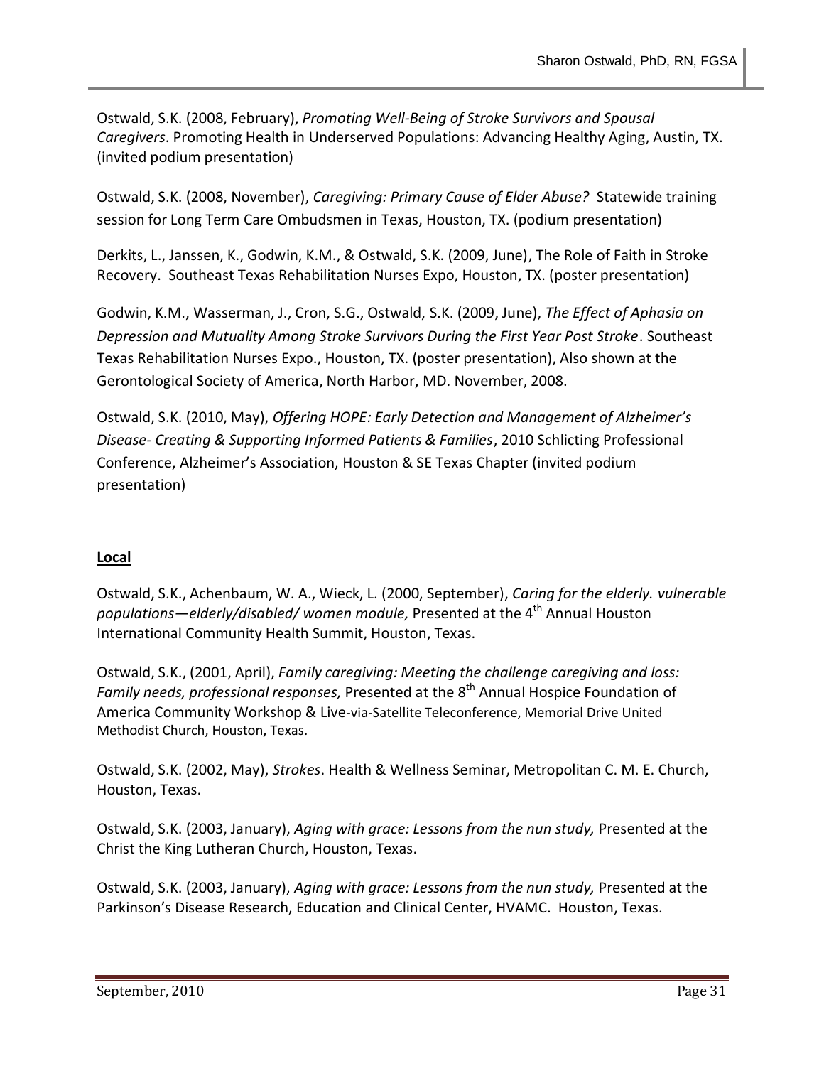Ostwald, S.K. (2008, February), *Promoting Well-Being of Stroke Survivors and Spousal Caregivers*. Promoting Health in Underserved Populations: Advancing Healthy Aging, Austin, TX. (invited podium presentation)

Ostwald, S.K. (2008, November), *Caregiving: Primary Cause of Elder Abuse?* Statewide training session for Long Term Care Ombudsmen in Texas, Houston, TX. (podium presentation)

Derkits, L., Janssen, K., Godwin, K.M., & Ostwald, S.K. (2009, June), The Role of Faith in Stroke Recovery. Southeast Texas Rehabilitation Nurses Expo, Houston, TX. (poster presentation)

Godwin, K.M., Wasserman, J., Cron, S.G., Ostwald, S.K. (2009, June), *The Effect of Aphasia on Depression and Mutuality Among Stroke Survivors During the First Year Post Stroke*. Southeast Texas Rehabilitation Nurses Expo., Houston, TX. (poster presentation), Also shown at the Gerontological Society of America, North Harbor, MD. November, 2008.

Ostwald, S.K. (2010, May), *Offering HOPE: Early Detection and Management of Alzheimer's Disease- Creating & Supporting Informed Patients & Families*, 2010 Schlicting Professional Conference, Alzheimer's Association, Houston & SE Texas Chapter (invited podium presentation)

**Local**

Ostwald, S.K., Achenbaum, W. A., Wieck, L. (2000, September), *Caring for the elderly. vulnerable populations—elderly/disabled/ women module,* Presented at the 4th Annual Houston International Community Health Summit, Houston, Texas.

Ostwald, S.K., (2001, April), *Family caregiving: Meeting the challenge caregiving and loss: Family needs, professional responses,* Presented at the 8th Annual Hospice Foundation of America Community Workshop & Live-via-Satellite Teleconference, Memorial Drive United Methodist Church, Houston, Texas.

Ostwald, S.K. (2002, May), *Strokes*. Health & Wellness Seminar, Metropolitan C. M. E. Church, Houston, Texas.

Ostwald, S.K. (2003, January), *Aging with grace: Lessons from the nun study,* Presented at the Christ the King Lutheran Church, Houston, Texas.

Ostwald, S.K. (2003, January), *Aging with grace: Lessons from the nun study,* Presented at the Parkinson's Disease Research, Education and Clinical Center, HVAMC. Houston, Texas.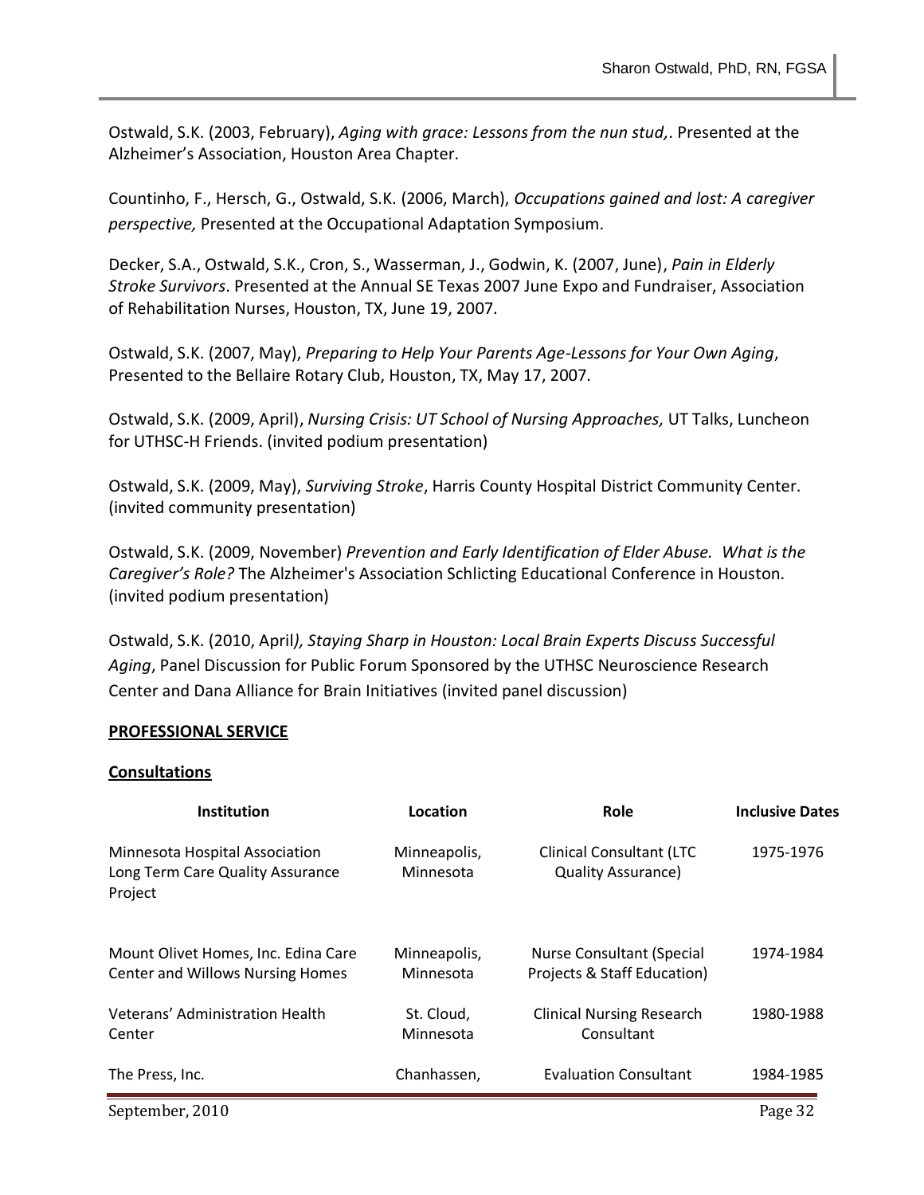Ostwald, S.K. (2003, February), *Aging with grace: Lessons from the nun stud,*. Presented at the Alzheimer's Association, Houston Area Chapter.

Countinho, F., Hersch, G., Ostwald, S.K. (2006, March), *Occupations gained and lost: A caregiver perspective,* Presented at the Occupational Adaptation Symposium.

Decker, S.A., Ostwald, S.K., Cron, S., Wasserman, J., Godwin, K. (2007, June), *Pain in Elderly Stroke Survivors*. Presented at the Annual SE Texas 2007 June Expo and Fundraiser, Association of Rehabilitation Nurses, Houston, TX, June 19, 2007.

Ostwald, S.K. (2007, May), *Preparing to Help Your Parents Age-Lessons for Your Own Aging*, Presented to the Bellaire Rotary Club, Houston, TX, May 17, 2007.

Ostwald, S.K. (2009, April), *Nursing Crisis: UT School of Nursing Approaches,* UT Talks, Luncheon for UTHSC-H Friends. (invited podium presentation)

Ostwald, S.K. (2009, May), *Surviving Stroke*, Harris County Hospital District Community Center. (invited community presentation)

Ostwald, S.K. (2009, November) *Prevention and Early Identification of Elder Abuse. What is the Caregiver's Role?* The Alzheimer's Association Schlicting Educational Conference in Houston. (invited podium presentation)

Ostwald, S.K. (2010, April*), Staying Sharp in Houston: Local Brain Experts Discuss Successful Aging*, Panel Discussion for Public Forum Sponsored by the UTHSC Neuroscience Research Center and Dana Alliance for Brain Initiatives (invited panel discussion)

## PROFESSIONAL SERVICE

### Consultations

| Institution | Location | Role | Inclusive Dates |
|---|---|---|---|
| Minnesota Hospital Association Long Term Care Quality Assurance Project | Minneapolis, Minnesota | Clinical Consultant (LTC Quality Assurance) | 1975-1976 |
| Mount Olivet Homes, Inc. Edina Care Center and Willows Nursing Homes | Minneapolis, Minnesota | Nurse Consultant (Special Projects & Staff Education) | 1974-1984 |
| Veterans' Administration Health Center | St. Cloud, Minnesota | Clinical Nursing Research Consultant | 1980-1988 |
| The Press, Inc. | Chanhassen, | Evaluation Consultant | 1984-1985 |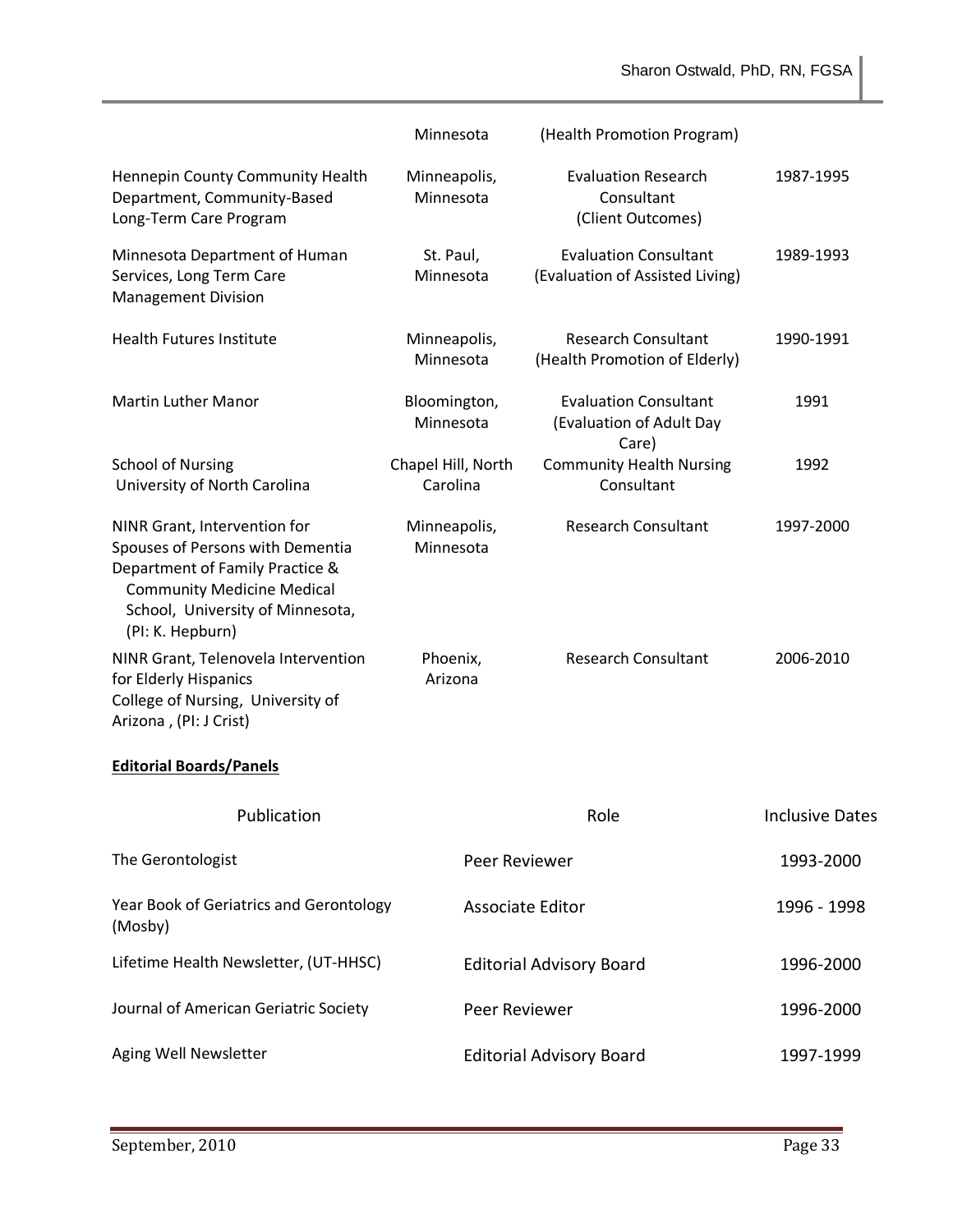| | | | |
|---|---|---|---|
| | Minnesota | (Health Promotion Program) | |
| Hennepin County Community Health Department, Community-Based Long-Term Care Program | Minneapolis, Minnesota | Evaluation Research Consultant (Client Outcomes) | 1987-1995 |
| Minnesota Department of Human Services, Long Term Care Management Division | St. Paul, Minnesota | Evaluation Consultant (Evaluation of Assisted Living) | 1989-1993 |
| Health Futures Institute | Minneapolis, Minnesota | Research Consultant (Health Promotion of Elderly) | 1990-1991 |
| Martin Luther Manor | Bloomington, Minnesota | Evaluation Consultant (Evaluation of Adult Day Care) | 1991 |
| School of Nursing University of North Carolina | Chapel Hill, North Carolina | Community Health Nursing Consultant | 1992 |
| NINR Grant, Intervention for Spouses of Persons with Dementia Department of Family Practice & Community Medicine Medical School, University of Minnesota, (PI: K. Hepburn) | Minneapolis, Minnesota | Research Consultant | 1997-2000 |
| NINR Grant, Telenovela Intervention for Elderly Hispanics College of Nursing, University of Arizona , (PI: J Crist) | Phoenix, Arizona | Research Consultant | 2006-2010 |

**Editorial Boards/Panels**

| Publication | Role | Inclusive Dates |
|---|---|---|
| The Gerontologist | Peer Reviewer | 1993-2000 |
| Year Book of Geriatrics and Gerontology (Mosby) | Associate Editor | 1996 - 1998 |
| Lifetime Health Newsletter, (UT-HHSC) | Editorial Advisory Board | 1996-2000 |
| Journal of American Geriatric Society | Peer Reviewer | 1996-2000 |
| Aging Well Newsletter | Editorial Advisory Board | 1997-1999 |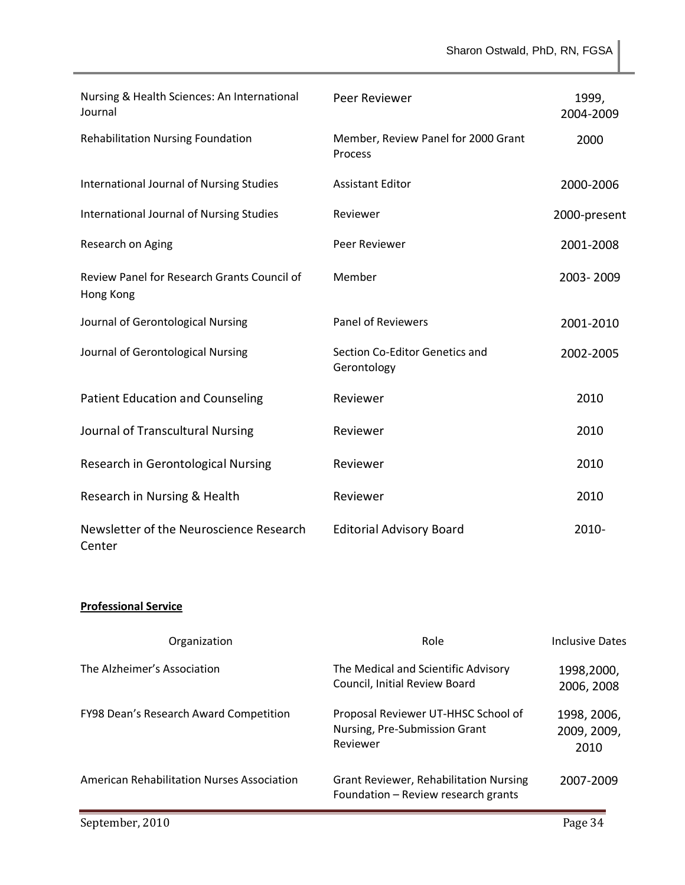| | | |
|---|---|---|
| Nursing & Health Sciences: An International Journal | Peer Reviewer | 1999, 2004-2009 |
| Rehabilitation Nursing Foundation | Member, Review Panel for 2000 Grant Process | 2000 |
| International Journal of Nursing Studies | Assistant Editor | 2000-2006 |
| International Journal of Nursing Studies | Reviewer | 2000-present |
| Research on Aging | Peer Reviewer | 2001-2008 |
| Review Panel for Research Grants Council of Hong Kong | Member | 2003- 2009 |
| Journal of Gerontological Nursing | Panel of Reviewers | 2001-2010 |
| Journal of Gerontological Nursing | Section Co-Editor Genetics and Gerontology | 2002-2005 |
| Patient Education and Counseling | Reviewer | 2010 |
| Journal of Transcultural Nursing | Reviewer | 2010 |
| Research in Gerontological Nursing | Reviewer | 2010 |
| Research in Nursing & Health | Reviewer | 2010 |
| Newsletter of the Neuroscience Research Center | Editorial Advisory Board | 2010- |

**Professional Service**

| Organization | Role | Inclusive Dates |
|---|---|---|
| The Alzheimer's Association | The Medical and Scientific Advisory Council, Initial Review Board | 1998,2000, 2006, 2008 |
| FY98 Dean's Research Award Competition | Proposal Reviewer UT-HHSC School of Nursing, Pre-Submission Grant Reviewer | 1998, 2006, 2009, 2009, 2010 |
| American Rehabilitation Nurses Association | Grant Reviewer, Rehabilitation Nursing Foundation – Review research grants | 2007-2009 |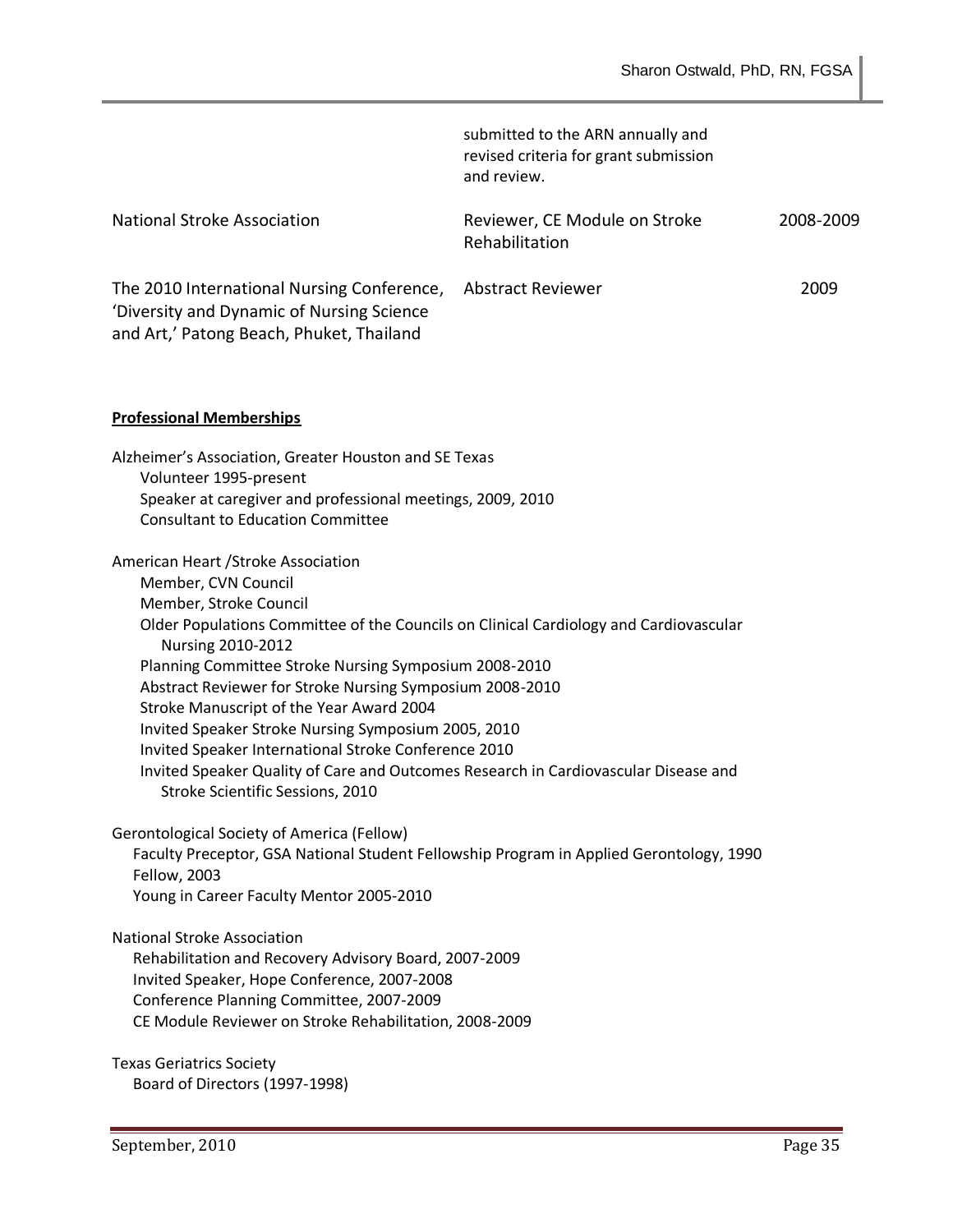| | | |
|---|---|---|
| | submitted to the ARN annually and revised criteria for grant submission and review. | |
| National Stroke Association | Reviewer, CE Module on Stroke Rehabilitation | 2008-2009 |
| The 2010 International Nursing Conference, 'Diversity and Dynamic of Nursing Science and Art,' Patong Beach, Phuket, Thailand | Abstract Reviewer | 2009 |

**Professional Memberships**

Alzheimer's Association, Greater Houston and SE Texas
- Volunteer 1995-present
- Speaker at caregiver and professional meetings, 2009, 2010
- Consultant to Education Committee

American Heart /Stroke Association
- Member, CVN Council
- Member, Stroke Council
- Older Populations Committee of the Councils on Clinical Cardiology and Cardiovascular Nursing 2010-2012
- Planning Committee Stroke Nursing Symposium 2008-2010
- Abstract Reviewer for Stroke Nursing Symposium 2008-2010
- Stroke Manuscript of the Year Award 2004
- Invited Speaker Stroke Nursing Symposium 2005, 2010
- Invited Speaker International Stroke Conference 2010
- Invited Speaker Quality of Care and Outcomes Research in Cardiovascular Disease and Stroke Scientific Sessions, 2010

Gerontological Society of America (Fellow)
- Faculty Preceptor, GSA National Student Fellowship Program in Applied Gerontology, 1990
- Fellow, 2003
- Young in Career Faculty Mentor 2005-2010

National Stroke Association
- Rehabilitation and Recovery Advisory Board, 2007-2009
- Invited Speaker, Hope Conference, 2007-2008
- Conference Planning Committee, 2007-2009
- CE Module Reviewer on Stroke Rehabilitation, 2008-2009

Texas Geriatrics Society
- Board of Directors (1997-1998)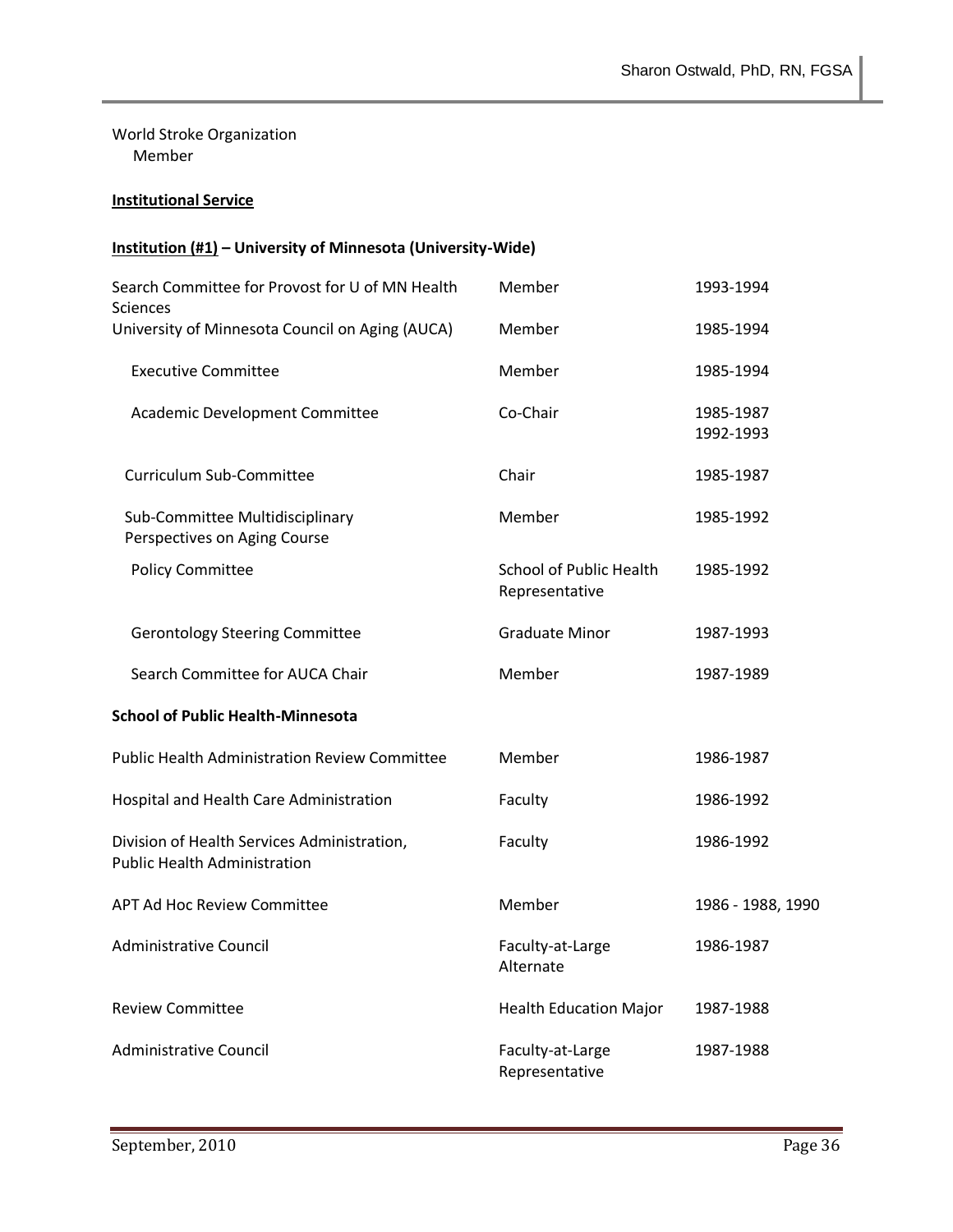World Stroke Organization
Member

**Institutional Service**

**Institution (#1) – University of Minnesota (University-Wide)**

| | | |
|---|---|---|
| Search Committee for Provost for U of MN Health Sciences | Member | 1993-1994 |
| University of Minnesota Council on Aging (AUCA) | Member | 1985-1994 |
| Executive Committee | Member | 1985-1994 |
| Academic Development Committee | Co-Chair | 1985-1987<br>1992-1993 |
| Curriculum Sub-Committee | Chair | 1985-1987 |
| Sub-Committee Multidisciplinary Perspectives on Aging Course | Member | 1985-1992 |
| Policy Committee | School of Public Health Representative | 1985-1992 |
| Gerontology Steering Committee | Graduate Minor | 1987-1993 |
| Search Committee for AUCA Chair | Member | 1987-1989 |

**School of Public Health-Minnesota**

| | | |
|---|---|---|
| Public Health Administration Review Committee | Member | 1986-1987 |
| Hospital and Health Care Administration | Faculty | 1986-1992 |
| Division of Health Services Administration, Public Health Administration | Faculty | 1986-1992 |
| APT Ad Hoc Review Committee | Member | 1986 - 1988, 1990 |
| Administrative Council | Faculty-at-Large Alternate | 1986-1987 |
| Review Committee | Health Education Major | 1987-1988 |
| Administrative Council | Faculty-at-Large Representative | 1987-1988 |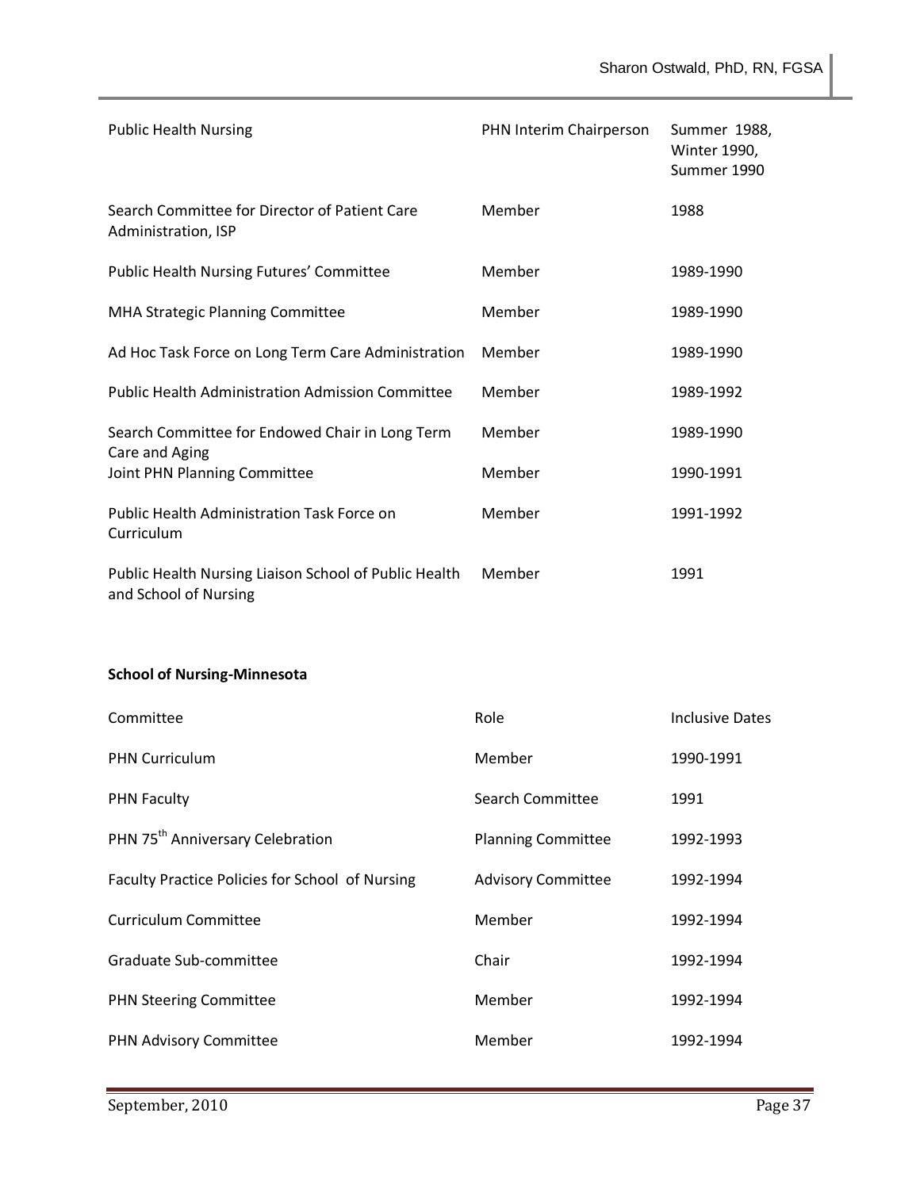| | | |
|---|---|---|
| Public Health Nursing | PHN Interim Chairperson | Summer 1988, Winter 1990, Summer 1990 |
| Search Committee for Director of Patient Care Administration, ISP | Member | 1988 |
| Public Health Nursing Futures' Committee | Member | 1989-1990 |
| MHA Strategic Planning Committee | Member | 1989-1990 |
| Ad Hoc Task Force on Long Term Care Administration | Member | 1989-1990 |
| Public Health Administration Admission Committee | Member | 1989-1992 |
| Search Committee for Endowed Chair in Long Term Care and Aging | Member | 1989-1990 |
| Joint PHN Planning Committee | Member | 1990-1991 |
| Public Health Administration Task Force on Curriculum | Member | 1991-1992 |
| Public Health Nursing Liaison School of Public Health and School of Nursing | Member | 1991 |

**School of Nursing-Minnesota**

| Committee | Role | Inclusive Dates |
|---|---|---|
| PHN Curriculum | Member | 1990-1991 |
| PHN Faculty | Search Committee | 1991 |
| PHN 75th Anniversary Celebration | Planning Committee | 1992-1993 |
| Faculty Practice Policies for School of Nursing | Advisory Committee | 1992-1994 |
| Curriculum Committee | Member | 1992-1994 |
| Graduate Sub-committee | Chair | 1992-1994 |
| PHN Steering Committee | Member | 1992-1994 |
| PHN Advisory Committee | Member | 1992-1994 |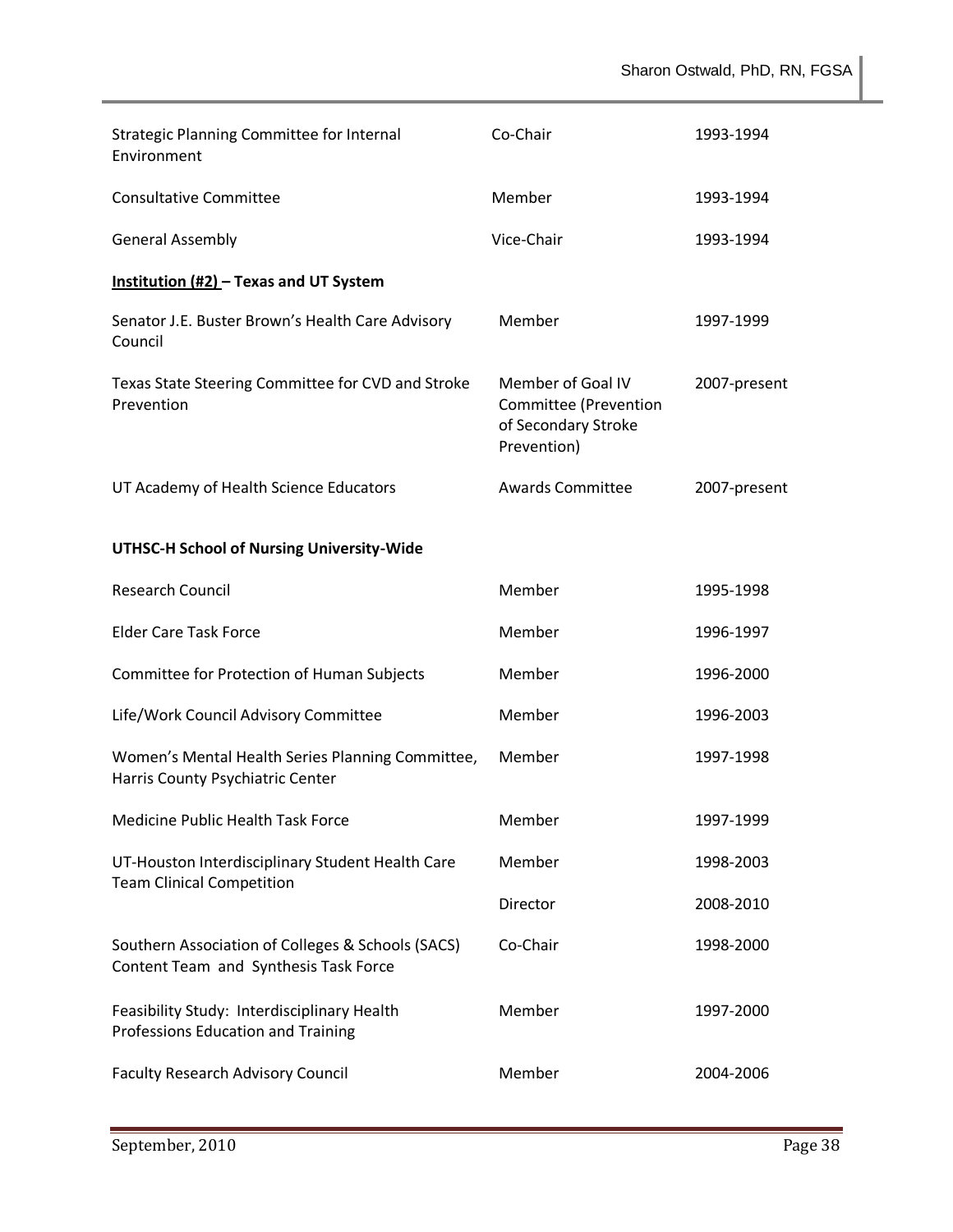| | | |
|---|---|---|
| Strategic Planning Committee for Internal Environment | Co-Chair | 1993-1994 |
| Consultative Committee | Member | 1993-1994 |
| General Assembly | Vice-Chair | 1993-1994 |

**Institution (#2) – Texas and UT System**

| | | |
|---|---|---|
| Senator J.E. Buster Brown's Health Care Advisory Council | Member | 1997-1999 |
| Texas State Steering Committee for CVD and Stroke Prevention | Member of Goal IV Committee (Prevention of Secondary Stroke Prevention) | 2007-present |
| UT Academy of Health Science Educators | Awards Committee | 2007-present |

**UTHSC-H School of Nursing University-Wide**

| | | |
|---|---|---|
| Research Council | Member | 1995-1998 |
| Elder Care Task Force | Member | 1996-1997 |
| Committee for Protection of Human Subjects | Member | 1996-2000 |
| Life/Work Council Advisory Committee | Member | 1996-2003 |
| Women's Mental Health Series Planning Committee, Harris County Psychiatric Center | Member | 1997-1998 |
| Medicine Public Health Task Force | Member | 1997-1999 |
| UT-Houston Interdisciplinary Student Health Care Team Clinical Competition | Member | 1998-2003 |
| | Director | 2008-2010 |
| Southern Association of Colleges & Schools (SACS) Content Team and Synthesis Task Force | Co-Chair | 1998-2000 |
| Feasibility Study: Interdisciplinary Health Professions Education and Training | Member | 1997-2000 |
| Faculty Research Advisory Council | Member | 2004-2006 |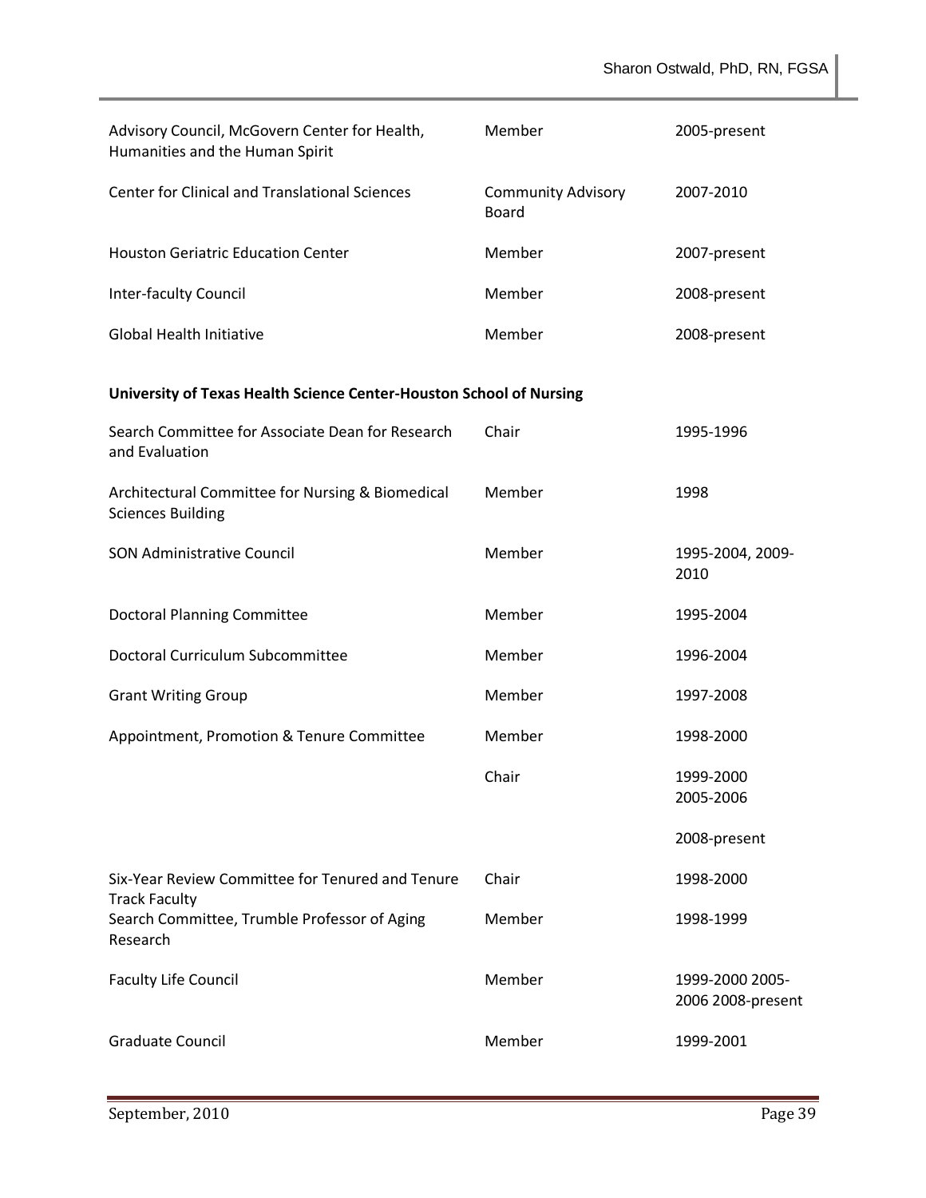| | | |
|---|---|---|
| Advisory Council, McGovern Center for Health, Humanities and the Human Spirit | Member | 2005-present |
| Center for Clinical and Translational Sciences | Community Advisory Board | 2007-2010 |
| Houston Geriatric Education Center | Member | 2007-present |
| Inter-faculty Council | Member | 2008-present |
| Global Health Initiative | Member | 2008-present |

**University of Texas Health Science Center-Houston School of Nursing**

| | | |
|---|---|---|
| Search Committee for Associate Dean for Research and Evaluation | Chair | 1995-1996 |
| Architectural Committee for Nursing & Biomedical Sciences Building | Member | 1998 |
| SON Administrative Council | Member | 1995-2004, 2009-2010 |
| Doctoral Planning Committee | Member | 1995-2004 |
| Doctoral Curriculum Subcommittee | Member | 1996-2004 |
| Grant Writing Group | Member | 1997-2008 |
| Appointment, Promotion & Tenure Committee | Member | 1998-2000 |
| | Chair | 1999-2000<br>2005-2006<br>2008-present |
| Six-Year Review Committee for Tenured and Tenure Track Faculty | Chair | 1998-2000 |
| Search Committee, Trumble Professor of Aging Research | Member | 1998-1999 |
| Faculty Life Council | Member | 1999-2000 2005-2006 2008-present |
| Graduate Council | Member | 1999-2001 |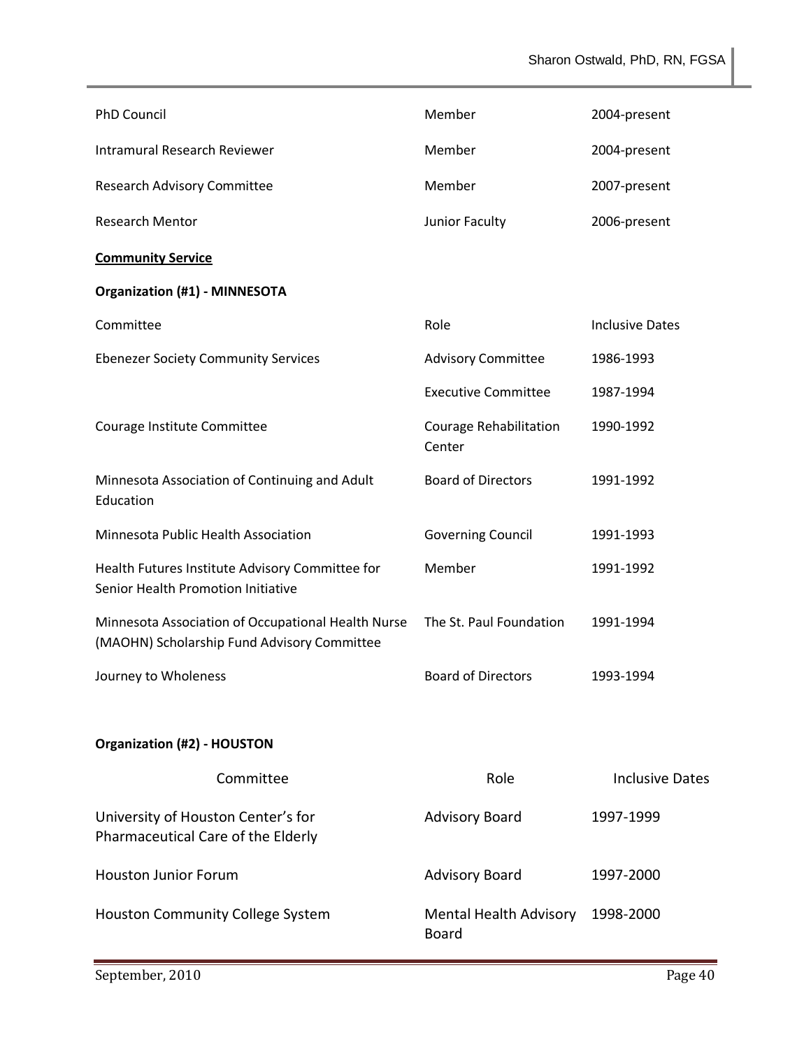| | | |
|---|---|---|
| PhD Council | Member | 2004-present |
| Intramural Research Reviewer | Member | 2004-present |
| Research Advisory Committee | Member | 2007-present |
| Research Mentor | Junior Faculty | 2006-present |

**Community Service**

**Organization (#1) - MINNESOTA**

| Committee | Role | Inclusive Dates |
|---|---|---|
| Ebenezer Society Community Services | Advisory Committee | 1986-1993 |
| | Executive Committee | 1987-1994 |
| Courage Institute Committee | Courage Rehabilitation Center | 1990-1992 |
| Minnesota Association of Continuing and Adult Education | Board of Directors | 1991-1992 |
| Minnesota Public Health Association | Governing Council | 1991-1993 |
| Health Futures Institute Advisory Committee for Senior Health Promotion Initiative | Member | 1991-1992 |
| Minnesota Association of Occupational Health Nurse (MAOHN) Scholarship Fund Advisory Committee | The St. Paul Foundation | 1991-1994 |
| Journey to Wholeness | Board of Directors | 1993-1994 |

**Organization (#2) - HOUSTON**

| Committee | Role | Inclusive Dates |
|---|---|---|
| University of Houston Center's for Pharmaceutical Care of the Elderly | Advisory Board | 1997-1999 |
| Houston Junior Forum | Advisory Board | 1997-2000 |
| Houston Community College System | Mental Health Advisory Board | 1998-2000 |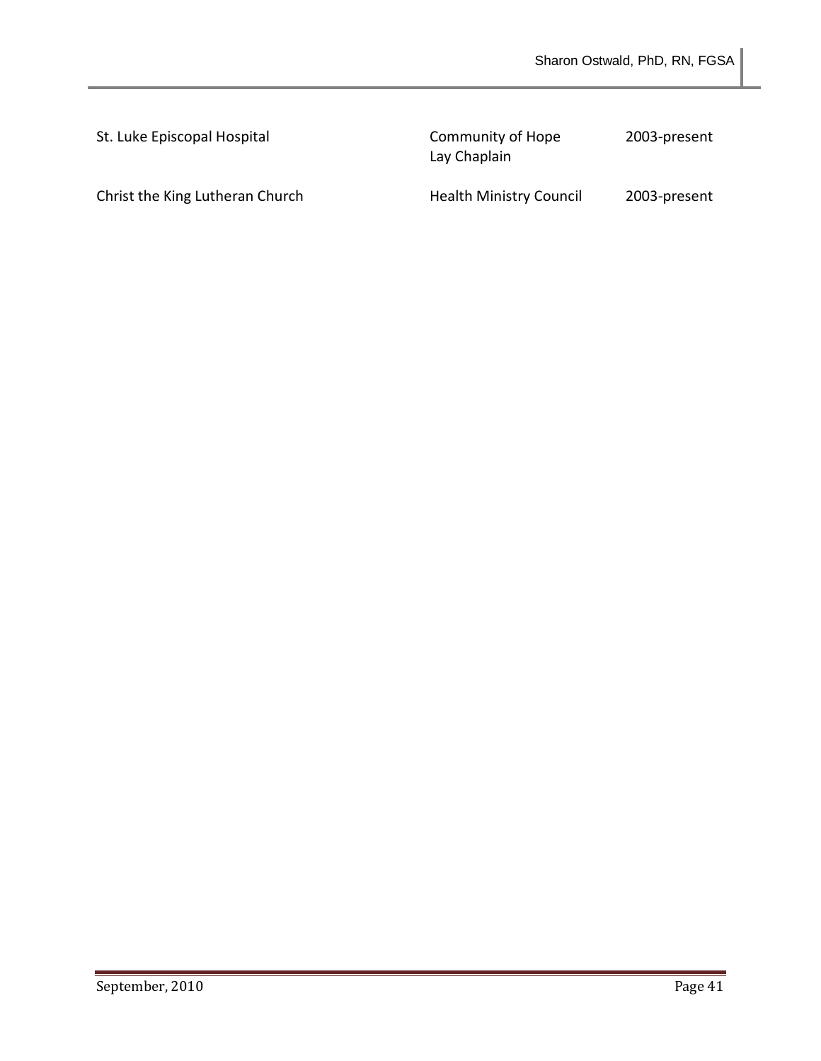| | | |
|---|---|---|
| St. Luke Episcopal Hospital | Community of Hope Lay Chaplain | 2003-present |
| Christ the King Lutheran Church | Health Ministry Council | 2003-present |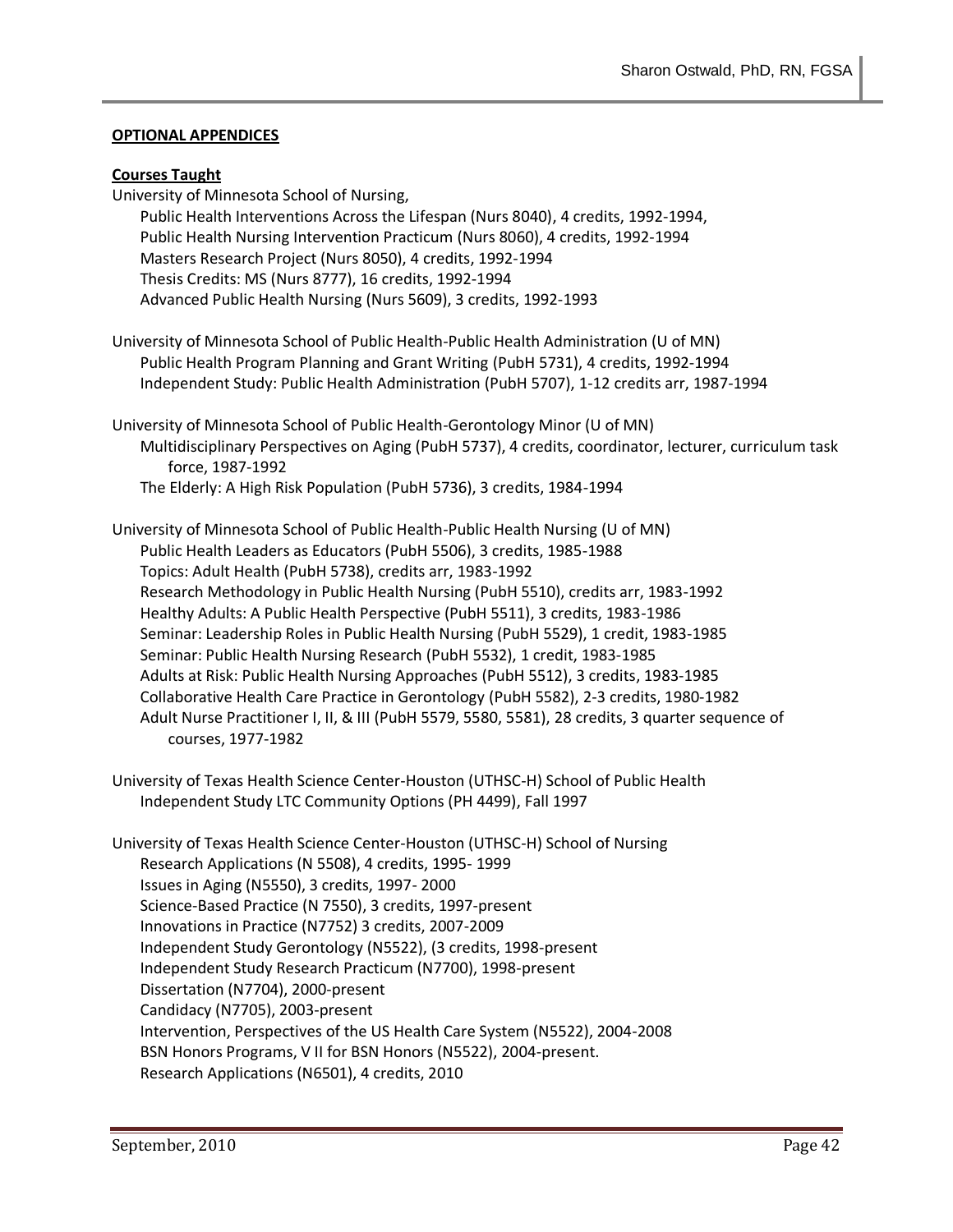## **OPTIONAL APPENDICES**

### **Courses Taught**

University of Minnesota School of Nursing,

- Public Health Interventions Across the Lifespan (Nurs 8040), 4 credits, 1992-1994,
- Public Health Nursing Intervention Practicum (Nurs 8060), 4 credits, 1992-1994
- Masters Research Project (Nurs 8050), 4 credits, 1992-1994
- Thesis Credits: MS (Nurs 8777), 16 credits, 1992-1994
- Advanced Public Health Nursing (Nurs 5609), 3 credits, 1992-1993

University of Minnesota School of Public Health-Public Health Administration (U of MN)

- Public Health Program Planning and Grant Writing (PubH 5731), 4 credits, 1992-1994
- Independent Study: Public Health Administration (PubH 5707), 1-12 credits arr, 1987-1994

University of Minnesota School of Public Health-Gerontology Minor (U of MN)

- Multidisciplinary Perspectives on Aging (PubH 5737), 4 credits, coordinator, lecturer, curriculum task force, 1987-1992
- The Elderly: A High Risk Population (PubH 5736), 3 credits, 1984-1994

University of Minnesota School of Public Health-Public Health Nursing (U of MN)

- Public Health Leaders as Educators (PubH 5506), 3 credits, 1985-1988
- Topics: Adult Health (PubH 5738), credits arr, 1983-1992
- Research Methodology in Public Health Nursing (PubH 5510), credits arr, 1983-1992
- Healthy Adults: A Public Health Perspective (PubH 5511), 3 credits, 1983-1986
- Seminar: Leadership Roles in Public Health Nursing (PubH 5529), 1 credit, 1983-1985
- Seminar: Public Health Nursing Research (PubH 5532), 1 credit, 1983-1985
- Adults at Risk: Public Health Nursing Approaches (PubH 5512), 3 credits, 1983-1985
- Collaborative Health Care Practice in Gerontology (PubH 5582), 2-3 credits, 1980-1982
- Adult Nurse Practitioner I, II, & III (PubH 5579, 5580, 5581), 28 credits, 3 quarter sequence of courses, 1977-1982

University of Texas Health Science Center-Houston (UTHSC-H) School of Public Health

- Independent Study LTC Community Options (PH 4499), Fall 1997

University of Texas Health Science Center-Houston (UTHSC-H) School of Nursing

- Research Applications (N 5508), 4 credits, 1995- 1999
- Issues in Aging (N5550), 3 credits, 1997- 2000
- Science-Based Practice (N 7550), 3 credits, 1997-present
- Innovations in Practice (N7752) 3 credits, 2007-2009
- Independent Study Gerontology (N5522), (3 credits, 1998-present
- Independent Study Research Practicum (N7700), 1998-present
- Dissertation (N7704), 2000-present
- Candidacy (N7705), 2003-present
- Intervention, Perspectives of the US Health Care System (N5522), 2004-2008
- BSN Honors Programs, V II for BSN Honors (N5522), 2004-present.
- Research Applications (N6501), 4 credits, 2010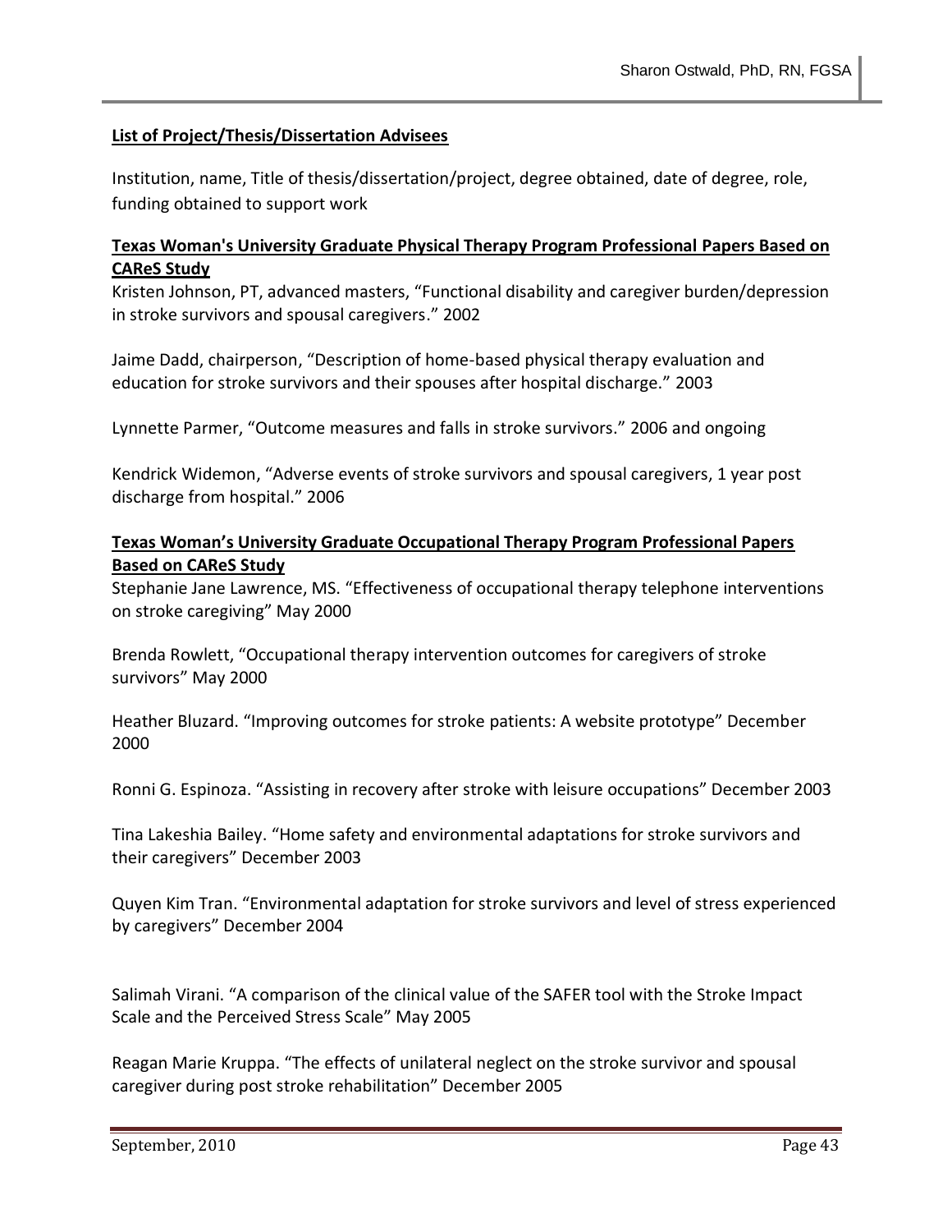**List of Project/Thesis/Dissertation Advisees**

Institution, name, Title of thesis/dissertation/project, degree obtained, date of degree, role, funding obtained to support work

**Texas Woman's University Graduate Physical Therapy Program Professional Papers Based on CAReS Study**

Kristen Johnson, PT, advanced masters, "Functional disability and caregiver burden/depression in stroke survivors and spousal caregivers." 2002

Jaime Dadd, chairperson, "Description of home-based physical therapy evaluation and education for stroke survivors and their spouses after hospital discharge." 2003

Lynnette Parmer, "Outcome measures and falls in stroke survivors." 2006 and ongoing

Kendrick Widemon, "Adverse events of stroke survivors and spousal caregivers, 1 year post discharge from hospital." 2006

**Texas Woman's University Graduate Occupational Therapy Program Professional Papers Based on CAReS Study**

Stephanie Jane Lawrence, MS. "Effectiveness of occupational therapy telephone interventions on stroke caregiving" May 2000

Brenda Rowlett, "Occupational therapy intervention outcomes for caregivers of stroke survivors" May 2000

Heather Bluzard. "Improving outcomes for stroke patients: A website prototype" December 2000

Ronni G. Espinoza. "Assisting in recovery after stroke with leisure occupations" December 2003

Tina Lakeshia Bailey. "Home safety and environmental adaptations for stroke survivors and their caregivers" December 2003

Quyen Kim Tran. "Environmental adaptation for stroke survivors and level of stress experienced by caregivers" December 2004

Salimah Virani. "A comparison of the clinical value of the SAFER tool with the Stroke Impact Scale and the Perceived Stress Scale" May 2005

Reagan Marie Kruppa. "The effects of unilateral neglect on the stroke survivor and spousal caregiver during post stroke rehabilitation" December 2005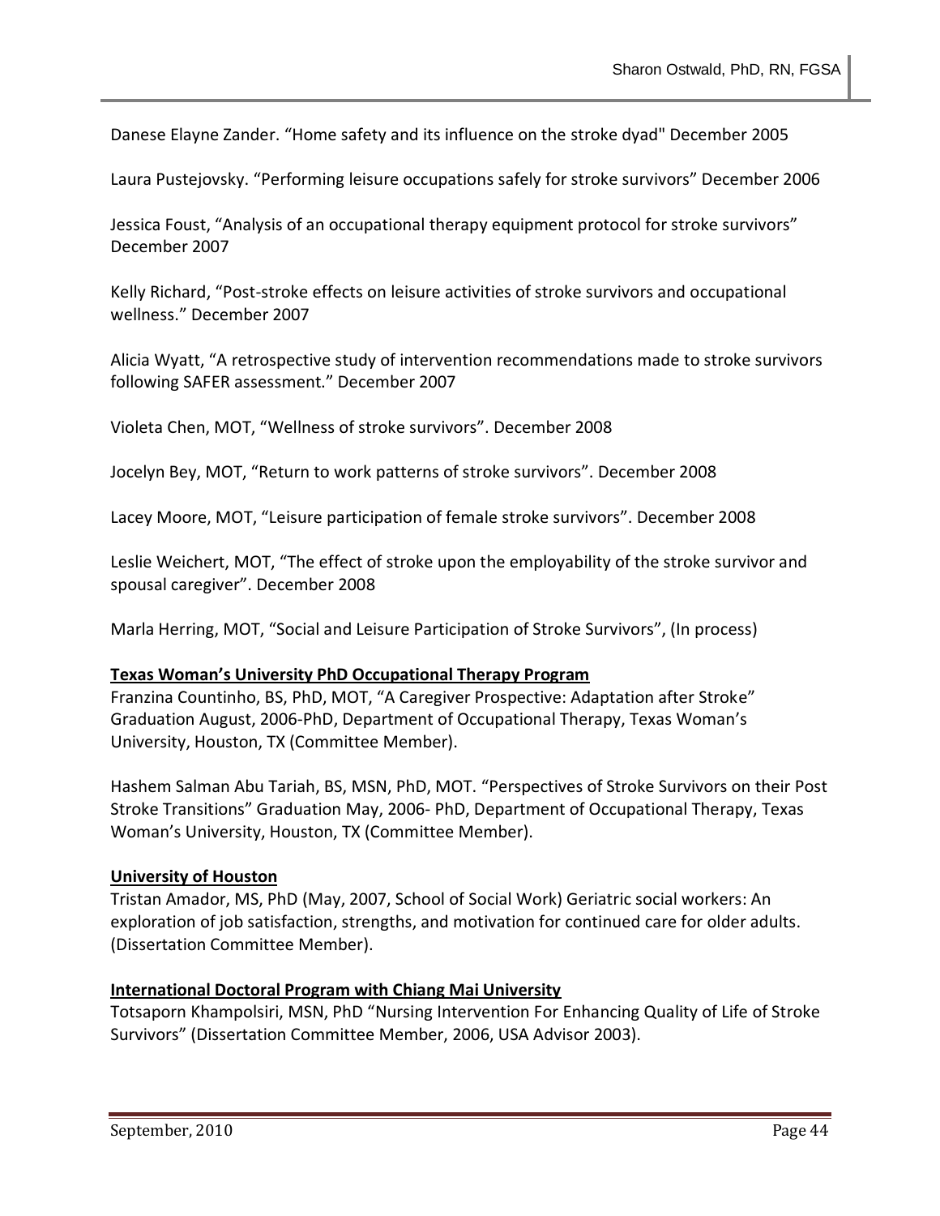Danese Elayne Zander. “Home safety and its influence on the stroke dyad" December 2005

Laura Pustejovsky. “Performing leisure occupations safely for stroke survivors” December 2006

Jessica Foust, “Analysis of an occupational therapy equipment protocol for stroke survivors” December 2007

Kelly Richard, “Post-stroke effects on leisure activities of stroke survivors and occupational wellness.” December 2007

Alicia Wyatt, “A retrospective study of intervention recommendations made to stroke survivors following SAFER assessment.” December 2007

Violeta Chen, MOT, “Wellness of stroke survivors”. December 2008

Jocelyn Bey, MOT, “Return to work patterns of stroke survivors”. December 2008

Lacey Moore, MOT, “Leisure participation of female stroke survivors”. December 2008

Leslie Weichert, MOT, “The effect of stroke upon the employability of the stroke survivor and spousal caregiver”. December 2008

Marla Herring, MOT, “Social and Leisure Participation of Stroke Survivors”, (In process)

**Texas Woman’s University PhD Occupational Therapy Program**

Franzina Countinho, BS, PhD, MOT, “A Caregiver Prospective: Adaptation after Stroke” Graduation August, 2006-PhD, Department of Occupational Therapy, Texas Woman’s University, Houston, TX (Committee Member).

Hashem Salman Abu Tariah, BS, MSN, PhD, MOT. “Perspectives of Stroke Survivors on their Post Stroke Transitions” Graduation May, 2006- PhD, Department of Occupational Therapy, Texas Woman’s University, Houston, TX (Committee Member).

**University of Houston**

Tristan Amador, MS, PhD (May, 2007, School of Social Work) Geriatric social workers: An exploration of job satisfaction, strengths, and motivation for continued care for older adults. (Dissertation Committee Member).

**International Doctoral Program with Chiang Mai University**

Totsaporn Khampolsiri, MSN, PhD “Nursing Intervention For Enhancing Quality of Life of Stroke Survivors” (Dissertation Committee Member, 2006, USA Advisor 2003).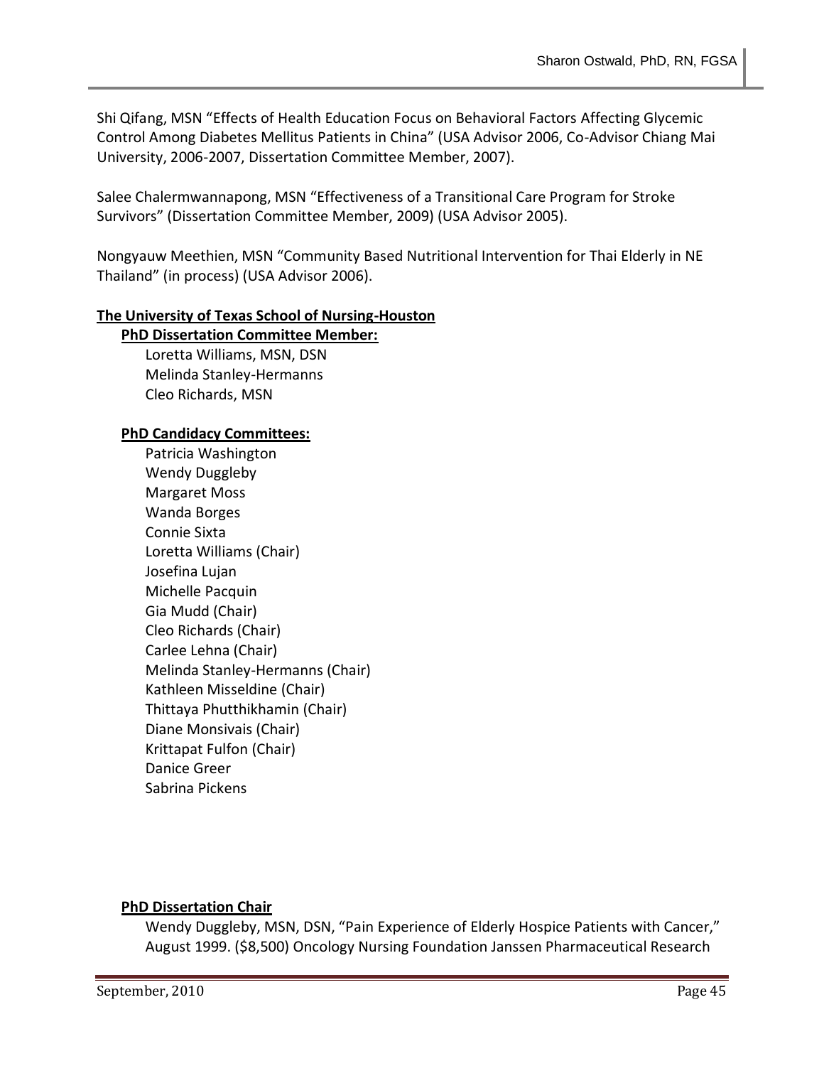Shi Qifang, MSN "Effects of Health Education Focus on Behavioral Factors Affecting Glycemic Control Among Diabetes Mellitus Patients in China" (USA Advisor 2006, Co-Advisor Chiang Mai University, 2006-2007, Dissertation Committee Member, 2007).

Salee Chalermwannapong, MSN "Effectiveness of a Transitional Care Program for Stroke Survivors" (Dissertation Committee Member, 2009) (USA Advisor 2005).

Nongyauw Meethien, MSN "Community Based Nutritional Intervention for Thai Elderly in NE Thailand" (in process) (USA Advisor 2006).

**The University of Texas School of Nursing-Houston**

**PhD Dissertation Committee Member:**

Loretta Williams, MSN, DSN
Melinda Stanley-Hermanns
Cleo Richards, MSN

**PhD Candidacy Committees:**

Patricia Washington
Wendy Duggleby
Margaret Moss
Wanda Borges
Connie Sixta
Loretta Williams (Chair)
Josefina Lujan
Michelle Pacquin
Gia Mudd (Chair)
Cleo Richards (Chair)
Carlee Lehna (Chair)
Melinda Stanley-Hermanns (Chair)
Kathleen Misseldine (Chair)
Thittaya Phutthikhamin (Chair)
Diane Monsivais (Chair)
Krittapat Fulfon (Chair)
Danice Greer
Sabrina Pickens

**PhD Dissertation Chair**

Wendy Duggleby, MSN, DSN, "Pain Experience of Elderly Hospice Patients with Cancer," August 1999. ($8,500) Oncology Nursing Foundation Janssen Pharmaceutical Research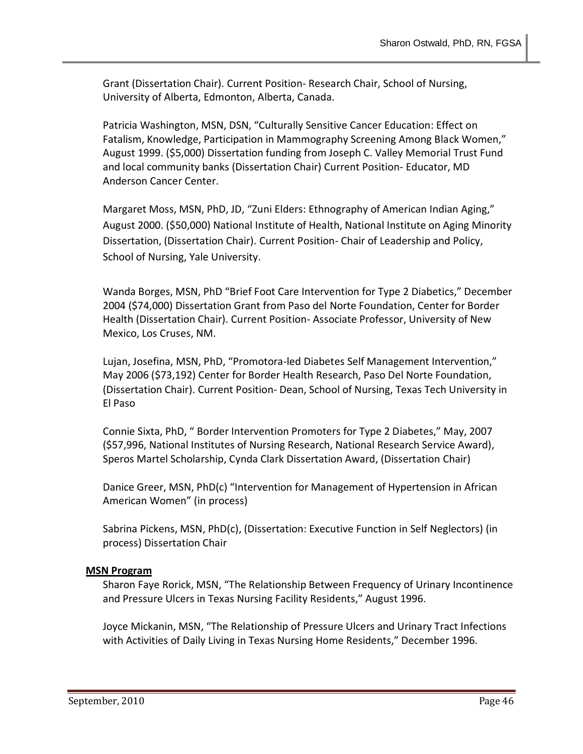Grant (Dissertation Chair). Current Position- Research Chair, School of Nursing, University of Alberta, Edmonton, Alberta, Canada.

Patricia Washington, MSN, DSN, "Culturally Sensitive Cancer Education: Effect on Fatalism, Knowledge, Participation in Mammography Screening Among Black Women," August 1999. ($5,000) Dissertation funding from Joseph C. Valley Memorial Trust Fund and local community banks (Dissertation Chair) Current Position- Educator, MD Anderson Cancer Center.

Margaret Moss, MSN, PhD, JD, "Zuni Elders: Ethnography of American Indian Aging," August 2000. ($50,000) National Institute of Health, National Institute on Aging Minority Dissertation, (Dissertation Chair). Current Position- Chair of Leadership and Policy, School of Nursing, Yale University.

Wanda Borges, MSN, PhD "Brief Foot Care Intervention for Type 2 Diabetics," December 2004 ($74,000) Dissertation Grant from Paso del Norte Foundation, Center for Border Health (Dissertation Chair). Current Position- Associate Professor, University of New Mexico, Los Cruses, NM.

Lujan, Josefina, MSN, PhD, "Promotora-led Diabetes Self Management Intervention," May 2006 ($73,192) Center for Border Health Research, Paso Del Norte Foundation, (Dissertation Chair). Current Position- Dean, School of Nursing, Texas Tech University in El Paso

Connie Sixta, PhD, " Border Intervention Promoters for Type 2 Diabetes," May, 2007 ($57,996, National Institutes of Nursing Research, National Research Service Award), Speros Martel Scholarship, Cynda Clark Dissertation Award, (Dissertation Chair)

Danice Greer, MSN, PhD(c) "Intervention for Management of Hypertension in African American Women" (in process)

Sabrina Pickens, MSN, PhD(c), (Dissertation: Executive Function in Self Neglectors) (in process) Dissertation Chair

**MSN Program**

Sharon Faye Rorick, MSN, "The Relationship Between Frequency of Urinary Incontinence and Pressure Ulcers in Texas Nursing Facility Residents," August 1996.

Joyce Mickanin, MSN, "The Relationship of Pressure Ulcers and Urinary Tract Infections with Activities of Daily Living in Texas Nursing Home Residents," December 1996.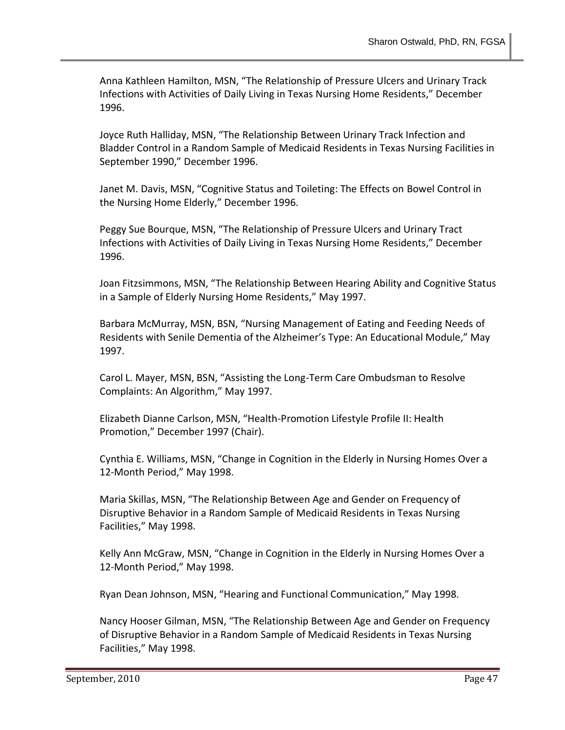Anna Kathleen Hamilton, MSN, "The Relationship of Pressure Ulcers and Urinary Track Infections with Activities of Daily Living in Texas Nursing Home Residents," December 1996.

Joyce Ruth Halliday, MSN, "The Relationship Between Urinary Track Infection and Bladder Control in a Random Sample of Medicaid Residents in Texas Nursing Facilities in September 1990," December 1996.

Janet M. Davis, MSN, "Cognitive Status and Toileting: The Effects on Bowel Control in the Nursing Home Elderly," December 1996.

Peggy Sue Bourque, MSN, "The Relationship of Pressure Ulcers and Urinary Tract Infections with Activities of Daily Living in Texas Nursing Home Residents," December 1996.

Joan Fitzsimmons, MSN, "The Relationship Between Hearing Ability and Cognitive Status in a Sample of Elderly Nursing Home Residents," May 1997.

Barbara McMurray, MSN, BSN, "Nursing Management of Eating and Feeding Needs of Residents with Senile Dementia of the Alzheimer's Type: An Educational Module," May 1997.

Carol L. Mayer, MSN, BSN, "Assisting the Long-Term Care Ombudsman to Resolve Complaints: An Algorithm," May 1997.

Elizabeth Dianne Carlson, MSN, "Health-Promotion Lifestyle Profile II: Health Promotion," December 1997 (Chair).

Cynthia E. Williams, MSN, "Change in Cognition in the Elderly in Nursing Homes Over a 12-Month Period," May 1998.

Maria Skillas, MSN, "The Relationship Between Age and Gender on Frequency of Disruptive Behavior in a Random Sample of Medicaid Residents in Texas Nursing Facilities," May 1998.

Kelly Ann McGraw, MSN, "Change in Cognition in the Elderly in Nursing Homes Over a 12-Month Period," May 1998.

Ryan Dean Johnson, MSN, "Hearing and Functional Communication," May 1998.

Nancy Hooser Gilman, MSN, "The Relationship Between Age and Gender on Frequency of Disruptive Behavior in a Random Sample of Medicaid Residents in Texas Nursing Facilities," May 1998.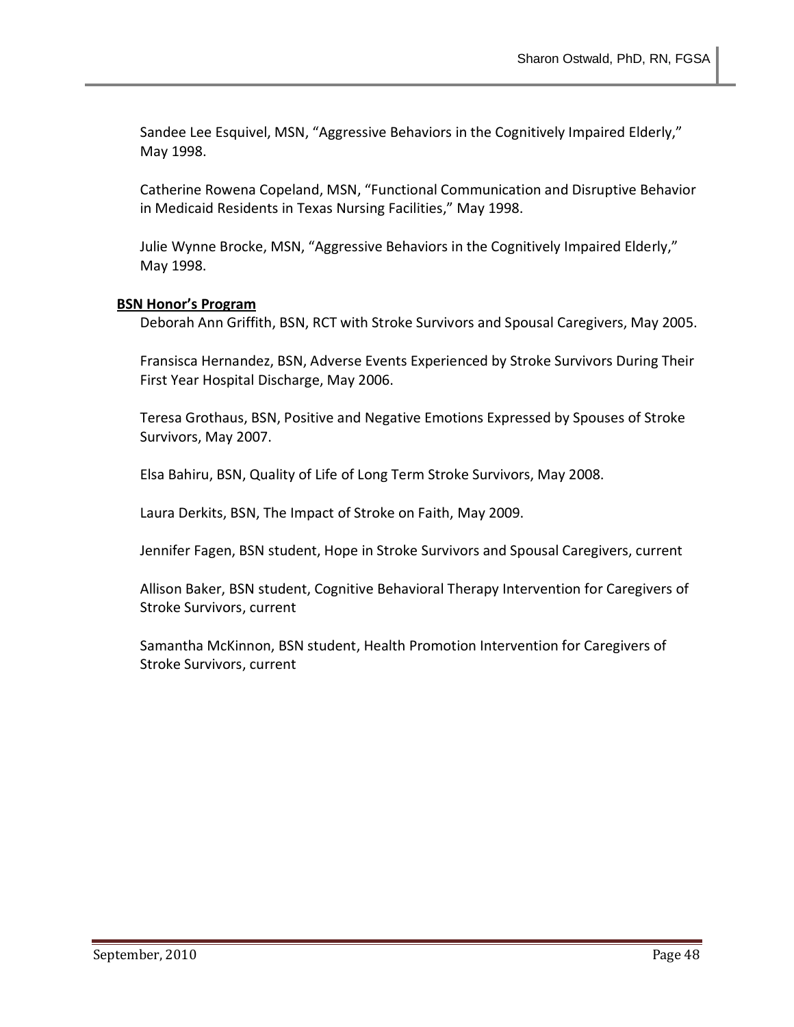Sandee Lee Esquivel, MSN, “Aggressive Behaviors in the Cognitively Impaired Elderly,” May 1998.

Catherine Rowena Copeland, MSN, “Functional Communication and Disruptive Behavior in Medicaid Residents in Texas Nursing Facilities,” May 1998.

Julie Wynne Brocke, MSN, “Aggressive Behaviors in the Cognitively Impaired Elderly,” May 1998.

**BSN Honor’s Program**

Deborah Ann Griffith, BSN, RCT with Stroke Survivors and Spousal Caregivers, May 2005.

Fransisca Hernandez, BSN, Adverse Events Experienced by Stroke Survivors During Their First Year Hospital Discharge, May 2006.

Teresa Grothaus, BSN, Positive and Negative Emotions Expressed by Spouses of Stroke Survivors, May 2007.

Elsa Bahiru, BSN, Quality of Life of Long Term Stroke Survivors, May 2008.

Laura Derkits, BSN, The Impact of Stroke on Faith, May 2009.

Jennifer Fagen, BSN student, Hope in Stroke Survivors and Spousal Caregivers, current

Allison Baker, BSN student, Cognitive Behavioral Therapy Intervention for Caregivers of Stroke Survivors, current

Samantha McKinnon, BSN student, Health Promotion Intervention for Caregivers of Stroke Survivors, current